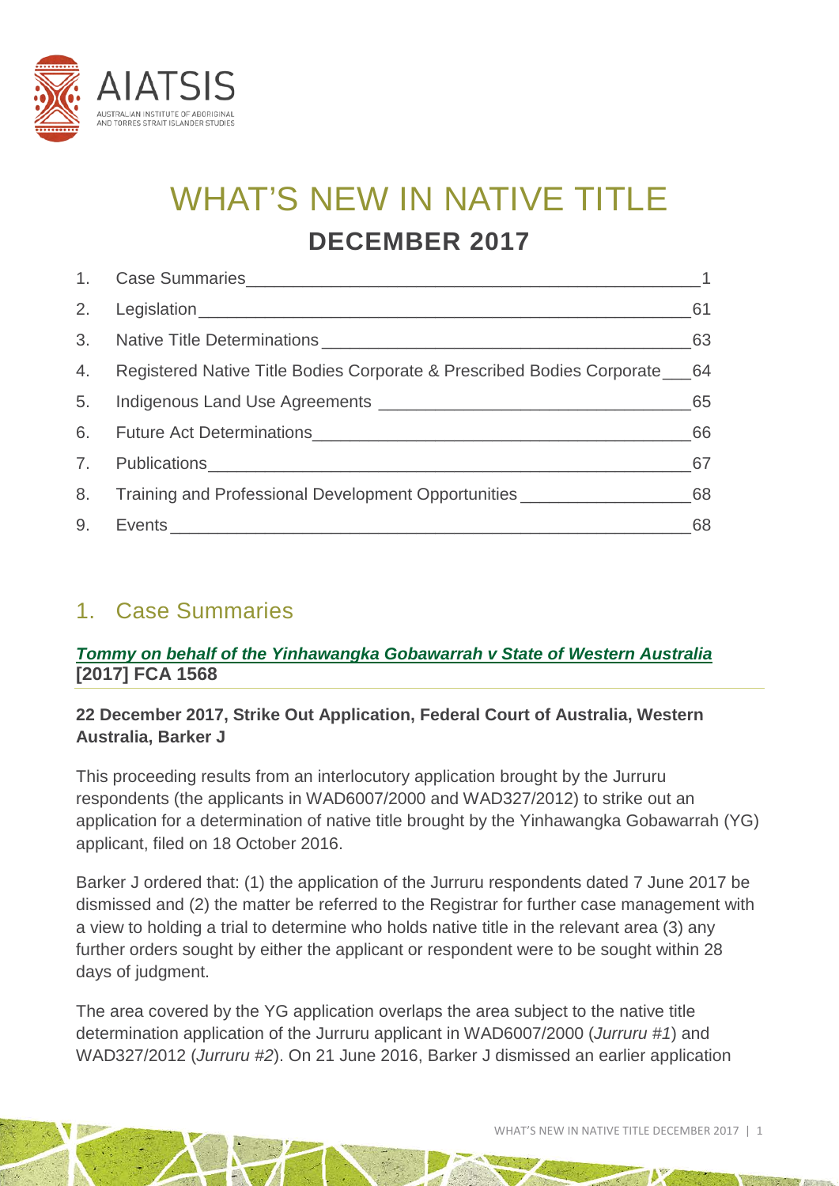# WHAT'S NEW IN NATIVE TITLE

## DECEMBER 2017

| | | |
|---|---|---|
| 1. | Case Summaries | 1 |
| 2. | Legislation | 61 |
| 3. | Native Title Determinations | 63 |
| 4. | Registered Native Title Bodies Corporate & Prescribed Bodies Corporate | 64 |
| 5. | Indigenous Land Use Agreements | 65 |
| 6. | Future Act Determinations | 66 |
| 7. | Publications | 67 |
| 8. | Training and Professional Development Opportunities | 68 |
| 9. | Events | 68 |

## 1. Case Summaries

### *Tommy on behalf of the Yinhawangka Gobawarrah v State of Western Australia* [2017] FCA 1568

**22 December 2017, Strike Out Application, Federal Court of Australia, Western Australia, Barker J**

This proceeding results from an interlocutory application brought by the Jurruru respondents (the applicants in WAD6007/2000 and WAD327/2012) to strike out an application for a determination of native title brought by the Yinhawangka Gobawarrah (YG) applicant, filed on 18 October 2016.

Barker J ordered that: (1) the application of the Jurruru respondents dated 7 June 2017 be dismissed and (2) the matter be referred to the Registrar for further case management with a view to holding a trial to determine who holds native title in the relevant area (3) any further orders sought by either the applicant or respondent were to be sought within 28 days of judgment.

The area covered by the YG application overlaps the area subject to the native title determination application of the Jurruru applicant in WAD6007/2000 (*Jurruru #1*) and WAD327/2012 (*Jurruru #2*). On 21 June 2016, Barker J dismissed an earlier application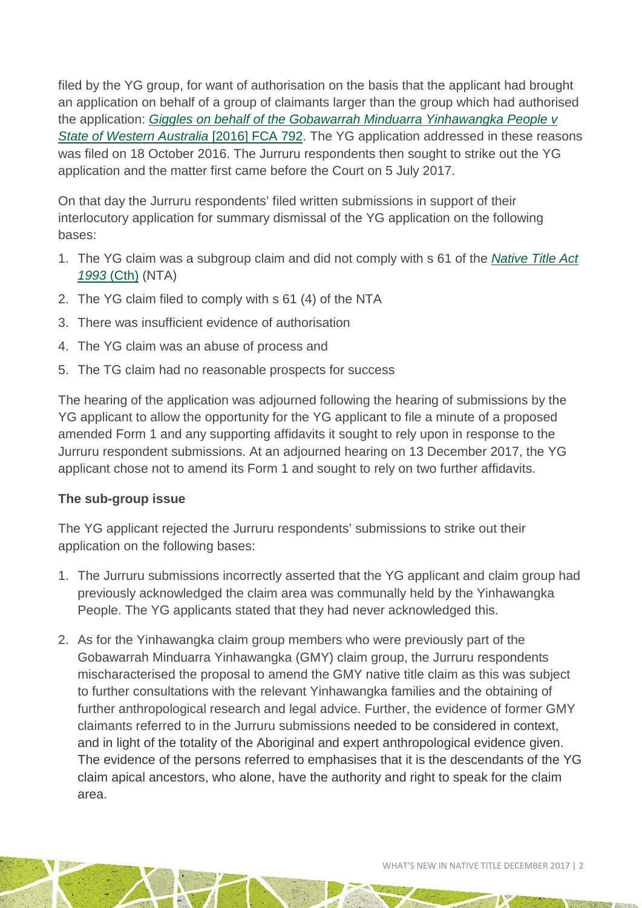filed by the YG group, for want of authorisation on the basis that the applicant had brought an application on behalf of a group of claimants larger than the group which had authorised the application: *Giggles on behalf of the Gobawarrah Minduarra Yinhawangka People v State of Western Australia* [2016] FCA 792. The YG application addressed in these reasons was filed on 18 October 2016. The Jurruru respondents then sought to strike out the YG application and the matter first came before the Court on 5 July 2017.

On that day the Jurruru respondents' filed written submissions in support of their interlocutory application for summary dismissal of the YG application on the following bases:

1. The YG claim was a subgroup claim and did not comply with s 61 of the *Native Title Act 1993* (Cth) (NTA)
2. The YG claim filed to comply with s 61 (4) of the NTA
3. There was insufficient evidence of authorisation
4. The YG claim was an abuse of process and
5. The TG claim had no reasonable prospects for success

The hearing of the application was adjourned following the hearing of submissions by the YG applicant to allow the opportunity for the YG applicant to file a minute of a proposed amended Form 1 and any supporting affidavits it sought to rely upon in response to the Jurruru respondent submissions. At an adjourned hearing on 13 December 2017, the YG applicant chose not to amend its Form 1 and sought to rely on two further affidavits.

**The sub-group issue**

The YG applicant rejected the Jurruru respondents' submissions to strike out their application on the following bases:

1. The Jurruru submissions incorrectly asserted that the YG applicant and claim group had previously acknowledged the claim area was communally held by the Yinhawangka People. The YG applicants stated that they had never acknowledged this.
2. As for the Yinhawangka claim group members who were previously part of the Gobawarrah Minduarra Yinhawangka (GMY) claim group, the Jurruru respondents mischaracterised the proposal to amend the GMY native title claim as this was subject to further consultations with the relevant Yinhawangka families and the obtaining of further anthropological research and legal advice. Further, the evidence of former GMY claimants referred to in the Jurruru submissions needed to be considered in context, and in light of the totality of the Aboriginal and expert anthropological evidence given. The evidence of the persons referred to emphasises that it is the descendants of the YG claim apical ancestors, who alone, have the authority and right to speak for the claim area.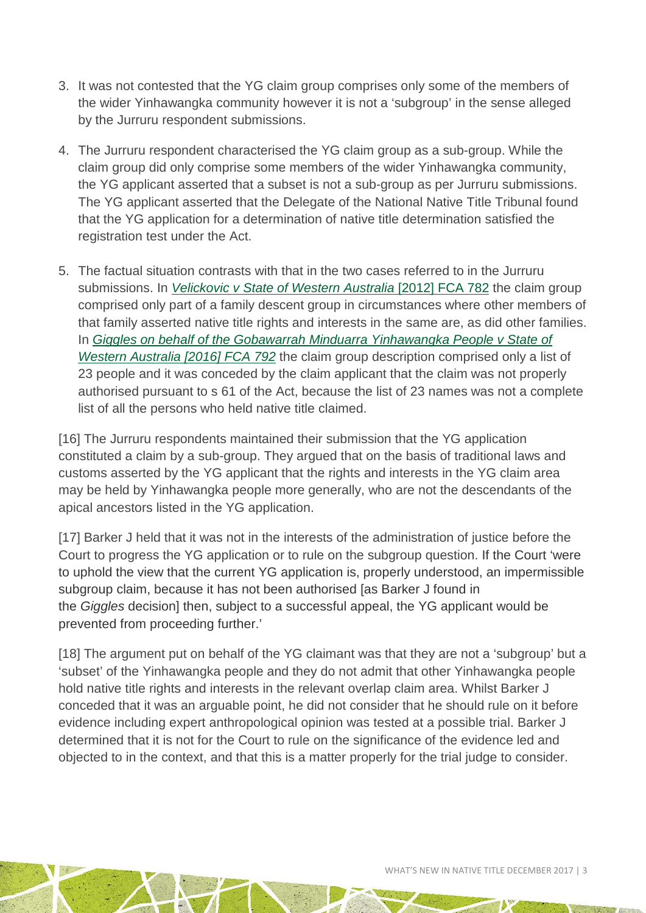3. It was not contested that the YG claim group comprises only some of the members of the wider Yinhawangka community however it is not a 'subgroup' in the sense alleged by the Jurruru respondent submissions.

4. The Jurruru respondent characterised the YG claim group as a sub-group. While the claim group did only comprise some members of the wider Yinhawangka community, the YG applicant asserted that a subset is not a sub-group as per Jurruru submissions. The YG applicant asserted that the Delegate of the National Native Title Tribunal found that the YG application for a determination of native title determination satisfied the registration test under the Act.

5. The factual situation contrasts with that in the two cases referred to in the Jurruru submissions. In *Velickovic v State of Western Australia* [2012] FCA 782 the claim group comprised only part of a family descent group in circumstances where other members of that family asserted native title rights and interests in the same are, as did other families. In *Giggles on behalf of the Gobawarrah Minduarra Yinhawangka People v State of Western Australia [2016] FCA 792* the claim group description comprised only a list of 23 people and it was conceded by the claim applicant that the claim was not properly authorised pursuant to s 61 of the Act, because the list of 23 names was not a complete list of all the persons who held native title claimed.

[16] The Jurruru respondents maintained their submission that the YG application constituted a claim by a sub-group. They argued that on the basis of traditional laws and customs asserted by the YG applicant that the rights and interests in the YG claim area may be held by Yinhawangka people more generally, who are not the descendants of the apical ancestors listed in the YG application.

[17] Barker J held that it was not in the interests of the administration of justice before the Court to progress the YG application or to rule on the subgroup question. If the Court 'were to uphold the view that the current YG application is, properly understood, an impermissible subgroup claim, because it has not been authorised [as Barker J found in the *Giggles* decision] then, subject to a successful appeal, the YG applicant would be prevented from proceeding further.'

[18] The argument put on behalf of the YG claimant was that they are not a 'subgroup' but a 'subset' of the Yinhawangka people and they do not admit that other Yinhawangka people hold native title rights and interests in the relevant overlap claim area. Whilst Barker J conceded that it was an arguable point, he did not consider that he should rule on it before evidence including expert anthropological opinion was tested at a possible trial. Barker J determined that it is not for the Court to rule on the significance of the evidence led and objected to in the context, and that this is a matter properly for the trial judge to consider.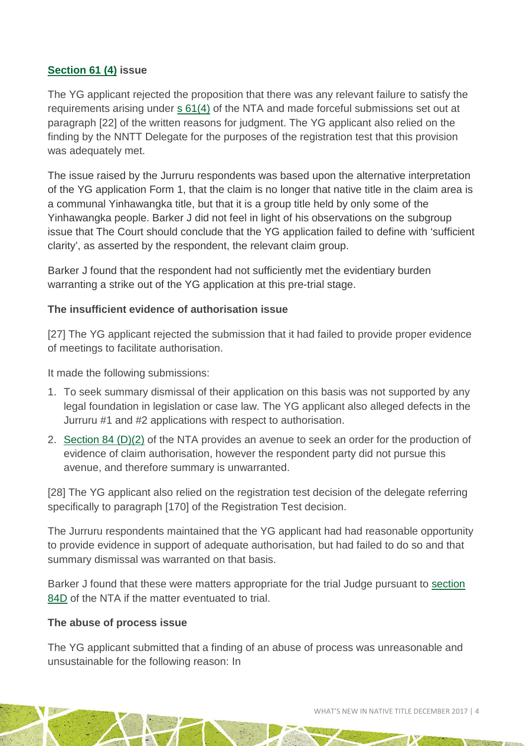**[Section 61 (4)](#) issue**

The YG applicant rejected the proposition that there was any relevant failure to satisfy the requirements arising under [s 61(4)](#) of the NTA and made forceful submissions set out at paragraph [22] of the written reasons for judgment. The YG applicant also relied on the finding by the NNTT Delegate for the purposes of the registration test that this provision was adequately met.

The issue raised by the Jurruru respondents was based upon the alternative interpretation of the YG application Form 1, that the claim is no longer that native title in the claim area is a communal Yinhawangka title, but that it is a group title held by only some of the Yinhawangka people. Barker J did not feel in light of his observations on the subgroup issue that The Court should conclude that the YG application failed to define with 'sufficient clarity', as asserted by the respondent, the relevant claim group.

Barker J found that the respondent had not sufficiently met the evidentiary burden warranting a strike out of the YG application at this pre-trial stage.

**The insufficient evidence of authorisation issue**

[27] The YG applicant rejected the submission that it had failed to provide proper evidence of meetings to facilitate authorisation.

It made the following submissions:

1. To seek summary dismissal of their application on this basis was not supported by any legal foundation in legislation or case law. The YG applicant also alleged defects in the Jurruru #1 and #2 applications with respect to authorisation.
2. [Section 84 (D)(2)](#) of the NTA provides an avenue to seek an order for the production of evidence of claim authorisation, however the respondent party did not pursue this avenue, and therefore summary is unwarranted.

[28] The YG applicant also relied on the registration test decision of the delegate referring specifically to paragraph [170] of the Registration Test decision.

The Jurruru respondents maintained that the YG applicant had had reasonable opportunity to provide evidence in support of adequate authorisation, but had failed to do so and that summary dismissal was warranted on that basis.

Barker J found that these were matters appropriate for the trial Judge pursuant to [section 84D](#) of the NTA if the matter eventuated to trial.

**The abuse of process issue**

The YG applicant submitted that a finding of an abuse of process was unreasonable and unsustainable for the following reason: In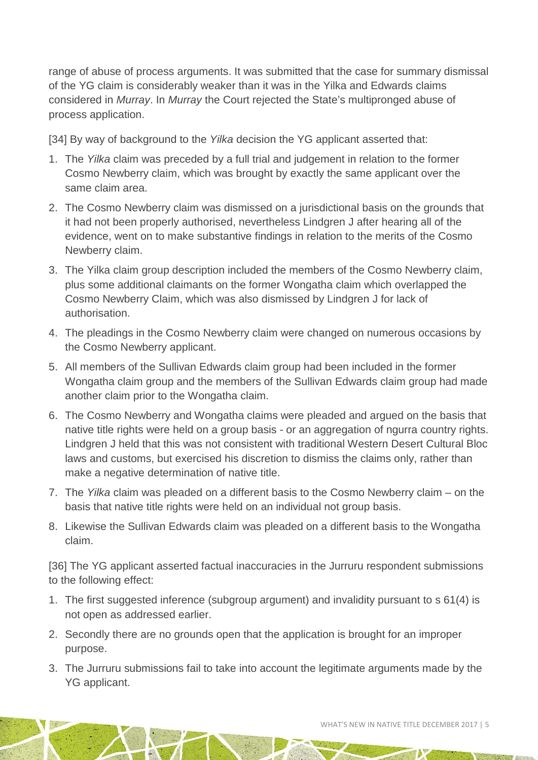range of abuse of process arguments. It was submitted that the case for summary dismissal of the YG claim is considerably weaker than it was in the Yilka and Edwards claims considered in *Murray*. In *Murray* the Court rejected the State's multipronged abuse of process application.

[34] By way of background to the *Yilka* decision the YG applicant asserted that:

1. The *Yilka* claim was preceded by a full trial and judgement in relation to the former Cosmo Newberry claim, which was brought by exactly the same applicant over the same claim area.
2. The Cosmo Newberry claim was dismissed on a jurisdictional basis on the grounds that it had not been properly authorised, nevertheless Lindgren J after hearing all of the evidence, went on to make substantive findings in relation to the merits of the Cosmo Newberry claim.
3. The Yilka claim group description included the members of the Cosmo Newberry claim, plus some additional claimants on the former Wongatha claim which overlapped the Cosmo Newberry Claim, which was also dismissed by Lindgren J for lack of authorisation.
4. The pleadings in the Cosmo Newberry claim were changed on numerous occasions by the Cosmo Newberry applicant.
5. All members of the Sullivan Edwards claim group had been included in the former Wongatha claim group and the members of the Sullivan Edwards claim group had made another claim prior to the Wongatha claim.
6. The Cosmo Newberry and Wongatha claims were pleaded and argued on the basis that native title rights were held on a group basis - or an aggregation of ngurra country rights. Lindgren J held that this was not consistent with traditional Western Desert Cultural Bloc laws and customs, but exercised his discretion to dismiss the claims only, rather than make a negative determination of native title.
7. The *Yilka* claim was pleaded on a different basis to the Cosmo Newberry claim – on the basis that native title rights were held on an individual not group basis.
8. Likewise the Sullivan Edwards claim was pleaded on a different basis to the Wongatha claim.

[36] The YG applicant asserted factual inaccuracies in the Jurruru respondent submissions to the following effect:

1. The first suggested inference (subgroup argument) and invalidity pursuant to s 61(4) is not open as addressed earlier.
2. Secondly there are no grounds open that the application is brought for an improper purpose.
3. The Jurruru submissions fail to take into account the legitimate arguments made by the YG applicant.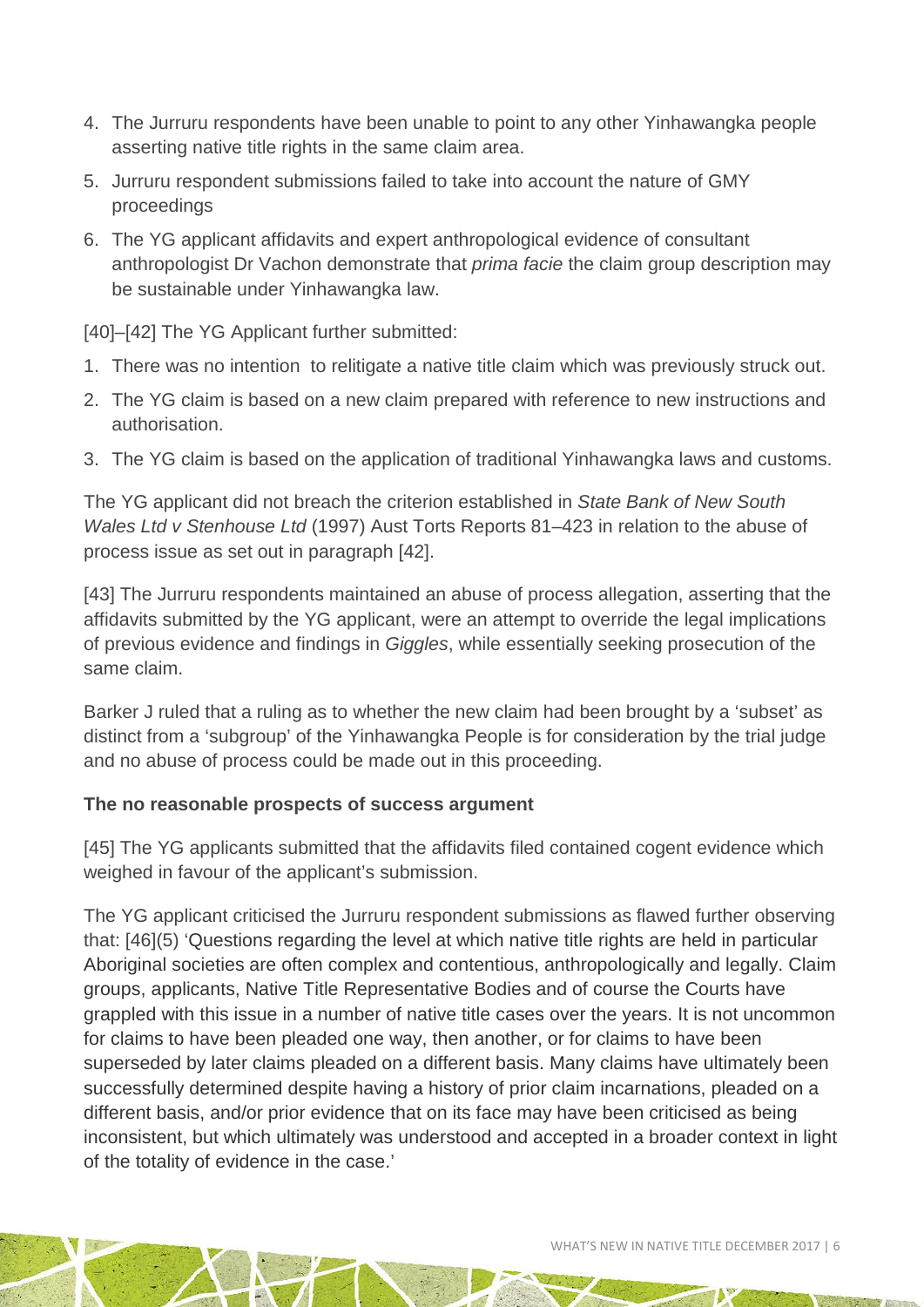4. The Jurruru respondents have been unable to point to any other Yinhawangka people asserting native title rights in the same claim area.
5. Jurruru respondent submissions failed to take into account the nature of GMY proceedings
6. The YG applicant affidavits and expert anthropological evidence of consultant anthropologist Dr Vachon demonstrate that *prima facie* the claim group description may be sustainable under Yinhawangka law.

[40]–[42] The YG Applicant further submitted:

1. There was no intention to relitigate a native title claim which was previously struck out.
2. The YG claim is based on a new claim prepared with reference to new instructions and authorisation.
3. The YG claim is based on the application of traditional Yinhawangka laws and customs.

The YG applicant did not breach the criterion established in *State Bank of New South Wales Ltd v Stenhouse Ltd* (1997) Aust Torts Reports 81–423 in relation to the abuse of process issue as set out in paragraph [42].

[43] The Jurruru respondents maintained an abuse of process allegation, asserting that the affidavits submitted by the YG applicant, were an attempt to override the legal implications of previous evidence and findings in *Giggles*, while essentially seeking prosecution of the same claim.

Barker J ruled that a ruling as to whether the new claim had been brought by a 'subset' as distinct from a 'subgroup' of the Yinhawangka People is for consideration by the trial judge and no abuse of process could be made out in this proceeding.

**The no reasonable prospects of success argument**

[45] The YG applicants submitted that the affidavits filed contained cogent evidence which weighed in favour of the applicant's submission.

The YG applicant criticised the Jurruru respondent submissions as flawed further observing that: [46](5) 'Questions regarding the level at which native title rights are held in particular Aboriginal societies are often complex and contentious, anthropologically and legally. Claim groups, applicants, Native Title Representative Bodies and of course the Courts have grappled with this issue in a number of native title cases over the years. It is not uncommon for claims to have been pleaded one way, then another, or for claims to have been superseded by later claims pleaded on a different basis. Many claims have ultimately been successfully determined despite having a history of prior claim incarnations, pleaded on a different basis, and/or prior evidence that on its face may have been criticised as being inconsistent, but which ultimately was understood and accepted in a broader context in light of the totality of evidence in the case.'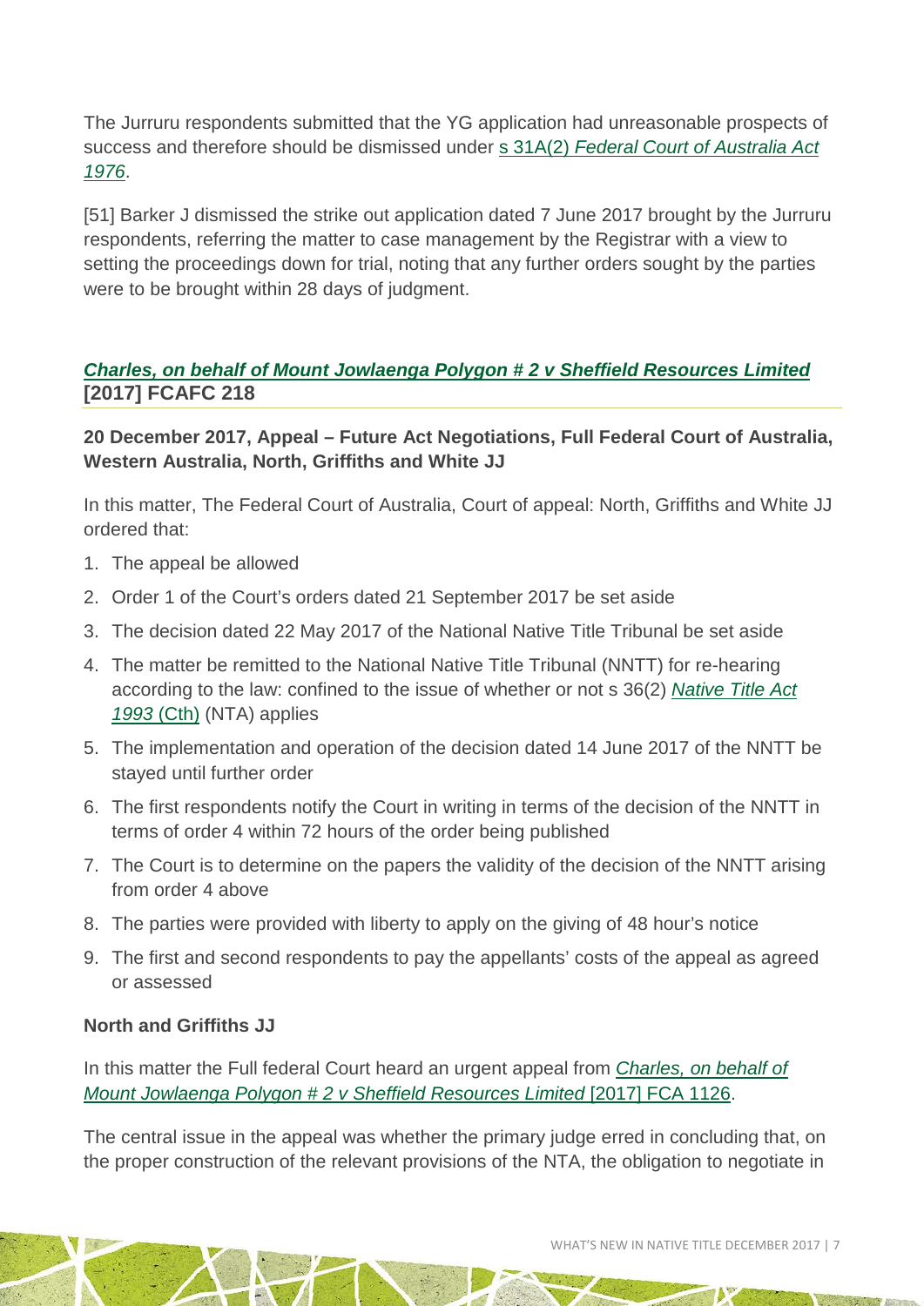The Jurruru respondents submitted that the YG application had unreasonable prospects of success and therefore should be dismissed under s 31A(2) *Federal Court of Australia Act 1976*.

[51] Barker J dismissed the strike out application dated 7 June 2017 brought by the Jurruru respondents, referring the matter to case management by the Registrar with a view to setting the proceedings down for trial, noting that any further orders sought by the parties were to be brought within 28 days of judgment.

## *Charles, on behalf of Mount Jowlaenga Polygon # 2 v Sheffield Resources Limited* [2017] FCAFC 218

**20 December 2017, Appeal – Future Act Negotiations, Full Federal Court of Australia, Western Australia, North, Griffiths and White JJ**

In this matter, The Federal Court of Australia, Court of appeal: North, Griffiths and White JJ ordered that:

1. The appeal be allowed
2. Order 1 of the Court's orders dated 21 September 2017 be set aside
3. The decision dated 22 May 2017 of the National Native Title Tribunal be set aside
4. The matter be remitted to the National Native Title Tribunal (NNTT) for re-hearing according to the law: confined to the issue of whether or not s 36(2) *Native Title Act 1993* (Cth) (NTA) applies
5. The implementation and operation of the decision dated 14 June 2017 of the NNTT be stayed until further order
6. The first respondents notify the Court in writing in terms of the decision of the NNTT in terms of order 4 within 72 hours of the order being published
7. The Court is to determine on the papers the validity of the decision of the NNTT arising from order 4 above
8. The parties were provided with liberty to apply on the giving of 48 hour's notice
9. The first and second respondents to pay the appellants' costs of the appeal as agreed or assessed

**North and Griffiths JJ**

In this matter the Full federal Court heard an urgent appeal from *Charles, on behalf of Mount Jowlaenga Polygon # 2 v Sheffield Resources Limited* [2017] FCA 1126.

The central issue in the appeal was whether the primary judge erred in concluding that, on the proper construction of the relevant provisions of the NTA, the obligation to negotiate in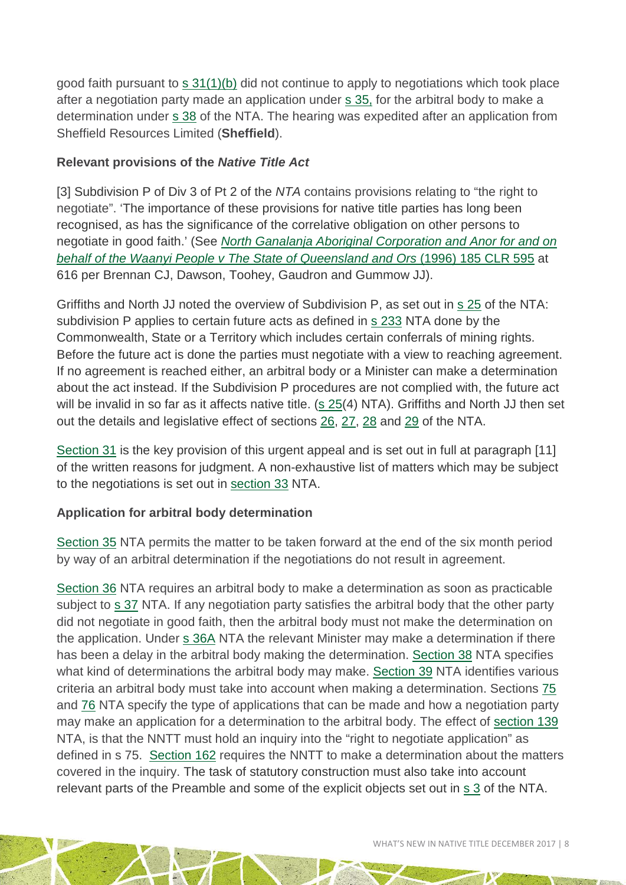good faith pursuant to s 31(1)(b) did not continue to apply to negotiations which took place after a negotiation party made an application under s 35, for the arbitral body to make a determination under s 38 of the NTA. The hearing was expedited after an application from Sheffield Resources Limited (**Sheffield**).

### Relevant provisions of the *Native Title Act*

[3] Subdivision P of Div 3 of Pt 2 of the *NTA* contains provisions relating to "the right to negotiate". 'The importance of these provisions for native title parties has long been recognised, as has the significance of the correlative obligation on other persons to negotiate in good faith.' (See *North Ganalanja Aboriginal Corporation and Anor for and on behalf of the Waanyi People v The State of Queensland and Ors* (1996) 185 CLR 595 at 616 per Brennan CJ, Dawson, Toohey, Gaudron and Gummow JJ).

Griffiths and North JJ noted the overview of Subdivision P, as set out in s 25 of the NTA: subdivision P applies to certain future acts as defined in s 233 NTA done by the Commonwealth, State or a Territory which includes certain conferrals of mining rights. Before the future act is done the parties must negotiate with a view to reaching agreement. If no agreement is reached either, an arbitral body or a Minister can make a determination about the act instead. If the Subdivision P procedures are not complied with, the future act will be invalid in so far as it affects native title. (s 25(4) NTA). Griffiths and North JJ then set out the details and legislative effect of sections 26, 27, 28 and 29 of the NTA.

Section 31 is the key provision of this urgent appeal and is set out in full at paragraph [11] of the written reasons for judgment. A non-exhaustive list of matters which may be subject to the negotiations is set out in section 33 NTA.

### Application for arbitral body determination

Section 35 NTA permits the matter to be taken forward at the end of the six month period by way of an arbitral determination if the negotiations do not result in agreement.

Section 36 NTA requires an arbitral body to make a determination as soon as practicable subject to s 37 NTA. If any negotiation party satisfies the arbitral body that the other party did not negotiate in good faith, then the arbitral body must not make the determination on the application. Under s 36A NTA the relevant Minister may make a determination if there has been a delay in the arbitral body making the determination. Section 38 NTA specifies what kind of determinations the arbitral body may make. Section 39 NTA identifies various criteria an arbitral body must take into account when making a determination. Sections 75 and 76 NTA specify the type of applications that can be made and how a negotiation party may make an application for a determination to the arbitral body. The effect of section 139 NTA, is that the NNTT must hold an inquiry into the "right to negotiate application" as defined in s 75. Section 162 requires the NNTT to make a determination about the matters covered in the inquiry. The task of statutory construction must also take into account relevant parts of the Preamble and some of the explicit objects set out in s 3 of the NTA.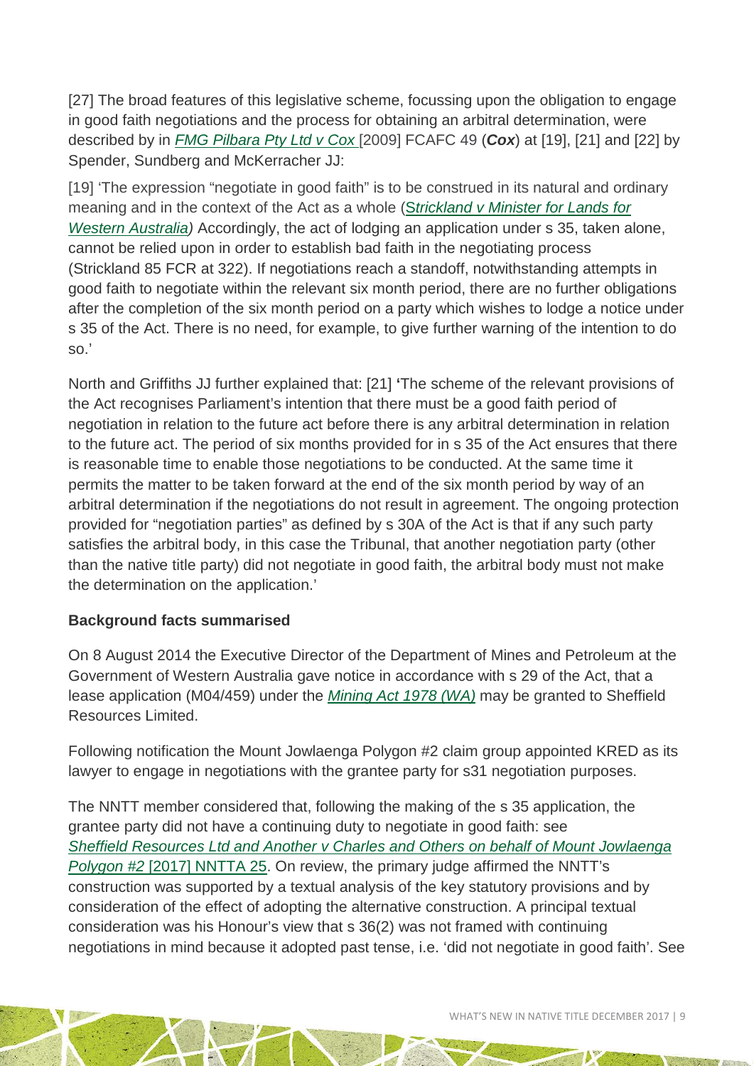[27] The broad features of this legislative scheme, focussing upon the obligation to engage in good faith negotiations and the process for obtaining an arbitral determination, were described by in *FMG Pilbara Pty Ltd v Cox* [2009] FCAFC 49 (***Cox***) at [19], [21] and [22] by Spender, Sundberg and McKerracher JJ:

[19] 'The expression "negotiate in good faith" is to be construed in its natural and ordinary meaning and in the context of the Act as a whole (*Strickland v Minister for Lands for Western Australia)* Accordingly, the act of lodging an application under s 35, taken alone, cannot be relied upon in order to establish bad faith in the negotiating process (Strickland 85 FCR at 322). If negotiations reach a standoff, notwithstanding attempts in good faith to negotiate within the relevant six month period, there are no further obligations after the completion of the six month period on a party which wishes to lodge a notice under s 35 of the Act. There is no need, for example, to give further warning of the intention to do so.'

North and Griffiths JJ further explained that: [21] **'**The scheme of the relevant provisions of the Act recognises Parliament's intention that there must be a good faith period of negotiation in relation to the future act before there is any arbitral determination in relation to the future act. The period of six months provided for in s 35 of the Act ensures that there is reasonable time to enable those negotiations to be conducted. At the same time it permits the matter to be taken forward at the end of the six month period by way of an arbitral determination if the negotiations do not result in agreement. The ongoing protection provided for "negotiation parties" as defined by s 30A of the Act is that if any such party satisfies the arbitral body, in this case the Tribunal, that another negotiation party (other than the native title party) did not negotiate in good faith, the arbitral body must not make the determination on the application.'

**Background facts summarised**

On 8 August 2014 the Executive Director of the Department of Mines and Petroleum at the Government of Western Australia gave notice in accordance with s 29 of the Act, that a lease application (M04/459) under the *Mining Act 1978 (WA)* may be granted to Sheffield Resources Limited.

Following notification the Mount Jowlaenga Polygon #2 claim group appointed KRED as its lawyer to engage in negotiations with the grantee party for s31 negotiation purposes.

The NNTT member considered that, following the making of the s 35 application, the grantee party did not have a continuing duty to negotiate in good faith: see *Sheffield Resources Ltd and Another v Charles and Others on behalf of Mount Jowlaenga Polygon #2* [2017] NNTTA 25. On review, the primary judge affirmed the NNTT's construction was supported by a textual analysis of the key statutory provisions and by consideration of the effect of adopting the alternative construction. A principal textual consideration was his Honour's view that s 36(2) was not framed with continuing negotiations in mind because it adopted past tense, i.e. 'did not negotiate in good faith'. See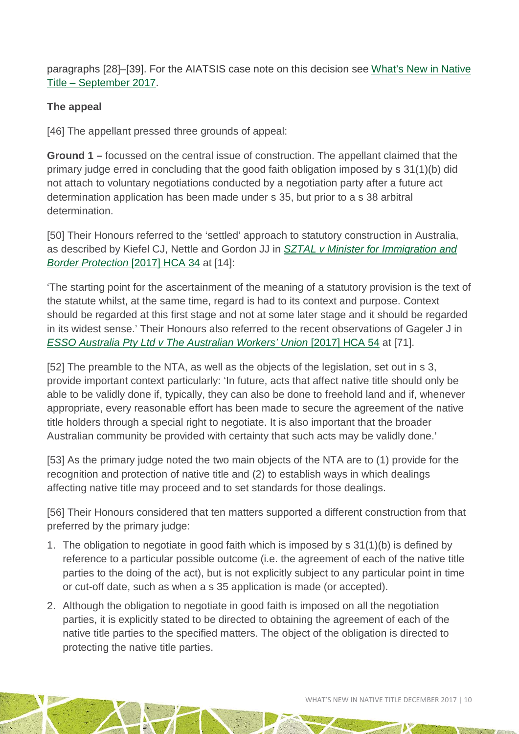paragraphs [28]–[39]. For the AIATSIS case note on this decision see [What's New in Native Title – September 2017](#).

**The appeal**

[46] The appellant pressed three grounds of appeal:

**Ground 1 –** focussed on the central issue of construction. The appellant claimed that the primary judge erred in concluding that the good faith obligation imposed by s 31(1)(b) did not attach to voluntary negotiations conducted by a negotiation party after a future act determination application has been made under s 35, but prior to a s 38 arbitral determination.

[50] Their Honours referred to the 'settled' approach to statutory construction in Australia, as described by Kiefel CJ, Nettle and Gordon JJ in [*SZTAL v Minister for Immigration and Border Protection* [2017] HCA 34](#) at [14]:

'The starting point for the ascertainment of the meaning of a statutory provision is the text of the statute whilst, at the same time, regard is had to its context and purpose. Context should be regarded at this first stage and not at some later stage and it should be regarded in its widest sense.' Their Honours also referred to the recent observations of Gageler J in [*ESSO Australia Pty Ltd v The Australian Workers' Union* [2017] HCA 54](#) at [71].

[52] The preamble to the NTA, as well as the objects of the legislation, set out in s 3, provide important context particularly: 'In future, acts that affect native title should only be able to be validly done if, typically, they can also be done to freehold land and if, whenever appropriate, every reasonable effort has been made to secure the agreement of the native title holders through a special right to negotiate. It is also important that the broader Australian community be provided with certainty that such acts may be validly done.'

[53] As the primary judge noted the two main objects of the NTA are to (1) provide for the recognition and protection of native title and (2) to establish ways in which dealings affecting native title may proceed and to set standards for those dealings.

[56] Their Honours considered that ten matters supported a different construction from that preferred by the primary judge:

1. The obligation to negotiate in good faith which is imposed by s 31(1)(b) is defined by reference to a particular possible outcome (i.e. the agreement of each of the native title parties to the doing of the act), but is not explicitly subject to any particular point in time or cut-off date, such as when a s 35 application is made (or accepted).
2. Although the obligation to negotiate in good faith is imposed on all the negotiation parties, it is explicitly stated to be directed to obtaining the agreement of each of the native title parties to the specified matters. The object of the obligation is directed to protecting the native title parties.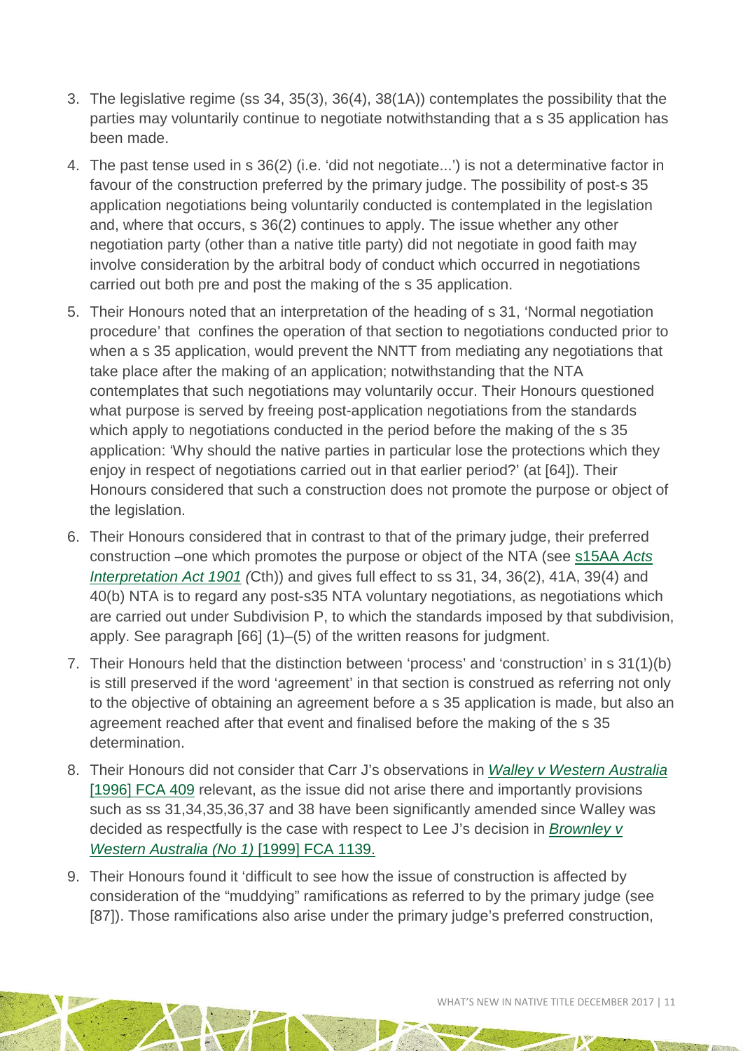3. The legislative regime (ss 34, 35(3), 36(4), 38(1A)) contemplates the possibility that the parties may voluntarily continue to negotiate notwithstanding that a s 35 application has been made.
4. The past tense used in s 36(2) (i.e. 'did not negotiate...') is not a determinative factor in favour of the construction preferred by the primary judge. The possibility of post-s 35 application negotiations being voluntarily conducted is contemplated in the legislation and, where that occurs, s 36(2) continues to apply. The issue whether any other negotiation party (other than a native title party) did not negotiate in good faith may involve consideration by the arbitral body of conduct which occurred in negotiations carried out both pre and post the making of the s 35 application.
5. Their Honours noted that an interpretation of the heading of s 31, 'Normal negotiation procedure' that confines the operation of that section to negotiations conducted prior to when a s 35 application, would prevent the NNTT from mediating any negotiations that take place after the making of an application; notwithstanding that the NTA contemplates that such negotiations may voluntarily occur. Their Honours questioned what purpose is served by freeing post-application negotiations from the standards which apply to negotiations conducted in the period before the making of the s 35 application: 'Why should the native parties in particular lose the protections which they enjoy in respect of negotiations carried out in that earlier period?' (at [64]). Their Honours considered that such a construction does not promote the purpose or object of the legislation.
6. Their Honours considered that in contrast to that of the primary judge, their preferred construction –one which promotes the purpose or object of the NTA (see s15AA *Acts Interpretation Act 1901* (Cth)) and gives full effect to ss 31, 34, 36(2), 41A, 39(4) and 40(b) NTA is to regard any post-s35 NTA voluntary negotiations, as negotiations which are carried out under Subdivision P, to which the standards imposed by that subdivision, apply. See paragraph [66] (1)–(5) of the written reasons for judgment.
7. Their Honours held that the distinction between 'process' and 'construction' in s 31(1)(b) is still preserved if the word 'agreement' in that section is construed as referring not only to the objective of obtaining an agreement before a s 35 application is made, but also an agreement reached after that event and finalised before the making of the s 35 determination.
8. Their Honours did not consider that Carr J's observations in *Walley v Western Australia* [1996] FCA 409 relevant, as the issue did not arise there and importantly provisions such as ss 31,34,35,36,37 and 38 have been significantly amended since Walley was decided as respectfully is the case with respect to Lee J's decision in *Brownley v Western Australia (No 1)* [1999] FCA 1139.
9. Their Honours found it 'difficult to see how the issue of construction is affected by consideration of the "muddying" ramifications as referred to by the primary judge (see [87]). Those ramifications also arise under the primary judge's preferred construction,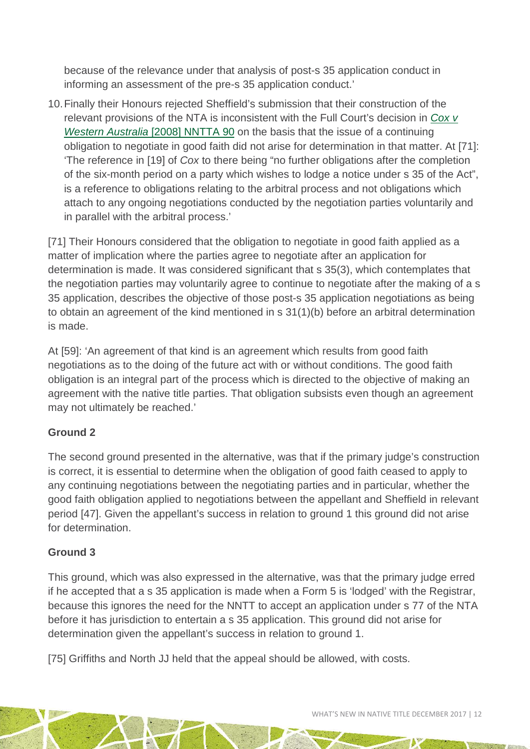because of the relevance under that analysis of post-s 35 application conduct in informing an assessment of the pre-s 35 application conduct.'

10. Finally their Honours rejected Sheffield's submission that their construction of the relevant provisions of the NTA is inconsistent with the Full Court's decision in *Cox v Western Australia* [2008] NNTTA 90 on the basis that the issue of a continuing obligation to negotiate in good faith did not arise for determination in that matter. At [71]: 'The reference in [19] of *Cox* to there being "no further obligations after the completion of the six-month period on a party which wishes to lodge a notice under s 35 of the Act", is a reference to obligations relating to the arbitral process and not obligations which attach to any ongoing negotiations conducted by the negotiation parties voluntarily and in parallel with the arbitral process.'

[71] Their Honours considered that the obligation to negotiate in good faith applied as a matter of implication where the parties agree to negotiate after an application for determination is made. It was considered significant that s 35(3), which contemplates that the negotiation parties may voluntarily agree to continue to negotiate after the making of a s 35 application, describes the objective of those post-s 35 application negotiations as being to obtain an agreement of the kind mentioned in s 31(1)(b) before an arbitral determination is made.

At [59]: 'An agreement of that kind is an agreement which results from good faith negotiations as to the doing of the future act with or without conditions. The good faith obligation is an integral part of the process which is directed to the objective of making an agreement with the native title parties. That obligation subsists even though an agreement may not ultimately be reached.'

**Ground 2**

The second ground presented in the alternative, was that if the primary judge's construction is correct, it is essential to determine when the obligation of good faith ceased to apply to any continuing negotiations between the negotiating parties and in particular, whether the good faith obligation applied to negotiations between the appellant and Sheffield in relevant period [47]. Given the appellant's success in relation to ground 1 this ground did not arise for determination.

**Ground 3**

This ground, which was also expressed in the alternative, was that the primary judge erred if he accepted that a s 35 application is made when a Form 5 is 'lodged' with the Registrar, because this ignores the need for the NNTT to accept an application under s 77 of the NTA before it has jurisdiction to entertain a s 35 application. This ground did not arise for determination given the appellant's success in relation to ground 1.

[75] Griffiths and North JJ held that the appeal should be allowed, with costs.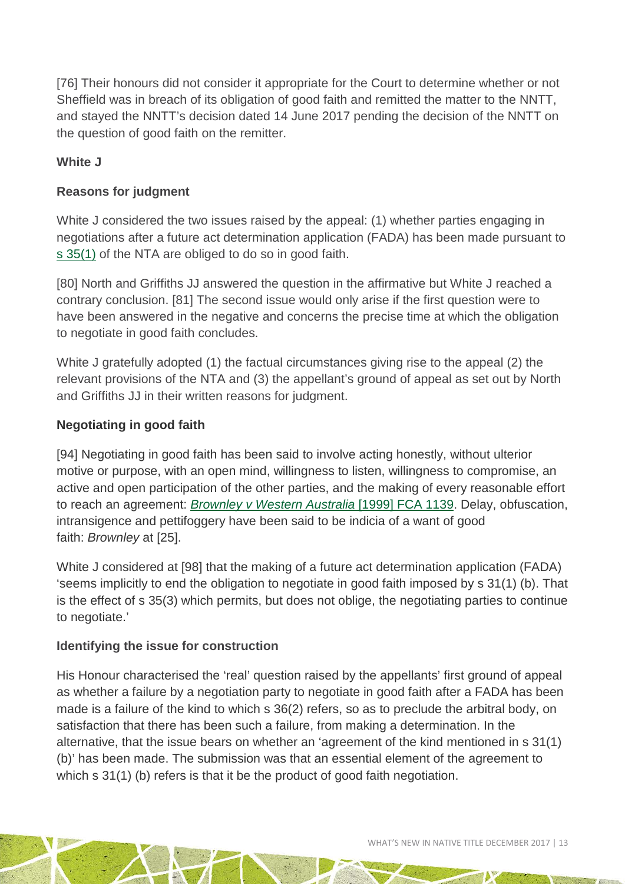[76] Their honours did not consider it appropriate for the Court to determine whether or not Sheffield was in breach of its obligation of good faith and remitted the matter to the NNTT, and stayed the NNTT's decision dated 14 June 2017 pending the decision of the NNTT on the question of good faith on the remitter.

**White J**

**Reasons for judgment**

White J considered the two issues raised by the appeal: (1) whether parties engaging in negotiations after a future act determination application (FADA) has been made pursuant to s 35(1) of the NTA are obliged to do so in good faith.

[80] North and Griffiths JJ answered the question in the affirmative but White J reached a contrary conclusion. [81] The second issue would only arise if the first question were to have been answered in the negative and concerns the precise time at which the obligation to negotiate in good faith concludes.

White J gratefully adopted (1) the factual circumstances giving rise to the appeal (2) the relevant provisions of the NTA and (3) the appellant's ground of appeal as set out by North and Griffiths JJ in their written reasons for judgment.

**Negotiating in good faith**

[94] Negotiating in good faith has been said to involve acting honestly, without ulterior motive or purpose, with an open mind, willingness to listen, willingness to compromise, an active and open participation of the other parties, and the making of every reasonable effort to reach an agreement: *Brownley v Western Australia* [1999] FCA 1139. Delay, obfuscation, intransigence and pettifoggery have been said to be indicia of a want of good faith: *Brownley* at [25].

White J considered at [98] that the making of a future act determination application (FADA) 'seems implicitly to end the obligation to negotiate in good faith imposed by s 31(1) (b). That is the effect of s 35(3) which permits, but does not oblige, the negotiating parties to continue to negotiate.'

**Identifying the issue for construction**

His Honour characterised the 'real' question raised by the appellants' first ground of appeal as whether a failure by a negotiation party to negotiate in good faith after a FADA has been made is a failure of the kind to which s 36(2) refers, so as to preclude the arbitral body, on satisfaction that there has been such a failure, from making a determination. In the alternative, that the issue bears on whether an 'agreement of the kind mentioned in s 31(1) (b)' has been made. The submission was that an essential element of the agreement to which s 31(1) (b) refers is that it be the product of good faith negotiation.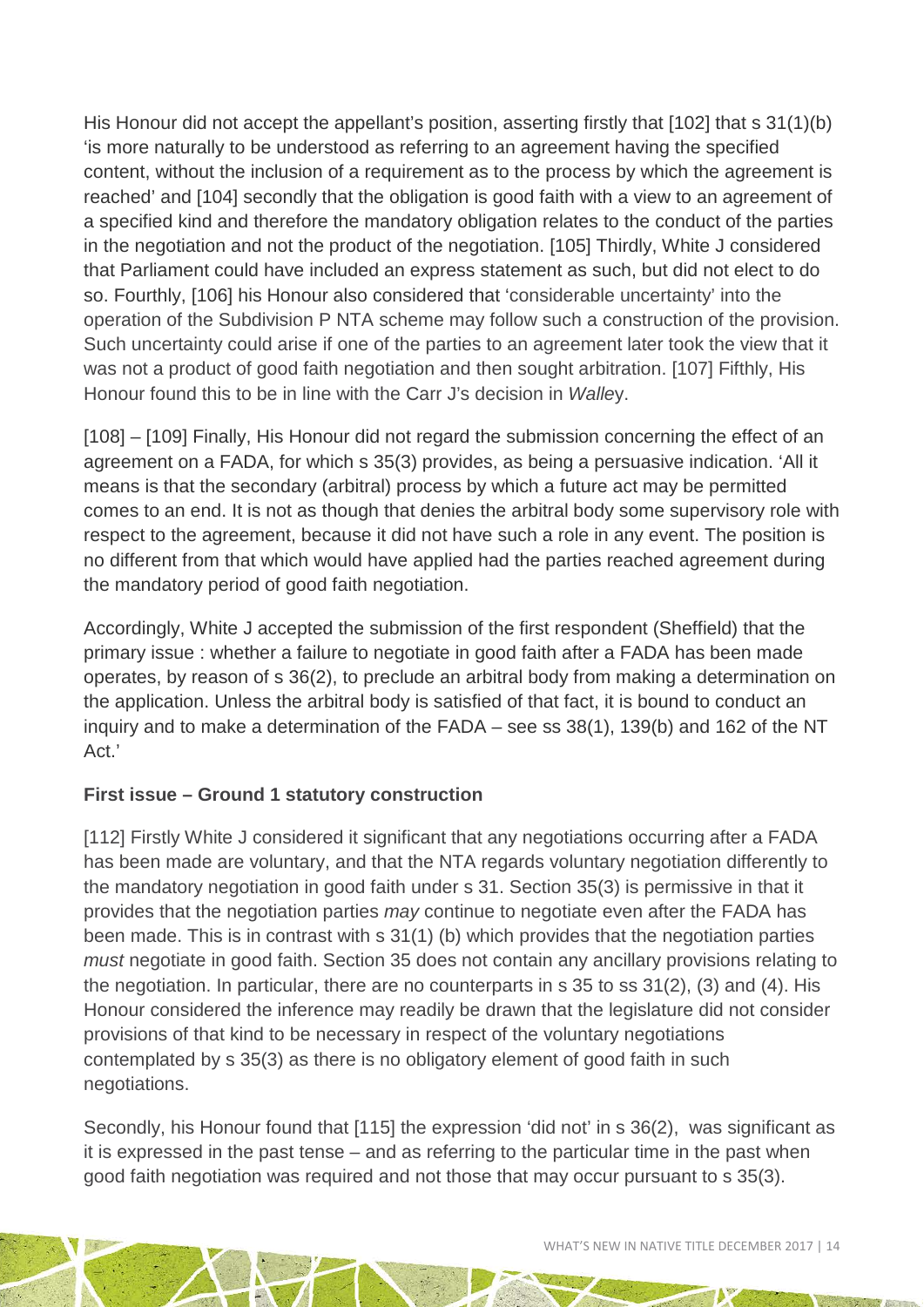His Honour did not accept the appellant's position, asserting firstly that [102] that s 31(1)(b) 'is more naturally to be understood as referring to an agreement having the specified content, without the inclusion of a requirement as to the process by which the agreement is reached' and [104] secondly that the obligation is good faith with a view to an agreement of a specified kind and therefore the mandatory obligation relates to the conduct of the parties in the negotiation and not the product of the negotiation. [105] Thirdly, White J considered that Parliament could have included an express statement as such, but did not elect to do so. Fourthly, [106] his Honour also considered that 'considerable uncertainty' into the operation of the Subdivision P NTA scheme may follow such a construction of the provision. Such uncertainty could arise if one of the parties to an agreement later took the view that it was not a product of good faith negotiation and then sought arbitration. [107] Fifthly, His Honour found this to be in line with the Carr J's decision in *Walley*.

[108] – [109] Finally, His Honour did not regard the submission concerning the effect of an agreement on a FADA, for which s 35(3) provides, as being a persuasive indication. 'All it means is that the secondary (arbitral) process by which a future act may be permitted comes to an end. It is not as though that denies the arbitral body some supervisory role with respect to the agreement, because it did not have such a role in any event. The position is no different from that which would have applied had the parties reached agreement during the mandatory period of good faith negotiation.

Accordingly, White J accepted the submission of the first respondent (Sheffield) that the primary issue : whether a failure to negotiate in good faith after a FADA has been made operates, by reason of s 36(2), to preclude an arbitral body from making a determination on the application. Unless the arbitral body is satisfied of that fact, it is bound to conduct an inquiry and to make a determination of the FADA – see ss 38(1), 139(b) and 162 of the NT Act.'

**First issue – Ground 1 statutory construction**

[112] Firstly White J considered it significant that any negotiations occurring after a FADA has been made are voluntary, and that the NTA regards voluntary negotiation differently to the mandatory negotiation in good faith under s 31. Section 35(3) is permissive in that it provides that the negotiation parties *may* continue to negotiate even after the FADA has been made. This is in contrast with s 31(1) (b) which provides that the negotiation parties *must* negotiate in good faith. Section 35 does not contain any ancillary provisions relating to the negotiation. In particular, there are no counterparts in s 35 to ss 31(2), (3) and (4). His Honour considered the inference may readily be drawn that the legislature did not consider provisions of that kind to be necessary in respect of the voluntary negotiations contemplated by s 35(3) as there is no obligatory element of good faith in such negotiations.

Secondly, his Honour found that [115] the expression 'did not' in s 36(2), was significant as it is expressed in the past tense – and as referring to the particular time in the past when good faith negotiation was required and not those that may occur pursuant to s 35(3).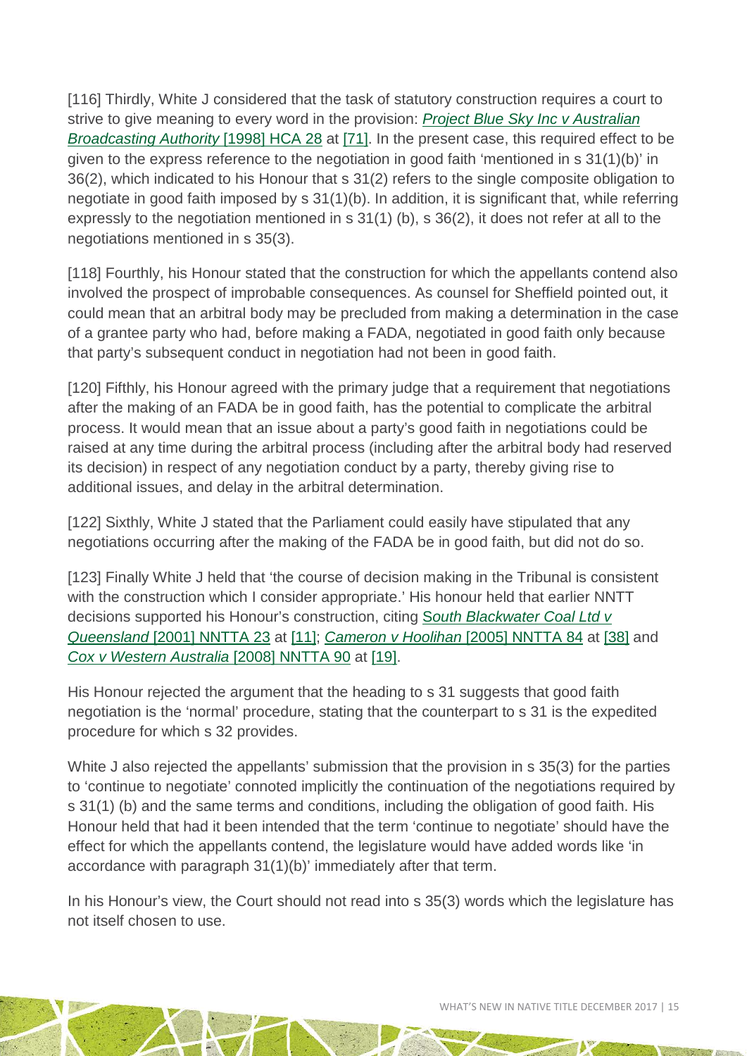[116] Thirdly, White J considered that the task of statutory construction requires a court to strive to give meaning to every word in the provision: [*Project Blue Sky Inc v Australian Broadcasting Authority* [1998] HCA 28] at [71]. In the present case, this required effect to be given to the express reference to the negotiation in good faith 'mentioned in s 31(1)(b)' in 36(2), which indicated to his Honour that s 31(2) refers to the single composite obligation to negotiate in good faith imposed by s 31(1)(b). In addition, it is significant that, while referring expressly to the negotiation mentioned in s 31(1) (b), s 36(2), it does not refer at all to the negotiations mentioned in s 35(3).

[118] Fourthly, his Honour stated that the construction for which the appellants contend also involved the prospect of improbable consequences. As counsel for Sheffield pointed out, it could mean that an arbitral body may be precluded from making a determination in the case of a grantee party who had, before making a FADA, negotiated in good faith only because that party's subsequent conduct in negotiation had not been in good faith.

[120] Fifthly, his Honour agreed with the primary judge that a requirement that negotiations after the making of an FADA be in good faith, has the potential to complicate the arbitral process. It would mean that an issue about a party's good faith in negotiations could be raised at any time during the arbitral process (including after the arbitral body had reserved its decision) in respect of any negotiation conduct by a party, thereby giving rise to additional issues, and delay in the arbitral determination.

[122] Sixthly, White J stated that the Parliament could easily have stipulated that any negotiations occurring after the making of the FADA be in good faith, but did not do so.

[123] Finally White J held that 'the course of decision making in the Tribunal is consistent with the construction which I consider appropriate.' His honour held that earlier NNTT decisions supported his Honour's construction, citing [*South Blackwater Coal Ltd v Queensland* [2001] NNTTA 23] at [11]; [*Cameron v Hoolihan* [2005] NNTTA 84] at [38] and [*Cox v Western Australia* [2008] NNTTA 90] at [19].

His Honour rejected the argument that the heading to s 31 suggests that good faith negotiation is the 'normal' procedure, stating that the counterpart to s 31 is the expedited procedure for which s 32 provides.

White J also rejected the appellants' submission that the provision in s 35(3) for the parties to 'continue to negotiate' connoted implicitly the continuation of the negotiations required by s 31(1) (b) and the same terms and conditions, including the obligation of good faith. His Honour held that had it been intended that the term 'continue to negotiate' should have the effect for which the appellants contend, the legislature would have added words like 'in accordance with paragraph 31(1)(b)' immediately after that term.

In his Honour's view, the Court should not read into s 35(3) words which the legislature has not itself chosen to use.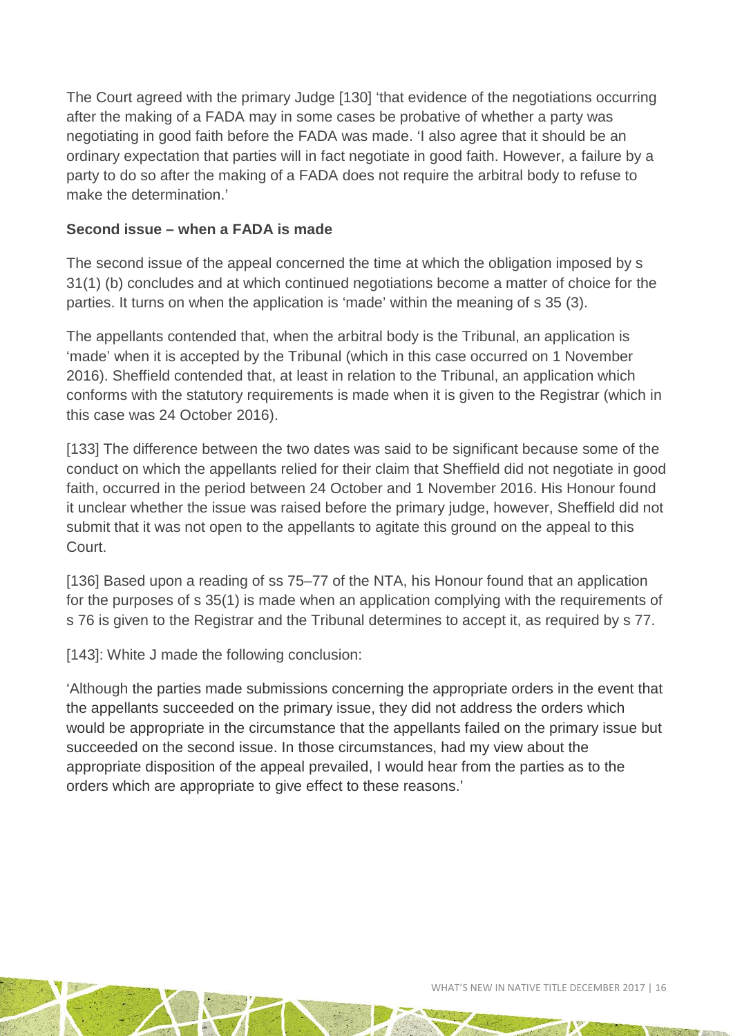The Court agreed with the primary Judge [130] 'that evidence of the negotiations occurring after the making of a FADA may in some cases be probative of whether a party was negotiating in good faith before the FADA was made. 'I also agree that it should be an ordinary expectation that parties will in fact negotiate in good faith. However, a failure by a party to do so after the making of a FADA does not require the arbitral body to refuse to make the determination.'

**Second issue – when a FADA is made**

The second issue of the appeal concerned the time at which the obligation imposed by s 31(1) (b) concludes and at which continued negotiations become a matter of choice for the parties. It turns on when the application is 'made' within the meaning of s 35 (3).

The appellants contended that, when the arbitral body is the Tribunal, an application is 'made' when it is accepted by the Tribunal (which in this case occurred on 1 November 2016). Sheffield contended that, at least in relation to the Tribunal, an application which conforms with the statutory requirements is made when it is given to the Registrar (which in this case was 24 October 2016).

[133] The difference between the two dates was said to be significant because some of the conduct on which the appellants relied for their claim that Sheffield did not negotiate in good faith, occurred in the period between 24 October and 1 November 2016. His Honour found it unclear whether the issue was raised before the primary judge, however, Sheffield did not submit that it was not open to the appellants to agitate this ground on the appeal to this Court.

[136] Based upon a reading of ss 75–77 of the NTA, his Honour found that an application for the purposes of s 35(1) is made when an application complying with the requirements of s 76 is given to the Registrar and the Tribunal determines to accept it, as required by s 77.

[143]: White J made the following conclusion:

'Although the parties made submissions concerning the appropriate orders in the event that the appellants succeeded on the primary issue, they did not address the orders which would be appropriate in the circumstance that the appellants failed on the primary issue but succeeded on the second issue. In those circumstances, had my view about the appropriate disposition of the appeal prevailed, I would hear from the parties as to the orders which are appropriate to give effect to these reasons.'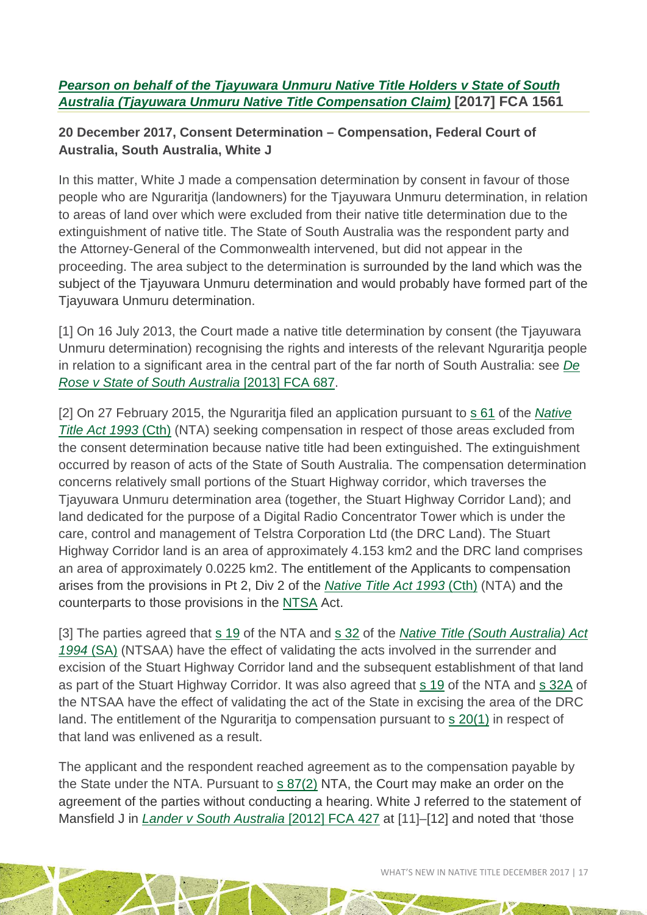### *[Pearson on behalf of the Tjayuwara Unmuru Native Title Holders v State of South Australia (Tjayuwara Unmuru Native Title Compensation Claim)](#)* [2017] FCA 1561

**20 December 2017, Consent Determination – Compensation, Federal Court of Australia, South Australia, White J**

In this matter, White J made a compensation determination by consent in favour of those people who are Nguraritja (landowners) for the Tjayuwara Unmuru determination, in relation to areas of land over which were excluded from their native title determination due to the extinguishment of native title. The State of South Australia was the respondent party and the Attorney-General of the Commonwealth intervened, but did not appear in the proceeding. The area subject to the determination is surrounded by the land which was the subject of the Tjayuwara Unmuru determination and would probably have formed part of the Tjayuwara Unmuru determination.

[1] On 16 July 2013, the Court made a native title determination by consent (the Tjayuwara Unmuru determination) recognising the rights and interests of the relevant Nguraritja people in relation to a significant area in the central part of the far north of South Australia: see *De Rose v State of South Australia* [2013] FCA 687.

[2] On 27 February 2015, the Nguraritja filed an application pursuant to s 61 of the *Native Title Act 1993* (Cth) (NTA) seeking compensation in respect of those areas excluded from the consent determination because native title had been extinguished. The extinguishment occurred by reason of acts of the State of South Australia. The compensation determination concerns relatively small portions of the Stuart Highway corridor, which traverses the Tjayuwara Unmuru determination area (together, the Stuart Highway Corridor Land); and land dedicated for the purpose of a Digital Radio Concentrator Tower which is under the care, control and management of Telstra Corporation Ltd (the DRC Land). The Stuart Highway Corridor land is an area of approximately 4.153 km2 and the DRC land comprises an area of approximately 0.0225 km2. The entitlement of the Applicants to compensation arises from the provisions in Pt 2, Div 2 of the *Native Title Act 1993* (Cth) (NTA) and the counterparts to those provisions in the NTSA Act.

[3] The parties agreed that s 19 of the NTA and s 32 of the *Native Title (South Australia) Act 1994* (SA) (NTSAA) have the effect of validating the acts involved in the surrender and excision of the Stuart Highway Corridor land and the subsequent establishment of that land as part of the Stuart Highway Corridor. It was also agreed that s 19 of the NTA and s 32A of the NTSAA have the effect of validating the act of the State in excising the area of the DRC land. The entitlement of the Nguraritja to compensation pursuant to s 20(1) in respect of that land was enlivened as a result.

The applicant and the respondent reached agreement as to the compensation payable by the State under the NTA. Pursuant to s 87(2) NTA, the Court may make an order on the agreement of the parties without conducting a hearing. White J referred to the statement of Mansfield J in *Lander v South Australia* [2012] FCA 427 at [11]–[12] and noted that 'those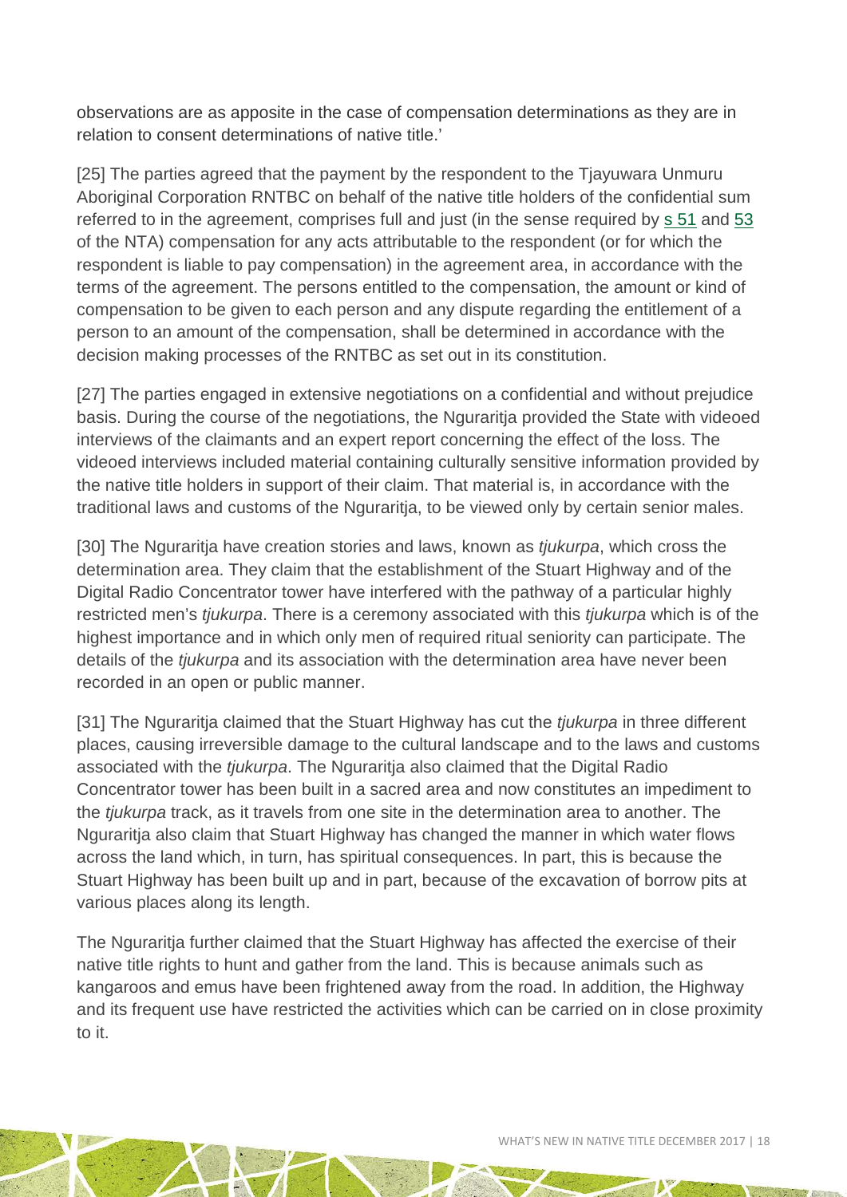observations are as apposite in the case of compensation determinations as they are in relation to consent determinations of native title.'

[25] The parties agreed that the payment by the respondent to the Tjayuwara Unmuru Aboriginal Corporation RNTBC on behalf of the native title holders of the confidential sum referred to in the agreement, comprises full and just (in the sense required by s 51 and 53 of the NTA) compensation for any acts attributable to the respondent (or for which the respondent is liable to pay compensation) in the agreement area, in accordance with the terms of the agreement. The persons entitled to the compensation, the amount or kind of compensation to be given to each person and any dispute regarding the entitlement of a person to an amount of the compensation, shall be determined in accordance with the decision making processes of the RNTBC as set out in its constitution.

[27] The parties engaged in extensive negotiations on a confidential and without prejudice basis. During the course of the negotiations, the Nguraritja provided the State with videoed interviews of the claimants and an expert report concerning the effect of the loss. The videoed interviews included material containing culturally sensitive information provided by the native title holders in support of their claim. That material is, in accordance with the traditional laws and customs of the Nguraritja, to be viewed only by certain senior males.

[30] The Nguraritja have creation stories and laws, known as *tjukurpa*, which cross the determination area. They claim that the establishment of the Stuart Highway and of the Digital Radio Concentrator tower have interfered with the pathway of a particular highly restricted men's *tjukurpa*. There is a ceremony associated with this *tjukurpa* which is of the highest importance and in which only men of required ritual seniority can participate. The details of the *tjukurpa* and its association with the determination area have never been recorded in an open or public manner.

[31] The Nguraritja claimed that the Stuart Highway has cut the *tjukurpa* in three different places, causing irreversible damage to the cultural landscape and to the laws and customs associated with the *tjukurpa*. The Nguraritja also claimed that the Digital Radio Concentrator tower has been built in a sacred area and now constitutes an impediment to the *tjukurpa* track, as it travels from one site in the determination area to another. The Nguraritja also claim that Stuart Highway has changed the manner in which water flows across the land which, in turn, has spiritual consequences. In part, this is because the Stuart Highway has been built up and in part, because of the excavation of borrow pits at various places along its length.

The Nguraritja further claimed that the Stuart Highway has affected the exercise of their native title rights to hunt and gather from the land. This is because animals such as kangaroos and emus have been frightened away from the road. In addition, the Highway and its frequent use have restricted the activities which can be carried on in close proximity to it.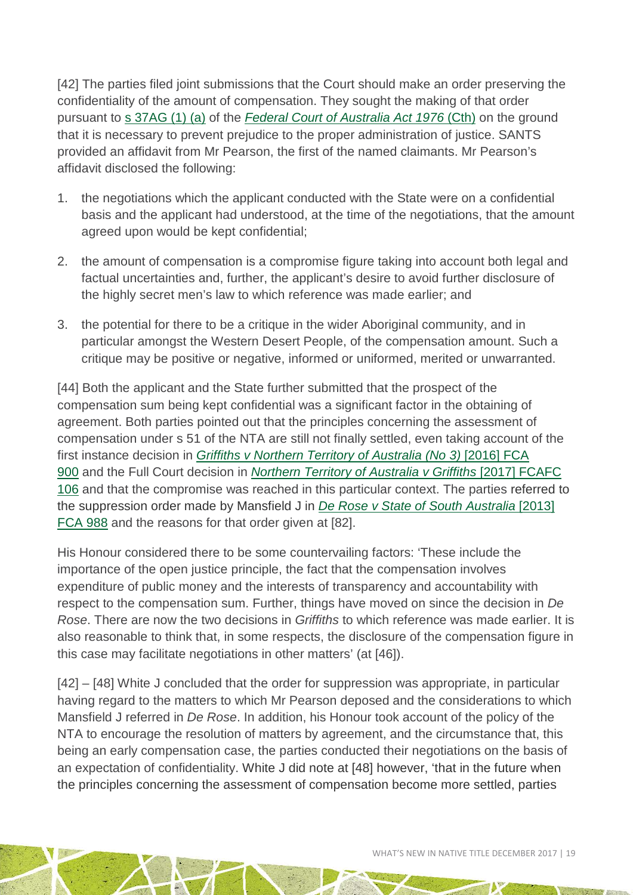[42] The parties filed joint submissions that the Court should make an order preserving the confidentiality of the amount of compensation. They sought the making of that order pursuant to s 37AG (1) (a) of the *Federal Court of Australia Act 1976* (Cth) on the ground that it is necessary to prevent prejudice to the proper administration of justice. SANTS provided an affidavit from Mr Pearson, the first of the named claimants. Mr Pearson's affidavit disclosed the following:

1. the negotiations which the applicant conducted with the State were on a confidential basis and the applicant had understood, at the time of the negotiations, that the amount agreed upon would be kept confidential;
2. the amount of compensation is a compromise figure taking into account both legal and factual uncertainties and, further, the applicant's desire to avoid further disclosure of the highly secret men's law to which reference was made earlier; and
3. the potential for there to be a critique in the wider Aboriginal community, and in particular amongst the Western Desert People, of the compensation amount. Such a critique may be positive or negative, informed or uniformed, merited or unwarranted.

[44] Both the applicant and the State further submitted that the prospect of the compensation sum being kept confidential was a significant factor in the obtaining of agreement. Both parties pointed out that the principles concerning the assessment of compensation under s 51 of the NTA are still not finally settled, even taking account of the first instance decision in *Griffiths v Northern Territory of Australia (No 3)* [2016] FCA 900 and the Full Court decision in *Northern Territory of Australia v Griffiths* [2017] FCAFC 106 and that the compromise was reached in this particular context. The parties referred to the suppression order made by Mansfield J in *De Rose v State of South Australia* [2013] FCA 988 and the reasons for that order given at [82].

His Honour considered there to be some countervailing factors: 'These include the importance of the open justice principle, the fact that the compensation involves expenditure of public money and the interests of transparency and accountability with respect to the compensation sum. Further, things have moved on since the decision in *De Rose*. There are now the two decisions in *Griffiths* to which reference was made earlier. It is also reasonable to think that, in some respects, the disclosure of the compensation figure in this case may facilitate negotiations in other matters' (at [46]).

[42] – [48] White J concluded that the order for suppression was appropriate, in particular having regard to the matters to which Mr Pearson deposed and the considerations to which Mansfield J referred in *De Rose*. In addition, his Honour took account of the policy of the NTA to encourage the resolution of matters by agreement, and the circumstance that, this being an early compensation case, the parties conducted their negotiations on the basis of an expectation of confidentiality. White J did note at [48] however, 'that in the future when the principles concerning the assessment of compensation become more settled, parties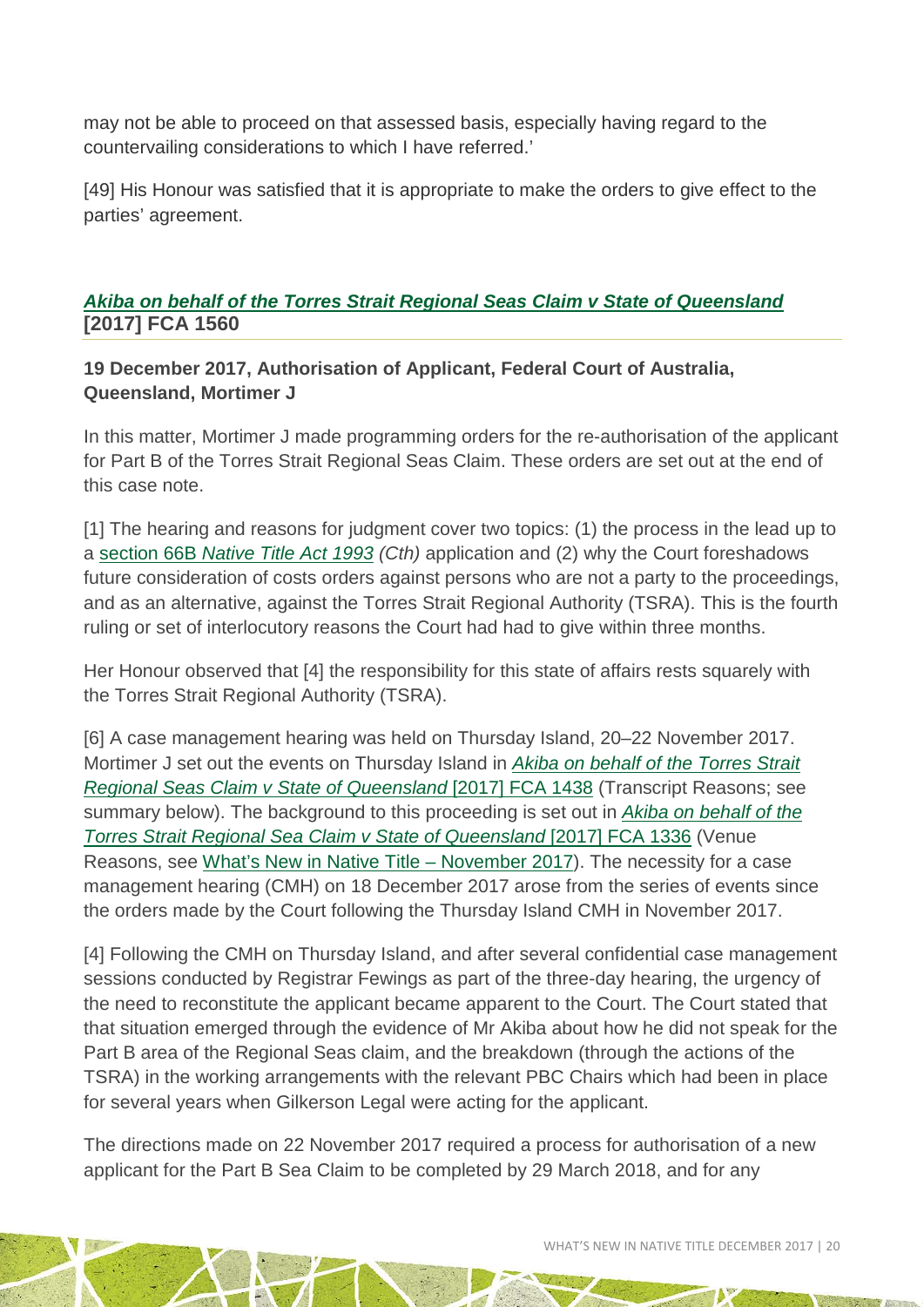may not be able to proceed on that assessed basis, especially having regard to the countervailing considerations to which I have referred.'

[49] His Honour was satisfied that it is appropriate to make the orders to give effect to the parties' agreement.

### *Akiba on behalf of the Torres Strait Regional Seas Claim v State of Queensland* [2017] FCA 1560

**19 December 2017, Authorisation of Applicant, Federal Court of Australia, Queensland, Mortimer J**

In this matter, Mortimer J made programming orders for the re-authorisation of the applicant for Part B of the Torres Strait Regional Seas Claim. These orders are set out at the end of this case note.

[1] The hearing and reasons for judgment cover two topics: (1) the process in the lead up to a section 66B *Native Title Act 1993 (Cth)* application and (2) why the Court foreshadows future consideration of costs orders against persons who are not a party to the proceedings, and as an alternative, against the Torres Strait Regional Authority (TSRA). This is the fourth ruling or set of interlocutory reasons the Court had had to give within three months.

Her Honour observed that [4] the responsibility for this state of affairs rests squarely with the Torres Strait Regional Authority (TSRA).

[6] A case management hearing was held on Thursday Island, 20–22 November 2017. Mortimer J set out the events on Thursday Island in *Akiba on behalf of the Torres Strait Regional Seas Claim v State of Queensland* [2017] FCA 1438 (Transcript Reasons; see summary below). The background to this proceeding is set out in *Akiba on behalf of the Torres Strait Regional Sea Claim v State of Queensland* [2017] FCA 1336 (Venue Reasons, see What's New in Native Title – November 2017). The necessity for a case management hearing (CMH) on 18 December 2017 arose from the series of events since the orders made by the Court following the Thursday Island CMH in November 2017.

[4] Following the CMH on Thursday Island, and after several confidential case management sessions conducted by Registrar Fewings as part of the three-day hearing, the urgency of the need to reconstitute the applicant became apparent to the Court. The Court stated that that situation emerged through the evidence of Mr Akiba about how he did not speak for the Part B area of the Regional Seas claim, and the breakdown (through the actions of the TSRA) in the working arrangements with the relevant PBC Chairs which had been in place for several years when Gilkerson Legal were acting for the applicant.

The directions made on 22 November 2017 required a process for authorisation of a new applicant for the Part B Sea Claim to be completed by 29 March 2018, and for any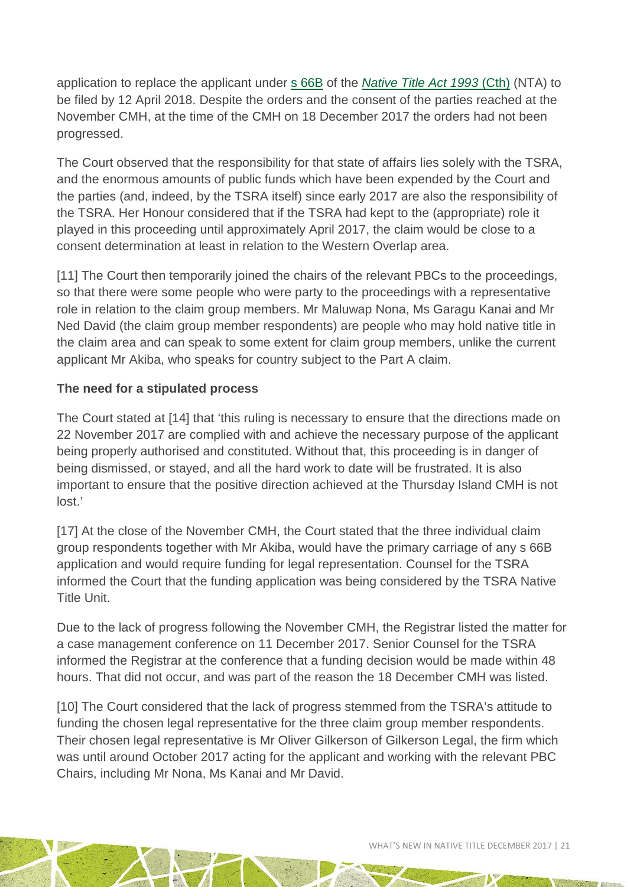application to replace the applicant under s 66B of the *Native Title Act 1993* (Cth) (NTA) to be filed by 12 April 2018. Despite the orders and the consent of the parties reached at the November CMH, at the time of the CMH on 18 December 2017 the orders had not been progressed.

The Court observed that the responsibility for that state of affairs lies solely with the TSRA, and the enormous amounts of public funds which have been expended by the Court and the parties (and, indeed, by the TSRA itself) since early 2017 are also the responsibility of the TSRA. Her Honour considered that if the TSRA had kept to the (appropriate) role it played in this proceeding until approximately April 2017, the claim would be close to a consent determination at least in relation to the Western Overlap area.

[11] The Court then temporarily joined the chairs of the relevant PBCs to the proceedings, so that there were some people who were party to the proceedings with a representative role in relation to the claim group members. Mr Maluwap Nona, Ms Garagu Kanai and Mr Ned David (the claim group member respondents) are people who may hold native title in the claim area and can speak to some extent for claim group members, unlike the current applicant Mr Akiba, who speaks for country subject to the Part A claim.

### The need for a stipulated process

The Court stated at [14] that 'this ruling is necessary to ensure that the directions made on 22 November 2017 are complied with and achieve the necessary purpose of the applicant being properly authorised and constituted. Without that, this proceeding is in danger of being dismissed, or stayed, and all the hard work to date will be frustrated. It is also important to ensure that the positive direction achieved at the Thursday Island CMH is not lost.'

[17] At the close of the November CMH, the Court stated that the three individual claim group respondents together with Mr Akiba, would have the primary carriage of any s 66B application and would require funding for legal representation. Counsel for the TSRA informed the Court that the funding application was being considered by the TSRA Native Title Unit.

Due to the lack of progress following the November CMH, the Registrar listed the matter for a case management conference on 11 December 2017. Senior Counsel for the TSRA informed the Registrar at the conference that a funding decision would be made within 48 hours. That did not occur, and was part of the reason the 18 December CMH was listed.

[10] The Court considered that the lack of progress stemmed from the TSRA's attitude to funding the chosen legal representative for the three claim group member respondents. Their chosen legal representative is Mr Oliver Gilkerson of Gilkerson Legal, the firm which was until around October 2017 acting for the applicant and working with the relevant PBC Chairs, including Mr Nona, Ms Kanai and Mr David.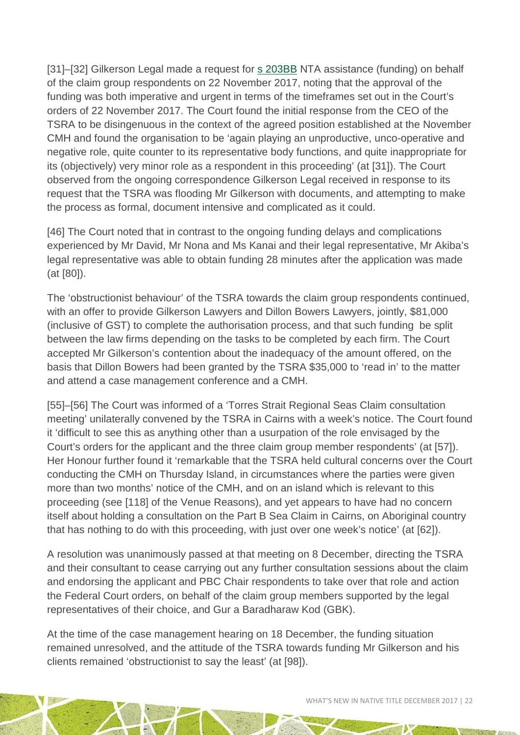[31]–[32] Gilkerson Legal made a request for s 203BB NTA assistance (funding) on behalf of the claim group respondents on 22 November 2017, noting that the approval of the funding was both imperative and urgent in terms of the timeframes set out in the Court's orders of 22 November 2017. The Court found the initial response from the CEO of the TSRA to be disingenuous in the context of the agreed position established at the November CMH and found the organisation to be 'again playing an unproductive, unco-operative and negative role, quite counter to its representative body functions, and quite inappropriate for its (objectively) very minor role as a respondent in this proceeding' (at [31]). The Court observed from the ongoing correspondence Gilkerson Legal received in response to its request that the TSRA was flooding Mr Gilkerson with documents, and attempting to make the process as formal, document intensive and complicated as it could.

[46] The Court noted that in contrast to the ongoing funding delays and complications experienced by Mr David, Mr Nona and Ms Kanai and their legal representative, Mr Akiba's legal representative was able to obtain funding 28 minutes after the application was made (at [80]).

The 'obstructionist behaviour' of the TSRA towards the claim group respondents continued, with an offer to provide Gilkerson Lawyers and Dillon Bowers Lawyers, jointly, $81,000 (inclusive of GST) to complete the authorisation process, and that such funding be split between the law firms depending on the tasks to be completed by each firm. The Court accepted Mr Gilkerson's contention about the inadequacy of the amount offered, on the basis that Dillon Bowers had been granted by the TSRA $35,000 to 'read in' to the matter and attend a case management conference and a CMH.

[55]–[56] The Court was informed of a 'Torres Strait Regional Seas Claim consultation meeting' unilaterally convened by the TSRA in Cairns with a week's notice. The Court found it 'difficult to see this as anything other than a usurpation of the role envisaged by the Court's orders for the applicant and the three claim group member respondents' (at [57]). Her Honour further found it 'remarkable that the TSRA held cultural concerns over the Court conducting the CMH on Thursday Island, in circumstances where the parties were given more than two months' notice of the CMH, and on an island which is relevant to this proceeding (see [118] of the Venue Reasons), and yet appears to have had no concern itself about holding a consultation on the Part B Sea Claim in Cairns, on Aboriginal country that has nothing to do with this proceeding, with just over one week's notice' (at [62]).

A resolution was unanimously passed at that meeting on 8 December, directing the TSRA and their consultant to cease carrying out any further consultation sessions about the claim and endorsing the applicant and PBC Chair respondents to take over that role and action the Federal Court orders, on behalf of the claim group members supported by the legal representatives of their choice, and Gur a Baradharaw Kod (GBK).

At the time of the case management hearing on 18 December, the funding situation remained unresolved, and the attitude of the TSRA towards funding Mr Gilkerson and his clients remained 'obstructionist to say the least' (at [98]).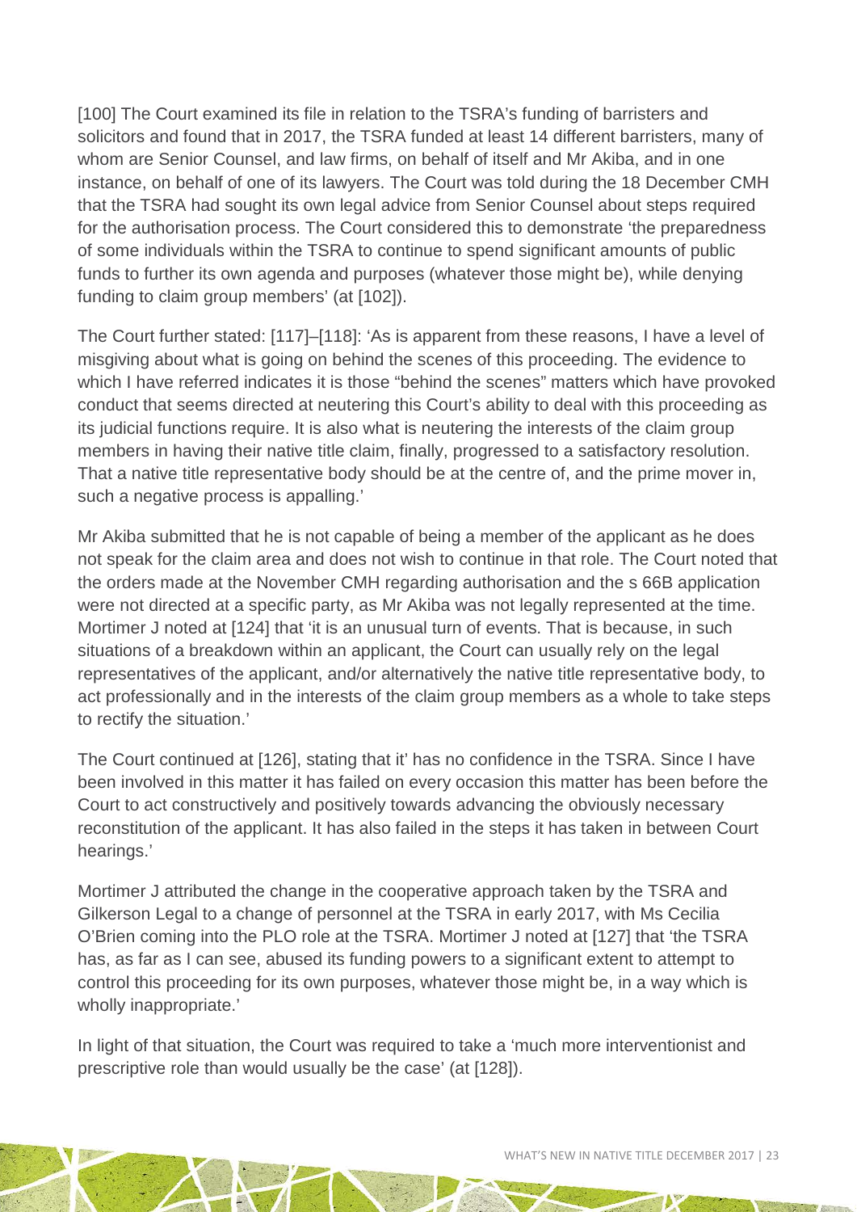[100] The Court examined its file in relation to the TSRA's funding of barristers and solicitors and found that in 2017, the TSRA funded at least 14 different barristers, many of whom are Senior Counsel, and law firms, on behalf of itself and Mr Akiba, and in one instance, on behalf of one of its lawyers. The Court was told during the 18 December CMH that the TSRA had sought its own legal advice from Senior Counsel about steps required for the authorisation process. The Court considered this to demonstrate 'the preparedness of some individuals within the TSRA to continue to spend significant amounts of public funds to further its own agenda and purposes (whatever those might be), while denying funding to claim group members' (at [102]).

The Court further stated: [117]–[118]: 'As is apparent from these reasons, I have a level of misgiving about what is going on behind the scenes of this proceeding. The evidence to which I have referred indicates it is those "behind the scenes" matters which have provoked conduct that seems directed at neutering this Court's ability to deal with this proceeding as its judicial functions require. It is also what is neutering the interests of the claim group members in having their native title claim, finally, progressed to a satisfactory resolution. That a native title representative body should be at the centre of, and the prime mover in, such a negative process is appalling.'

Mr Akiba submitted that he is not capable of being a member of the applicant as he does not speak for the claim area and does not wish to continue in that role. The Court noted that the orders made at the November CMH regarding authorisation and the s 66B application were not directed at a specific party, as Mr Akiba was not legally represented at the time. Mortimer J noted at [124] that 'it is an unusual turn of events. That is because, in such situations of a breakdown within an applicant, the Court can usually rely on the legal representatives of the applicant, and/or alternatively the native title representative body, to act professionally and in the interests of the claim group members as a whole to take steps to rectify the situation.'

The Court continued at [126], stating that it' has no confidence in the TSRA. Since I have been involved in this matter it has failed on every occasion this matter has been before the Court to act constructively and positively towards advancing the obviously necessary reconstitution of the applicant. It has also failed in the steps it has taken in between Court hearings.'

Mortimer J attributed the change in the cooperative approach taken by the TSRA and Gilkerson Legal to a change of personnel at the TSRA in early 2017, with Ms Cecilia O'Brien coming into the PLO role at the TSRA. Mortimer J noted at [127] that 'the TSRA has, as far as I can see, abused its funding powers to a significant extent to attempt to control this proceeding for its own purposes, whatever those might be, in a way which is wholly inappropriate.'

In light of that situation, the Court was required to take a 'much more interventionist and prescriptive role than would usually be the case' (at [128]).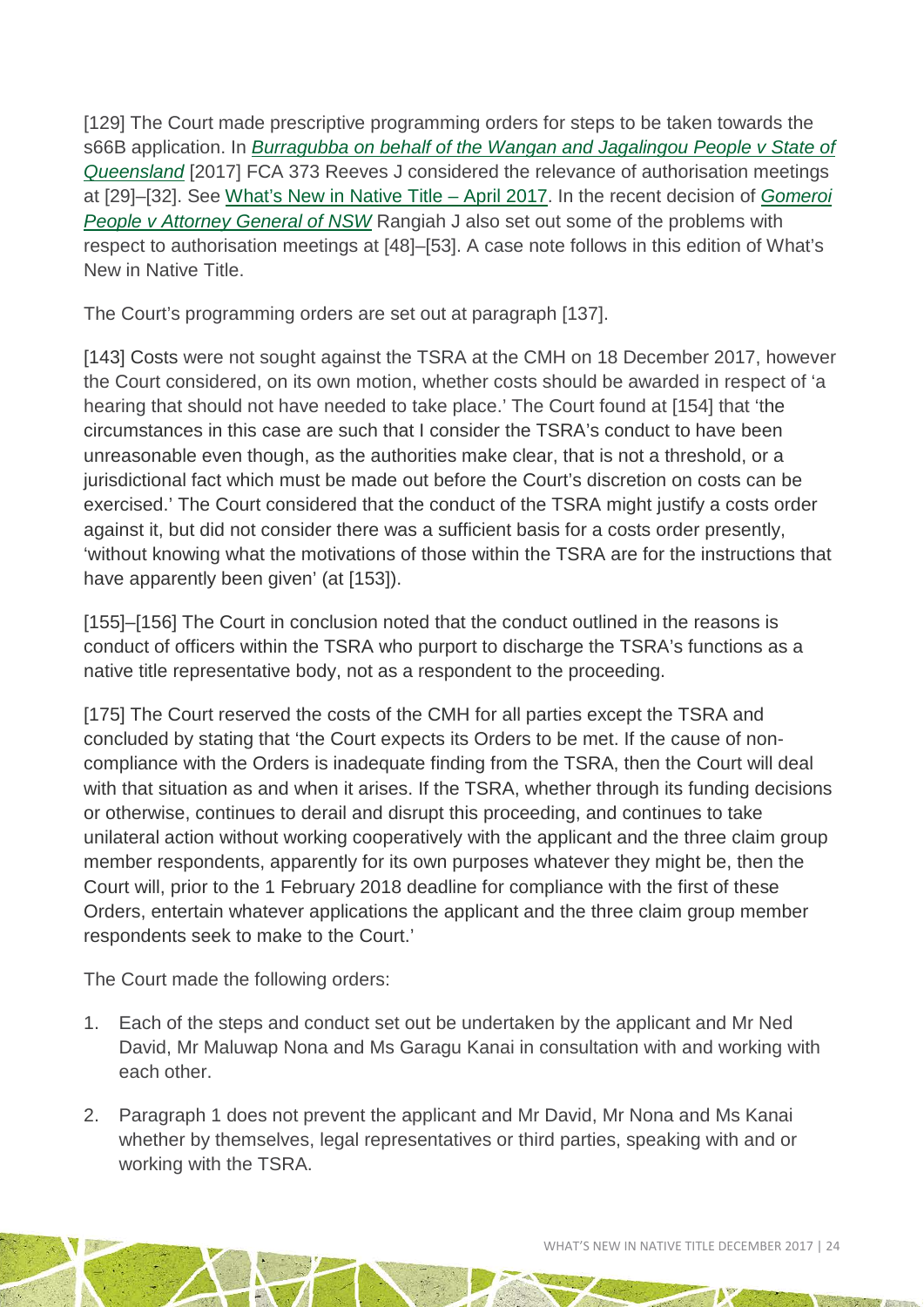[129] The Court made prescriptive programming orders for steps to be taken towards the s66B application. In *[Burragubba on behalf of the Wangan and Jagalingou People v State of Queensland](#)* [2017] FCA 373 Reeves J considered the relevance of authorisation meetings at [29]–[32]. See [What's New in Native Title – April 2017](#). In the recent decision of *[Gomeroi People v Attorney General of NSW](#)* Rangiah J also set out some of the problems with respect to authorisation meetings at [48]–[53]. A case note follows in this edition of What's New in Native Title.

The Court's programming orders are set out at paragraph [137].

[143] Costs were not sought against the TSRA at the CMH on 18 December 2017, however the Court considered, on its own motion, whether costs should be awarded in respect of 'a hearing that should not have needed to take place.' The Court found at [154] that 'the circumstances in this case are such that I consider the TSRA's conduct to have been unreasonable even though, as the authorities make clear, that is not a threshold, or a jurisdictional fact which must be made out before the Court's discretion on costs can be exercised.' The Court considered that the conduct of the TSRA might justify a costs order against it, but did not consider there was a sufficient basis for a costs order presently, 'without knowing what the motivations of those within the TSRA are for the instructions that have apparently been given' (at [153]).

[155]–[156] The Court in conclusion noted that the conduct outlined in the reasons is conduct of officers within the TSRA who purport to discharge the TSRA's functions as a native title representative body, not as a respondent to the proceeding.

[175] The Court reserved the costs of the CMH for all parties except the TSRA and concluded by stating that 'the Court expects its Orders to be met. If the cause of non-compliance with the Orders is inadequate finding from the TSRA, then the Court will deal with that situation as and when it arises. If the TSRA, whether through its funding decisions or otherwise, continues to derail and disrupt this proceeding, and continues to take unilateral action without working cooperatively with the applicant and the three claim group member respondents, apparently for its own purposes whatever they might be, then the Court will, prior to the 1 February 2018 deadline for compliance with the first of these Orders, entertain whatever applications the applicant and the three claim group member respondents seek to make to the Court.'

The Court made the following orders:

1. Each of the steps and conduct set out be undertaken by the applicant and Mr Ned David, Mr Maluwap Nona and Ms Garagu Kanai in consultation with and working with each other.
2. Paragraph 1 does not prevent the applicant and Mr David, Mr Nona and Ms Kanai whether by themselves, legal representatives or third parties, speaking with and or working with the TSRA.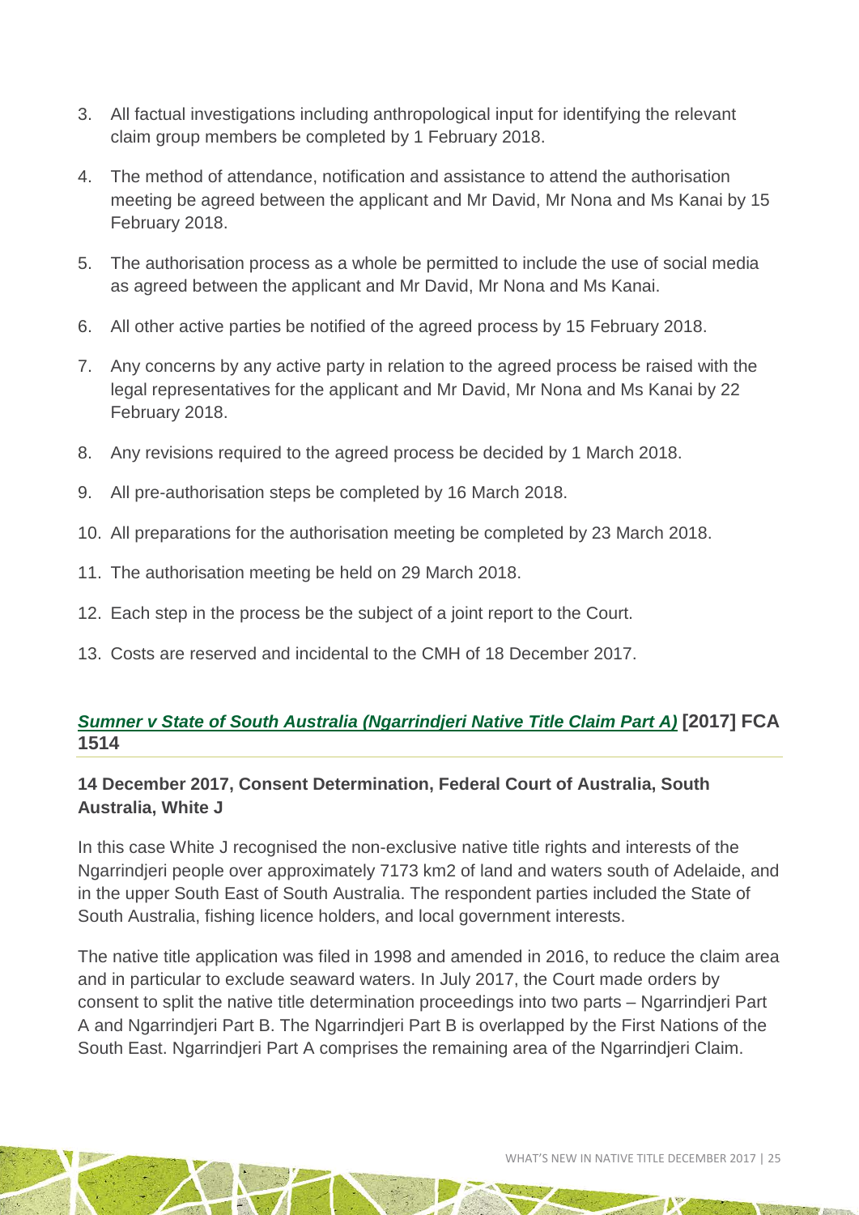3. All factual investigations including anthropological input for identifying the relevant claim group members be completed by 1 February 2018.
4. The method of attendance, notification and assistance to attend the authorisation meeting be agreed between the applicant and Mr David, Mr Nona and Ms Kanai by 15 February 2018.
5. The authorisation process as a whole be permitted to include the use of social media as agreed between the applicant and Mr David, Mr Nona and Ms Kanai.
6. All other active parties be notified of the agreed process by 15 February 2018.
7. Any concerns by any active party in relation to the agreed process be raised with the legal representatives for the applicant and Mr David, Mr Nona and Ms Kanai by 22 February 2018.
8. Any revisions required to the agreed process be decided by 1 March 2018.
9. All pre-authorisation steps be completed by 16 March 2018.
10. All preparations for the authorisation meeting be completed by 23 March 2018.
11. The authorisation meeting be held on 29 March 2018.
12. Each step in the process be the subject of a joint report to the Court.
13. Costs are reserved and incidental to the CMH of 18 December 2017.

### *Sumner v State of South Australia (Ngarrindjeri Native Title Claim Part A)* [2017] FCA 1514

#### 14 December 2017, Consent Determination, Federal Court of Australia, South Australia, White J

In this case White J recognised the non-exclusive native title rights and interests of the Ngarrindjeri people over approximately 7173 km2 of land and waters south of Adelaide, and in the upper South East of South Australia. The respondent parties included the State of South Australia, fishing licence holders, and local government interests.

The native title application was filed in 1998 and amended in 2016, to reduce the claim area and in particular to exclude seaward waters. In July 2017, the Court made orders by consent to split the native title determination proceedings into two parts – Ngarrindjeri Part A and Ngarrindjeri Part B. The Ngarrindjeri Part B is overlapped by the First Nations of the South East. Ngarrindjeri Part A comprises the remaining area of the Ngarrindjeri Claim.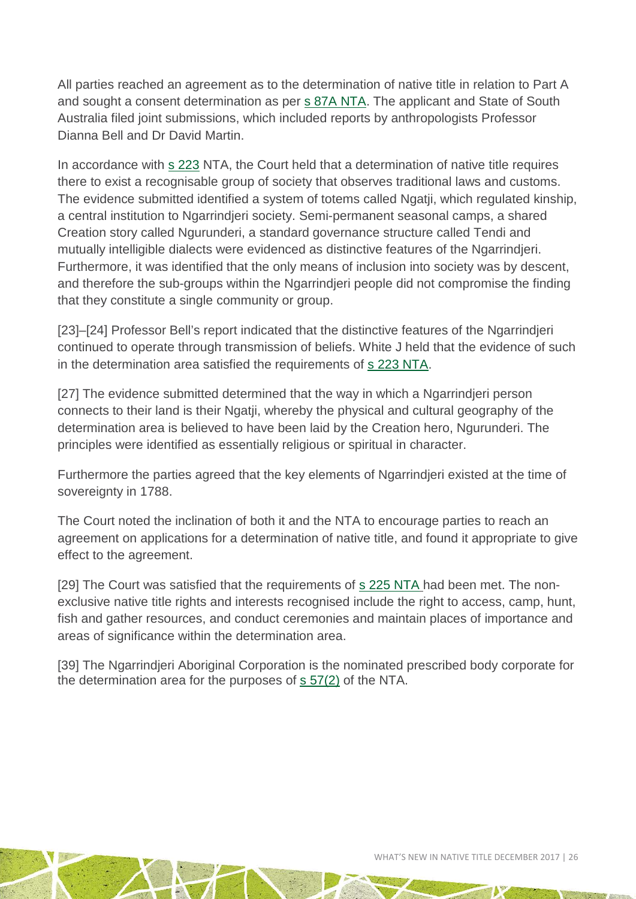All parties reached an agreement as to the determination of native title in relation to Part A and sought a consent determination as per s 87A NTA. The applicant and State of South Australia filed joint submissions, which included reports by anthropologists Professor Dianna Bell and Dr David Martin.

In accordance with s 223 NTA, the Court held that a determination of native title requires there to exist a recognisable group of society that observes traditional laws and customs. The evidence submitted identified a system of totems called Ngatji, which regulated kinship, a central institution to Ngarrindjeri society. Semi-permanent seasonal camps, a shared Creation story called Ngurunderi, a standard governance structure called Tendi and mutually intelligible dialects were evidenced as distinctive features of the Ngarrindjeri. Furthermore, it was identified that the only means of inclusion into society was by descent, and therefore the sub-groups within the Ngarrindjeri people did not compromise the finding that they constitute a single community or group.

[23]–[24] Professor Bell's report indicated that the distinctive features of the Ngarrindjeri continued to operate through transmission of beliefs. White J held that the evidence of such in the determination area satisfied the requirements of s 223 NTA.

[27] The evidence submitted determined that the way in which a Ngarrindjeri person connects to their land is their Ngatji, whereby the physical and cultural geography of the determination area is believed to have been laid by the Creation hero, Ngurunderi. The principles were identified as essentially religious or spiritual in character.

Furthermore the parties agreed that the key elements of Ngarrindjeri existed at the time of sovereignty in 1788.

The Court noted the inclination of both it and the NTA to encourage parties to reach an agreement on applications for a determination of native title, and found it appropriate to give effect to the agreement.

[29] The Court was satisfied that the requirements of s 225 NTA had been met. The non-exclusive native title rights and interests recognised include the right to access, camp, hunt, fish and gather resources, and conduct ceremonies and maintain places of importance and areas of significance within the determination area.

[39] The Ngarrindjeri Aboriginal Corporation is the nominated prescribed body corporate for the determination area for the purposes of s 57(2) of the NTA.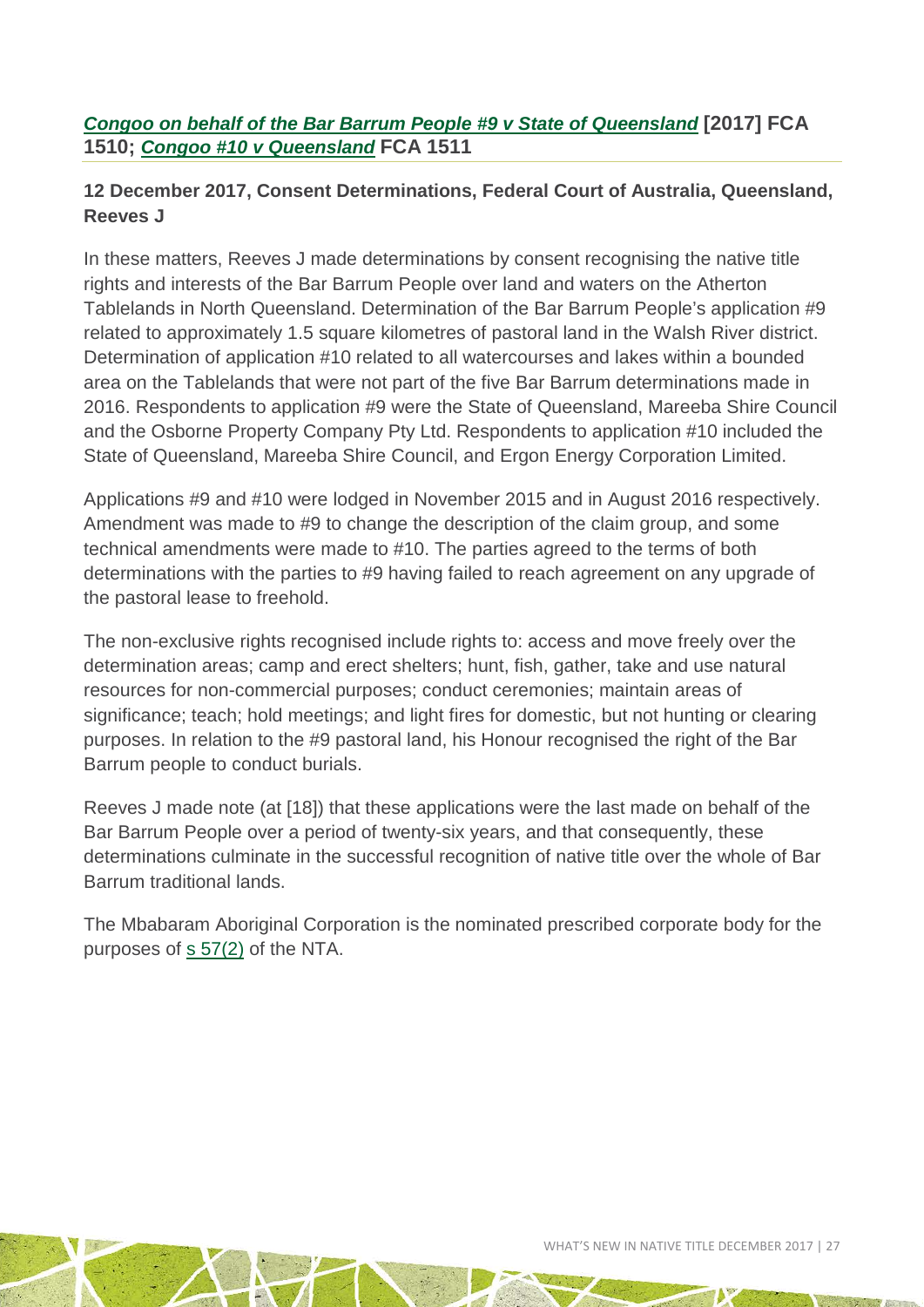### *Congoo on behalf of the Bar Barrum People #9 v State of Queensland* [2017] FCA 1510; *Congoo #10 v Queensland* FCA 1511

**12 December 2017, Consent Determinations, Federal Court of Australia, Queensland, Reeves J**

In these matters, Reeves J made determinations by consent recognising the native title rights and interests of the Bar Barrum People over land and waters on the Atherton Tablelands in North Queensland. Determination of the Bar Barrum People's application #9 related to approximately 1.5 square kilometres of pastoral land in the Walsh River district. Determination of application #10 related to all watercourses and lakes within a bounded area on the Tablelands that were not part of the five Bar Barrum determinations made in 2016. Respondents to application #9 were the State of Queensland, Mareeba Shire Council and the Osborne Property Company Pty Ltd. Respondents to application #10 included the State of Queensland, Mareeba Shire Council, and Ergon Energy Corporation Limited.

Applications #9 and #10 were lodged in November 2015 and in August 2016 respectively. Amendment was made to #9 to change the description of the claim group, and some technical amendments were made to #10. The parties agreed to the terms of both determinations with the parties to #9 having failed to reach agreement on any upgrade of the pastoral lease to freehold.

The non-exclusive rights recognised include rights to: access and move freely over the determination areas; camp and erect shelters; hunt, fish, gather, take and use natural resources for non-commercial purposes; conduct ceremonies; maintain areas of significance; teach; hold meetings; and light fires for domestic, but not hunting or clearing purposes. In relation to the #9 pastoral land, his Honour recognised the right of the Bar Barrum people to conduct burials.

Reeves J made note (at [18]) that these applications were the last made on behalf of the Bar Barrum People over a period of twenty-six years, and that consequently, these determinations culminate in the successful recognition of native title over the whole of Bar Barrum traditional lands.

The Mbabaram Aboriginal Corporation is the nominated prescribed corporate body for the purposes of s 57(2) of the NTA.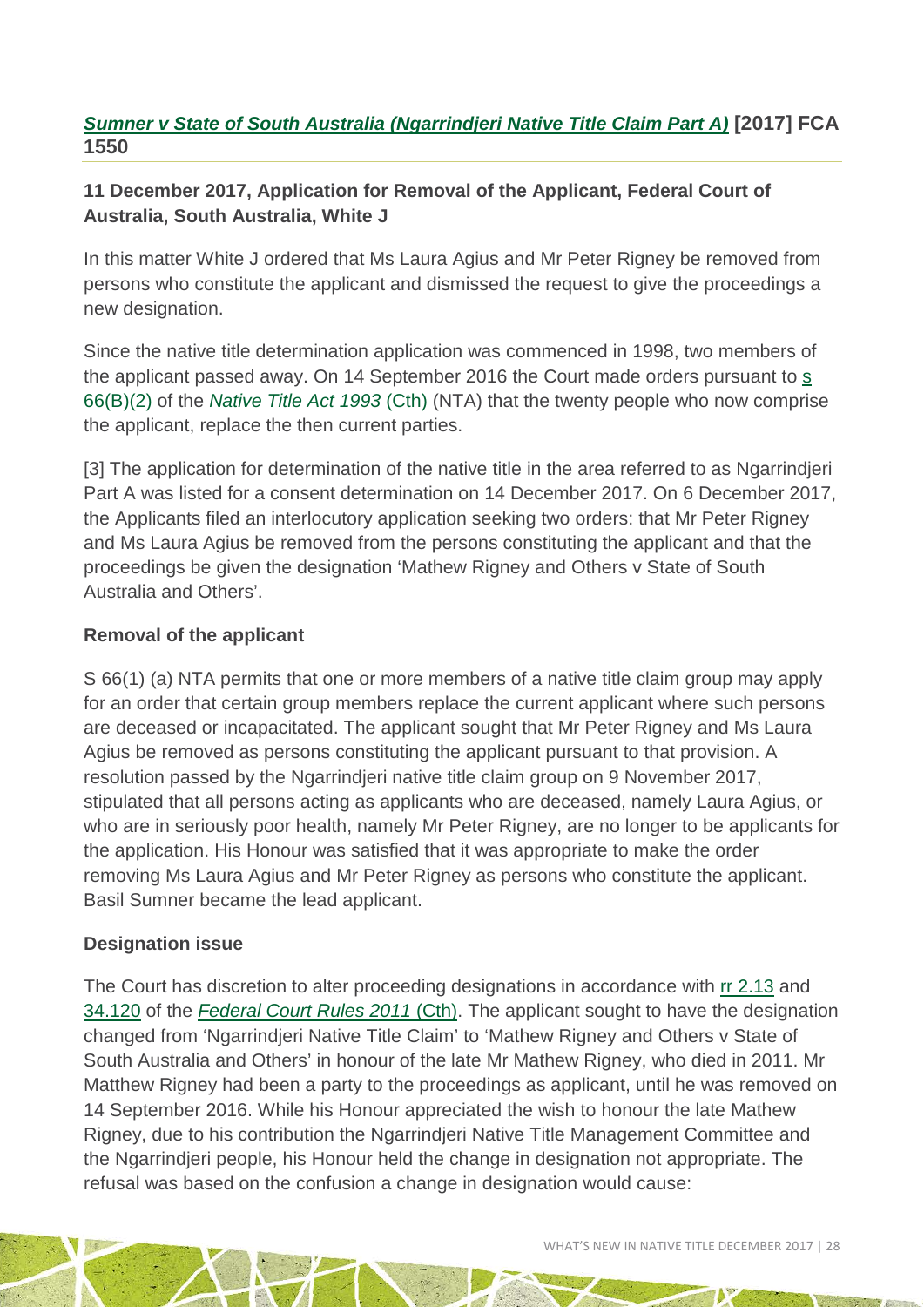## *Sumner v State of South Australia (Ngarrindjeri Native Title Claim Part A)* [2017] FCA 1550

### 11 December 2017, Application for Removal of the Applicant, Federal Court of Australia, South Australia, White J

In this matter White J ordered that Ms Laura Agius and Mr Peter Rigney be removed from persons who constitute the applicant and dismissed the request to give the proceedings a new designation.

Since the native title determination application was commenced in 1998, two members of the applicant passed away. On 14 September 2016 the Court made orders pursuant to s 66(B)(2) of the *Native Title Act 1993* (Cth) (NTA) that the twenty people who now comprise the applicant, replace the then current parties.

[3] The application for determination of the native title in the area referred to as Ngarrindjeri Part A was listed for a consent determination on 14 December 2017. On 6 December 2017, the Applicants filed an interlocutory application seeking two orders: that Mr Peter Rigney and Ms Laura Agius be removed from the persons constituting the applicant and that the proceedings be given the designation 'Mathew Rigney and Others v State of South Australia and Others'.

### Removal of the applicant

S 66(1) (a) NTA permits that one or more members of a native title claim group may apply for an order that certain group members replace the current applicant where such persons are deceased or incapacitated. The applicant sought that Mr Peter Rigney and Ms Laura Agius be removed as persons constituting the applicant pursuant to that provision. A resolution passed by the Ngarrindjeri native title claim group on 9 November 2017, stipulated that all persons acting as applicants who are deceased, namely Laura Agius, or who are in seriously poor health, namely Mr Peter Rigney, are no longer to be applicants for the application. His Honour was satisfied that it was appropriate to make the order removing Ms Laura Agius and Mr Peter Rigney as persons who constitute the applicant. Basil Sumner became the lead applicant.

### Designation issue

The Court has discretion to alter proceeding designations in accordance with rr 2.13 and 34.120 of the *Federal Court Rules 2011* (Cth). The applicant sought to have the designation changed from 'Ngarrindjeri Native Title Claim' to 'Mathew Rigney and Others v State of South Australia and Others' in honour of the late Mr Mathew Rigney, who died in 2011. Mr Matthew Rigney had been a party to the proceedings as applicant, until he was removed on 14 September 2016. While his Honour appreciated the wish to honour the late Mathew Rigney, due to his contribution the Ngarrindjeri Native Title Management Committee and the Ngarrindjeri people, his Honour held the change in designation not appropriate. The refusal was based on the confusion a change in designation would cause: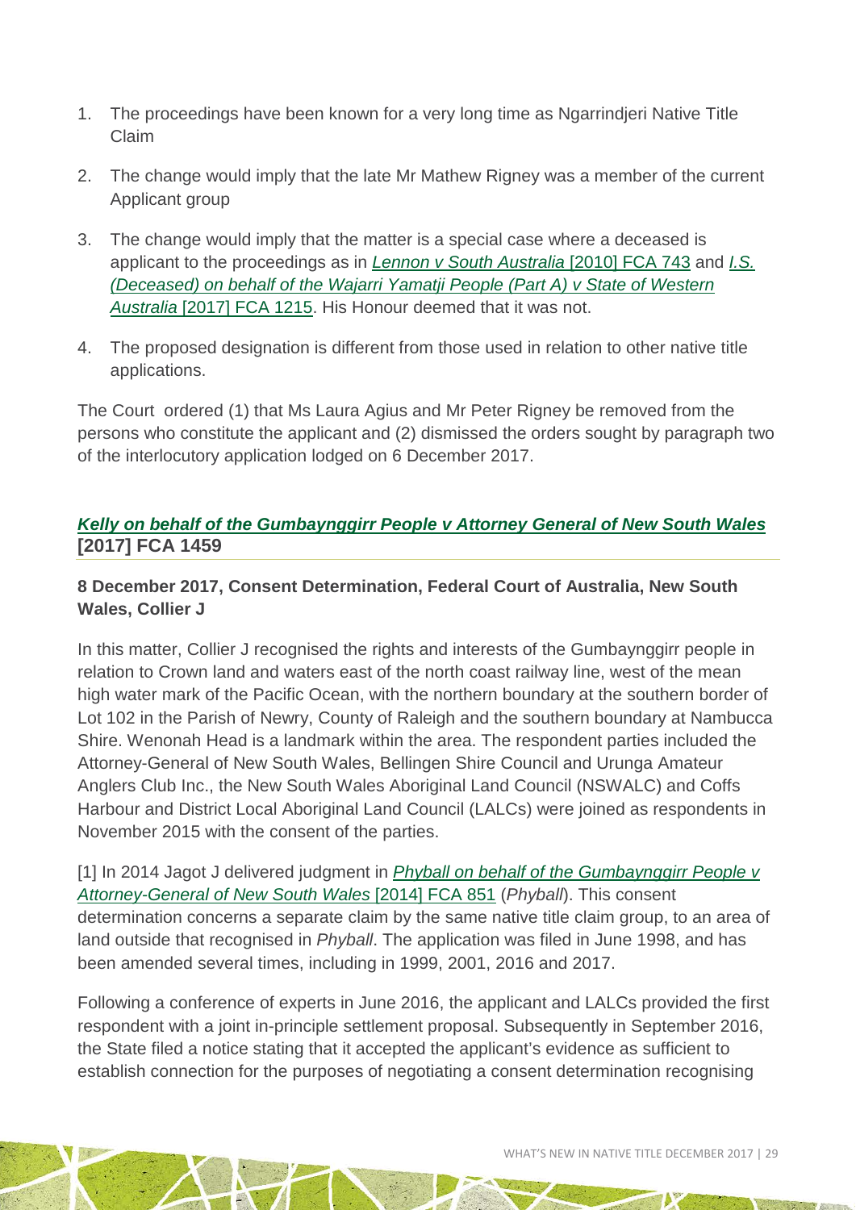1. The proceedings have been known for a very long time as Ngarrindjeri Native Title Claim
2. The change would imply that the late Mr Mathew Rigney was a member of the current Applicant group
3. The change would imply that the matter is a special case where a deceased is applicant to the proceedings as in *Lennon v South Australia* [2010] FCA 743 and *I.S. (Deceased) on behalf of the Wajarri Yamatji People (Part A) v State of Western Australia* [2017] FCA 1215. His Honour deemed that it was not.
4. The proposed designation is different from those used in relation to other native title applications.

The Court ordered (1) that Ms Laura Agius and Mr Peter Rigney be removed from the persons who constitute the applicant and (2) dismissed the orders sought by paragraph two of the interlocutory application lodged on 6 December 2017.

## *Kelly on behalf of the Gumbaynggirr People v Attorney General of New South Wales* [2017] FCA 1459

### 8 December 2017, Consent Determination, Federal Court of Australia, New South Wales, Collier J

In this matter, Collier J recognised the rights and interests of the Gumbaynggirr people in relation to Crown land and waters east of the north coast railway line, west of the mean high water mark of the Pacific Ocean, with the northern boundary at the southern border of Lot 102 in the Parish of Newry, County of Raleigh and the southern boundary at Nambucca Shire. Wenonah Head is a landmark within the area. The respondent parties included the Attorney-General of New South Wales, Bellingen Shire Council and Urunga Amateur Anglers Club Inc., the New South Wales Aboriginal Land Council (NSWALC) and Coffs Harbour and District Local Aboriginal Land Council (LALCs) were joined as respondents in November 2015 with the consent of the parties.

[1] In 2014 Jagot J delivered judgment in *Phyball on behalf of the Gumbaynggirr People v Attorney-General of New South Wales* [2014] FCA 851 (*Phyball*). This consent determination concerns a separate claim by the same native title claim group, to an area of land outside that recognised in *Phyball*. The application was filed in June 1998, and has been amended several times, including in 1999, 2001, 2016 and 2017.

Following a conference of experts in June 2016, the applicant and LALCs provided the first respondent with a joint in-principle settlement proposal. Subsequently in September 2016, the State filed a notice stating that it accepted the applicant's evidence as sufficient to establish connection for the purposes of negotiating a consent determination recognising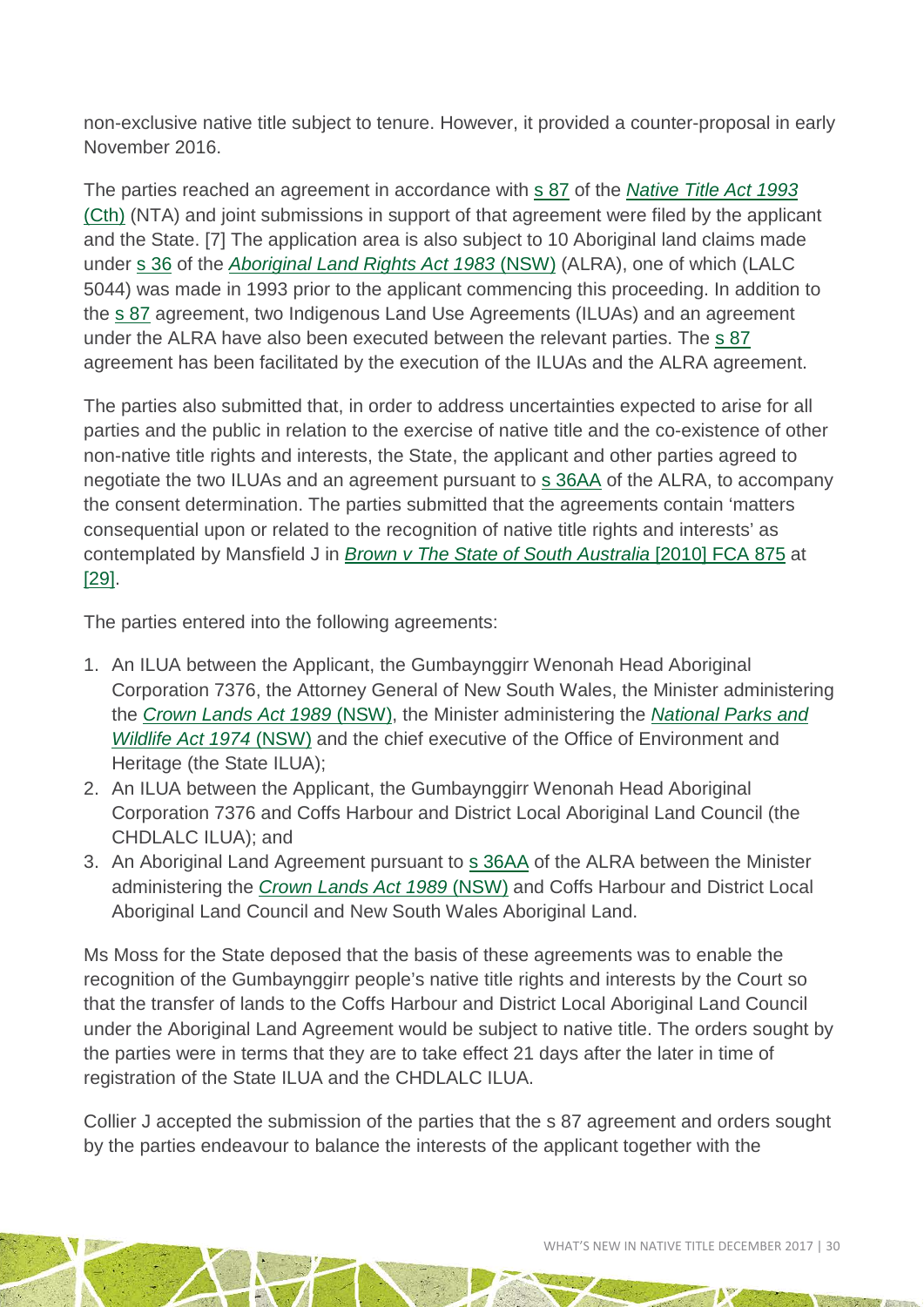non-exclusive native title subject to tenure. However, it provided a counter-proposal in early November 2016.

The parties reached an agreement in accordance with s 87 of the *Native Title Act 1993* (Cth) (NTA) and joint submissions in support of that agreement were filed by the applicant and the State. [7] The application area is also subject to 10 Aboriginal land claims made under s 36 of the *Aboriginal Land Rights Act 1983* (NSW) (ALRA), one of which (LALC 5044) was made in 1993 prior to the applicant commencing this proceeding. In addition to the s 87 agreement, two Indigenous Land Use Agreements (ILUAs) and an agreement under the ALRA have also been executed between the relevant parties. The s 87 agreement has been facilitated by the execution of the ILUAs and the ALRA agreement.

The parties also submitted that, in order to address uncertainties expected to arise for all parties and the public in relation to the exercise of native title and the co-existence of other non-native title rights and interests, the State, the applicant and other parties agreed to negotiate the two ILUAs and an agreement pursuant to s 36AA of the ALRA, to accompany the consent determination. The parties submitted that the agreements contain 'matters consequential upon or related to the recognition of native title rights and interests' as contemplated by Mansfield J in *Brown v The State of South Australia* [2010] FCA 875 at [29].

The parties entered into the following agreements:

1. An ILUA between the Applicant, the Gumbaynggirr Wenonah Head Aboriginal Corporation 7376, the Attorney General of New South Wales, the Minister administering the *Crown Lands Act 1989* (NSW), the Minister administering the *National Parks and Wildlife Act 1974* (NSW) and the chief executive of the Office of Environment and Heritage (the State ILUA);
2. An ILUA between the Applicant, the Gumbaynggirr Wenonah Head Aboriginal Corporation 7376 and Coffs Harbour and District Local Aboriginal Land Council (the CHDLALC ILUA); and
3. An Aboriginal Land Agreement pursuant to s 36AA of the ALRA between the Minister administering the *Crown Lands Act 1989* (NSW) and Coffs Harbour and District Local Aboriginal Land Council and New South Wales Aboriginal Land.

Ms Moss for the State deposed that the basis of these agreements was to enable the recognition of the Gumbaynggirr people's native title rights and interests by the Court so that the transfer of lands to the Coffs Harbour and District Local Aboriginal Land Council under the Aboriginal Land Agreement would be subject to native title. The orders sought by the parties were in terms that they are to take effect 21 days after the later in time of registration of the State ILUA and the CHDLALC ILUA.

Collier J accepted the submission of the parties that the s 87 agreement and orders sought by the parties endeavour to balance the interests of the applicant together with the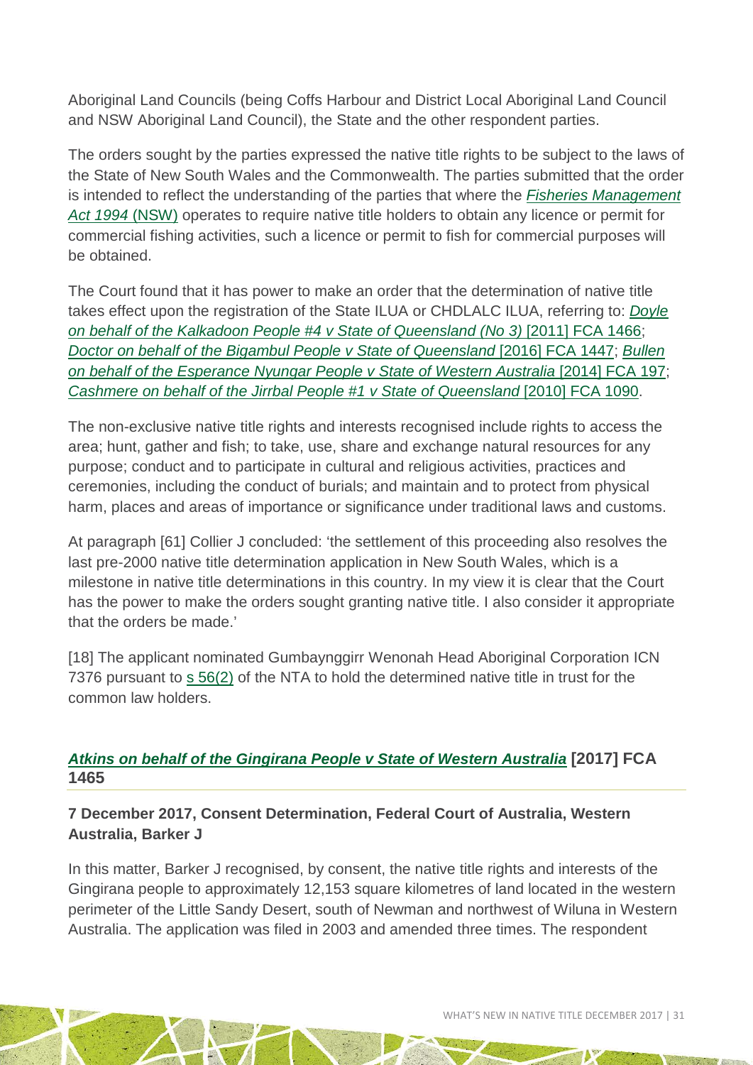Aboriginal Land Councils (being Coffs Harbour and District Local Aboriginal Land Council and NSW Aboriginal Land Council), the State and the other respondent parties.

The orders sought by the parties expressed the native title rights to be subject to the laws of the State of New South Wales and the Commonwealth. The parties submitted that the order is intended to reflect the understanding of the parties that where the *Fisheries Management Act 1994* (NSW) operates to require native title holders to obtain any licence or permit for commercial fishing activities, such a licence or permit to fish for commercial purposes will be obtained.

The Court found that it has power to make an order that the determination of native title takes effect upon the registration of the State ILUA or CHDLALC ILUA, referring to: *Doyle on behalf of the Kalkadoon People #4 v State of Queensland (No 3)* [2011] FCA 1466; *Doctor on behalf of the Bigambul People v State of Queensland* [2016] FCA 1447; *Bullen on behalf of the Esperance Nyungar People v State of Western Australia* [2014] FCA 197; *Cashmere on behalf of the Jirrbal People #1 v State of Queensland* [2010] FCA 1090.

The non-exclusive native title rights and interests recognised include rights to access the area; hunt, gather and fish; to take, use, share and exchange natural resources for any purpose; conduct and to participate in cultural and religious activities, practices and ceremonies, including the conduct of burials; and maintain and to protect from physical harm, places and areas of importance or significance under traditional laws and customs.

At paragraph [61] Collier J concluded: 'the settlement of this proceeding also resolves the last pre-2000 native title determination application in New South Wales, which is a milestone in native title determinations in this country. In my view it is clear that the Court has the power to make the orders sought granting native title. I also consider it appropriate that the orders be made.'

[18] The applicant nominated Gumbaynggirr Wenonah Head Aboriginal Corporation ICN 7376 pursuant to s 56(2) of the NTA to hold the determined native title in trust for the common law holders.

## *Atkins on behalf of the Gingirana People v State of Western Australia* [2017] FCA 1465

### 7 December 2017, Consent Determination, Federal Court of Australia, Western Australia, Barker J

In this matter, Barker J recognised, by consent, the native title rights and interests of the Gingirana people to approximately 12,153 square kilometres of land located in the western perimeter of the Little Sandy Desert, south of Newman and northwest of Wiluna in Western Australia. The application was filed in 2003 and amended three times. The respondent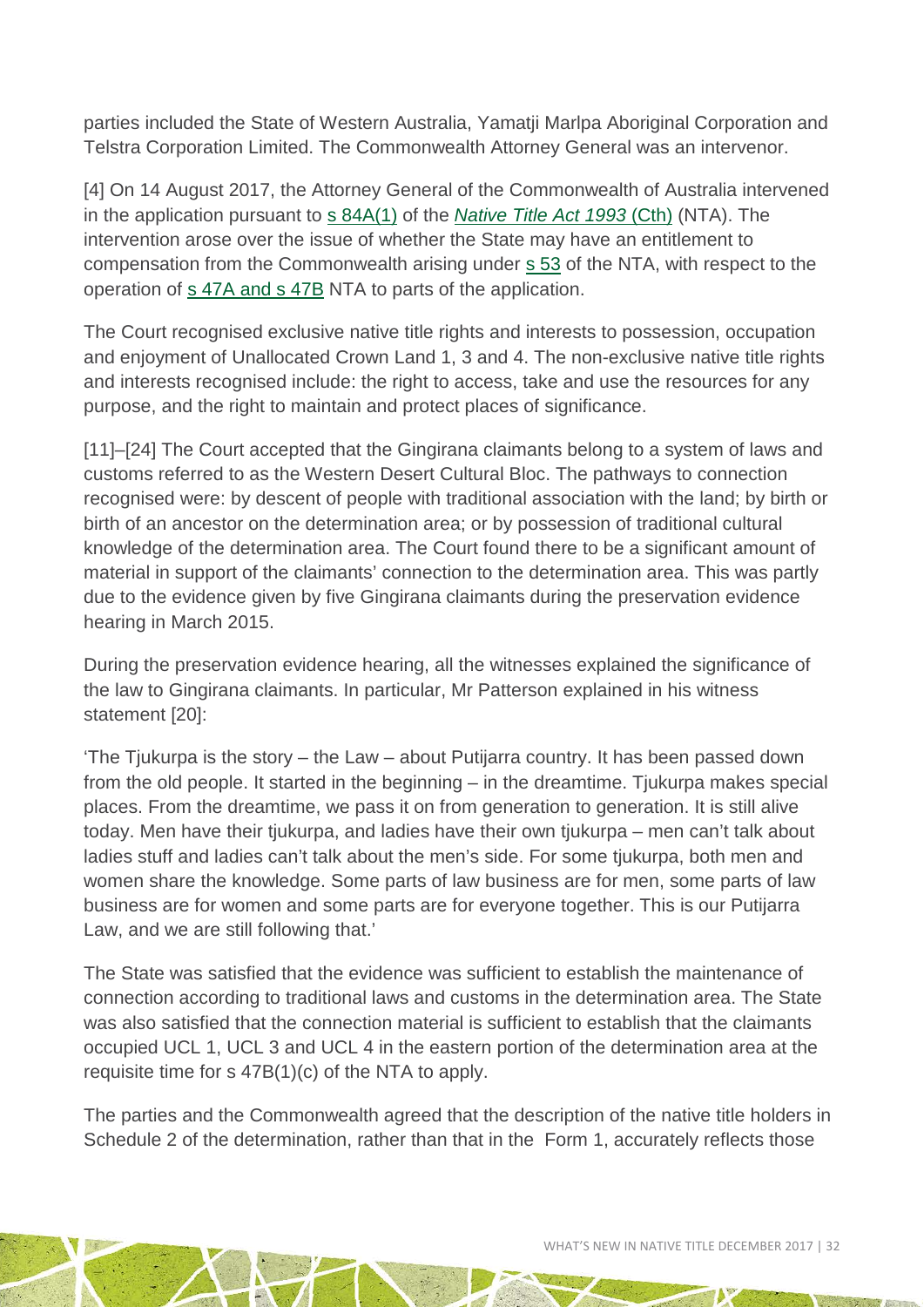parties included the State of Western Australia, Yamatji Marlpa Aboriginal Corporation and Telstra Corporation Limited. The Commonwealth Attorney General was an intervenor.

[4] On 14 August 2017, the Attorney General of the Commonwealth of Australia intervened in the application pursuant to s 84A(1) of the *Native Title Act 1993* (Cth) (NTA). The intervention arose over the issue of whether the State may have an entitlement to compensation from the Commonwealth arising under s 53 of the NTA, with respect to the operation of s 47A and s 47B NTA to parts of the application.

The Court recognised exclusive native title rights and interests to possession, occupation and enjoyment of Unallocated Crown Land 1, 3 and 4. The non-exclusive native title rights and interests recognised include: the right to access, take and use the resources for any purpose, and the right to maintain and protect places of significance.

[11]–[24] The Court accepted that the Gingirana claimants belong to a system of laws and customs referred to as the Western Desert Cultural Bloc. The pathways to connection recognised were: by descent of people with traditional association with the land; by birth or birth of an ancestor on the determination area; or by possession of traditional cultural knowledge of the determination area. The Court found there to be a significant amount of material in support of the claimants' connection to the determination area. This was partly due to the evidence given by five Gingirana claimants during the preservation evidence hearing in March 2015.

During the preservation evidence hearing, all the witnesses explained the significance of the law to Gingirana claimants. In particular, Mr Patterson explained in his witness statement [20]:

'The Tjukurpa is the story – the Law – about Putijarra country. It has been passed down from the old people. It started in the beginning – in the dreamtime. Tjukurpa makes special places. From the dreamtime, we pass it on from generation to generation. It is still alive today. Men have their tjukurpa, and ladies have their own tjukurpa – men can't talk about ladies stuff and ladies can't talk about the men's side. For some tjukurpa, both men and women share the knowledge. Some parts of law business are for men, some parts of law business are for women and some parts are for everyone together. This is our Putijarra Law, and we are still following that.'

The State was satisfied that the evidence was sufficient to establish the maintenance of connection according to traditional laws and customs in the determination area. The State was also satisfied that the connection material is sufficient to establish that the claimants occupied UCL 1, UCL 3 and UCL 4 in the eastern portion of the determination area at the requisite time for s 47B(1)(c) of the NTA to apply.

The parties and the Commonwealth agreed that the description of the native title holders in Schedule 2 of the determination, rather than that in the Form 1, accurately reflects those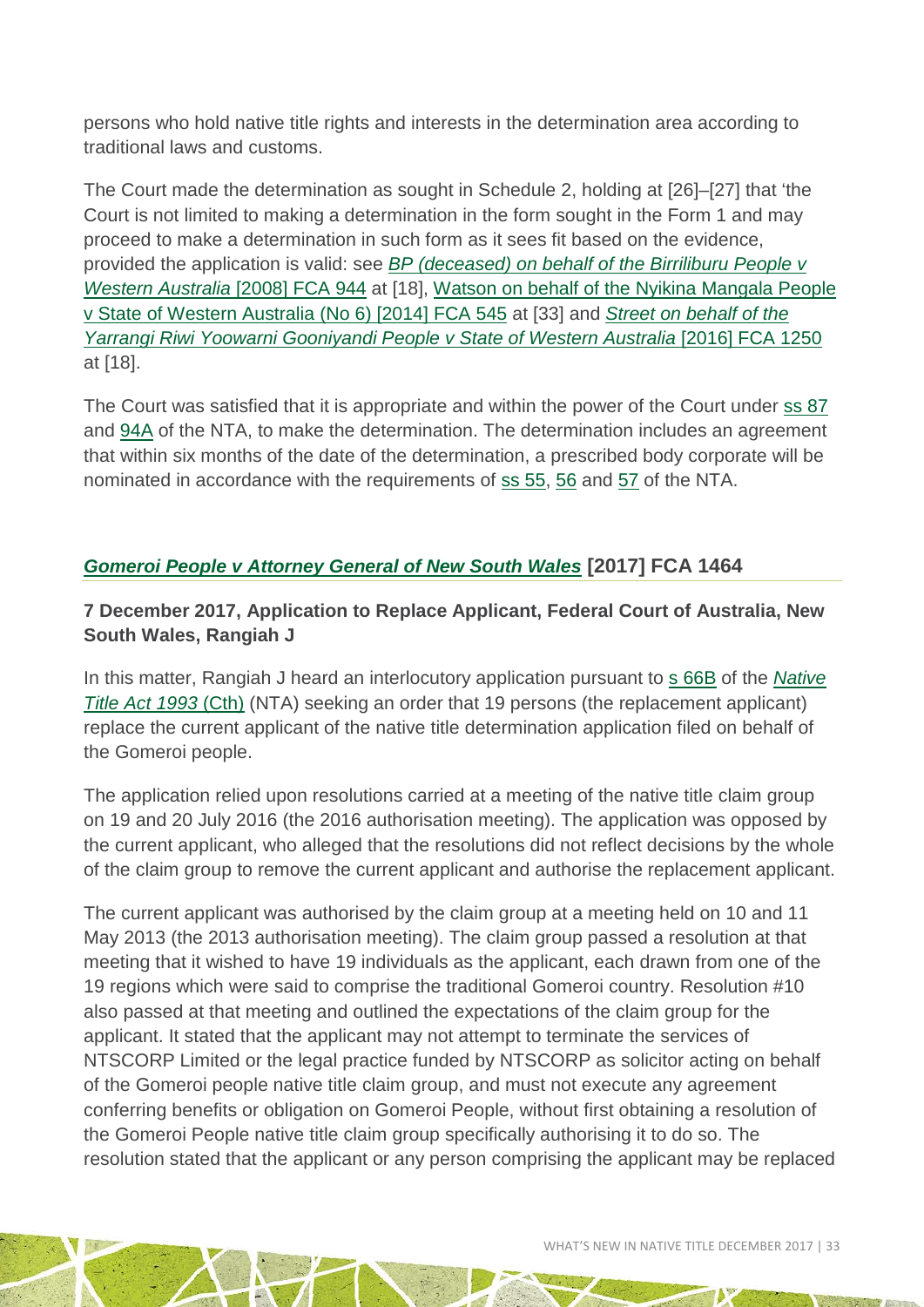persons who hold native title rights and interests in the determination area according to traditional laws and customs.

The Court made the determination as sought in Schedule 2, holding at [26]–[27] that 'the Court is not limited to making a determination in the form sought in the Form 1 and may proceed to make a determination in such form as it sees fit based on the evidence, provided the application is valid: see *BP (deceased) on behalf of the Birriliburu People v Western Australia* [2008] FCA 944 at [18], Watson on behalf of the Nyikina Mangala People v State of Western Australia (No 6) [2014] FCA 545 at [33] and *Street on behalf of the Yarrangi Riwi Yoowarni Gooniyandi People v State of Western Australia* [2016] FCA 1250 at [18].

The Court was satisfied that it is appropriate and within the power of the Court under ss 87 and 94A of the NTA, to make the determination. The determination includes an agreement that within six months of the date of the determination, a prescribed body corporate will be nominated in accordance with the requirements of ss 55, 56 and 57 of the NTA.

## *Gomeroi People v Attorney General of New South Wales* [2017] FCA 1464

### 7 December 2017, Application to Replace Applicant, Federal Court of Australia, New South Wales, Rangiah J

In this matter, Rangiah J heard an interlocutory application pursuant to s 66B of the *Native Title Act 1993* (Cth) (NTA) seeking an order that 19 persons (the replacement applicant) replace the current applicant of the native title determination application filed on behalf of the Gomeroi people.

The application relied upon resolutions carried at a meeting of the native title claim group on 19 and 20 July 2016 (the 2016 authorisation meeting). The application was opposed by the current applicant, who alleged that the resolutions did not reflect decisions by the whole of the claim group to remove the current applicant and authorise the replacement applicant.

The current applicant was authorised by the claim group at a meeting held on 10 and 11 May 2013 (the 2013 authorisation meeting). The claim group passed a resolution at that meeting that it wished to have 19 individuals as the applicant, each drawn from one of the 19 regions which were said to comprise the traditional Gomeroi country. Resolution #10 also passed at that meeting and outlined the expectations of the claim group for the applicant. It stated that the applicant may not attempt to terminate the services of NTSCORP Limited or the legal practice funded by NTSCORP as solicitor acting on behalf of the Gomeroi people native title claim group, and must not execute any agreement conferring benefits or obligation on Gomeroi People, without first obtaining a resolution of the Gomeroi People native title claim group specifically authorising it to do so. The resolution stated that the applicant or any person comprising the applicant may be replaced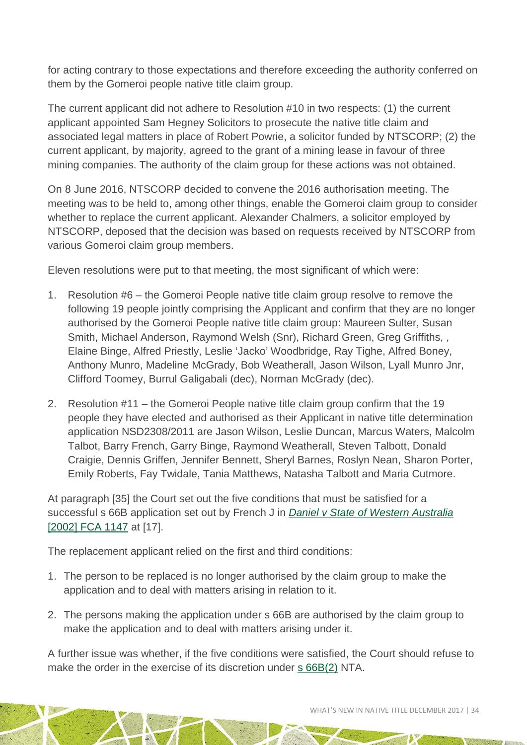for acting contrary to those expectations and therefore exceeding the authority conferred on them by the Gomeroi people native title claim group.

The current applicant did not adhere to Resolution #10 in two respects: (1) the current applicant appointed Sam Hegney Solicitors to prosecute the native title claim and associated legal matters in place of Robert Powrie, a solicitor funded by NTSCORP; (2) the current applicant, by majority, agreed to the grant of a mining lease in favour of three mining companies. The authority of the claim group for these actions was not obtained.

On 8 June 2016, NTSCORP decided to convene the 2016 authorisation meeting. The meeting was to be held to, among other things, enable the Gomeroi claim group to consider whether to replace the current applicant. Alexander Chalmers, a solicitor employed by NTSCORP, deposed that the decision was based on requests received by NTSCORP from various Gomeroi claim group members.

Eleven resolutions were put to that meeting, the most significant of which were:

1. Resolution #6 – the Gomeroi People native title claim group resolve to remove the following 19 people jointly comprising the Applicant and confirm that they are no longer authorised by the Gomeroi People native title claim group: Maureen Sulter, Susan Smith, Michael Anderson, Raymond Welsh (Snr), Richard Green, Greg Griffiths, , Elaine Binge, Alfred Priestly, Leslie 'Jacko' Woodbridge, Ray Tighe, Alfred Boney, Anthony Munro, Madeline McGrady, Bob Weatherall, Jason Wilson, Lyall Munro Jnr, Clifford Toomey, Burrul Galigabali (dec), Norman McGrady (dec).
2. Resolution #11 – the Gomeroi People native title claim group confirm that the 19 people they have elected and authorised as their Applicant in native title determination application NSD2308/2011 are Jason Wilson, Leslie Duncan, Marcus Waters, Malcolm Talbot, Barry French, Garry Binge, Raymond Weatherall, Steven Talbott, Donald Craigie, Dennis Griffen, Jennifer Bennett, Sheryl Barnes, Roslyn Nean, Sharon Porter, Emily Roberts, Fay Twidale, Tania Matthews, Natasha Talbott and Maria Cutmore.

At paragraph [35] the Court set out the five conditions that must be satisfied for a successful s 66B application set out by French J in *Daniel v State of Western Australia* [2002] FCA 1147 at [17].

The replacement applicant relied on the first and third conditions:

1. The person to be replaced is no longer authorised by the claim group to make the application and to deal with matters arising in relation to it.
2. The persons making the application under s 66B are authorised by the claim group to make the application and to deal with matters arising under it.

A further issue was whether, if the five conditions were satisfied, the Court should refuse to make the order in the exercise of its discretion under s 66B(2) NTA.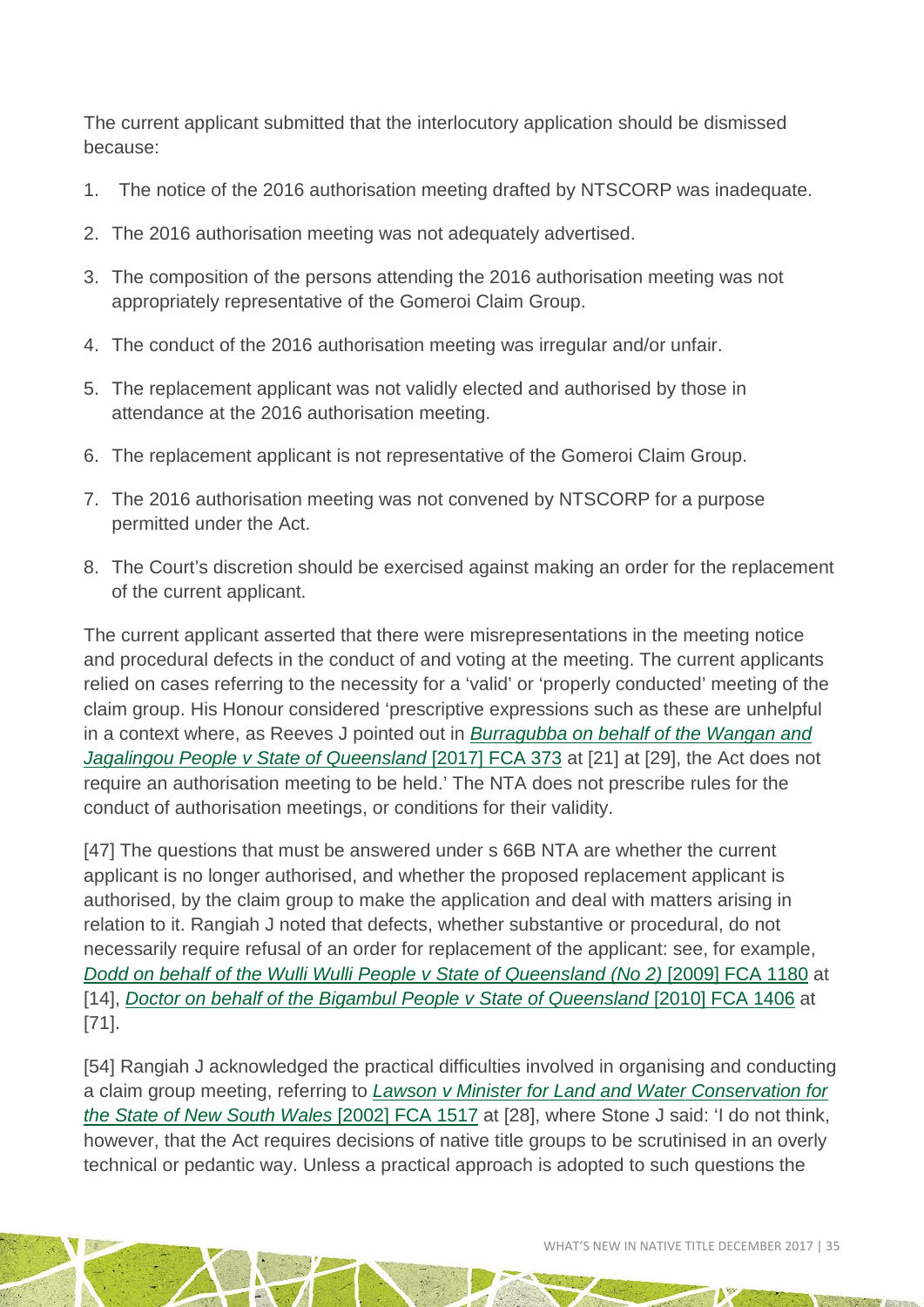The current applicant submitted that the interlocutory application should be dismissed because:

1. The notice of the 2016 authorisation meeting drafted by NTSCORP was inadequate.
2. The 2016 authorisation meeting was not adequately advertised.
3. The composition of the persons attending the 2016 authorisation meeting was not appropriately representative of the Gomeroi Claim Group.
4. The conduct of the 2016 authorisation meeting was irregular and/or unfair.
5. The replacement applicant was not validly elected and authorised by those in attendance at the 2016 authorisation meeting.
6. The replacement applicant is not representative of the Gomeroi Claim Group.
7. The 2016 authorisation meeting was not convened by NTSCORP for a purpose permitted under the Act.
8. The Court's discretion should be exercised against making an order for the replacement of the current applicant.

The current applicant asserted that there were misrepresentations in the meeting notice and procedural defects in the conduct of and voting at the meeting. The current applicants relied on cases referring to the necessity for a 'valid' or 'properly conducted' meeting of the claim group. His Honour considered 'prescriptive expressions such as these are unhelpful in a context where, as Reeves J pointed out in [*Burragubba on behalf of the Wangan and Jagalingou People v State of Queensland* [2017] FCA 373]() at [21] at [29], the Act does not require an authorisation meeting to be held.' The NTA does not prescribe rules for the conduct of authorisation meetings, or conditions for their validity.

[47] The questions that must be answered under s 66B NTA are whether the current applicant is no longer authorised, and whether the proposed replacement applicant is authorised, by the claim group to make the application and deal with matters arising in relation to it. Rangiah J noted that defects, whether substantive or procedural, do not necessarily require refusal of an order for replacement of the applicant: see, for example, [*Dodd on behalf of the Wulli Wulli People v State of Queensland (No 2)* [2009] FCA 1180]() at [14], [*Doctor on behalf of the Bigambul People v State of Queensland* [2010] FCA 1406]() at [71].

[54] Rangiah J acknowledged the practical difficulties involved in organising and conducting a claim group meeting, referring to [*Lawson v Minister for Land and Water Conservation for the State of New South Wales* [2002] FCA 1517]() at [28], where Stone J said: 'I do not think, however, that the Act requires decisions of native title groups to be scrutinised in an overly technical or pedantic way. Unless a practical approach is adopted to such questions the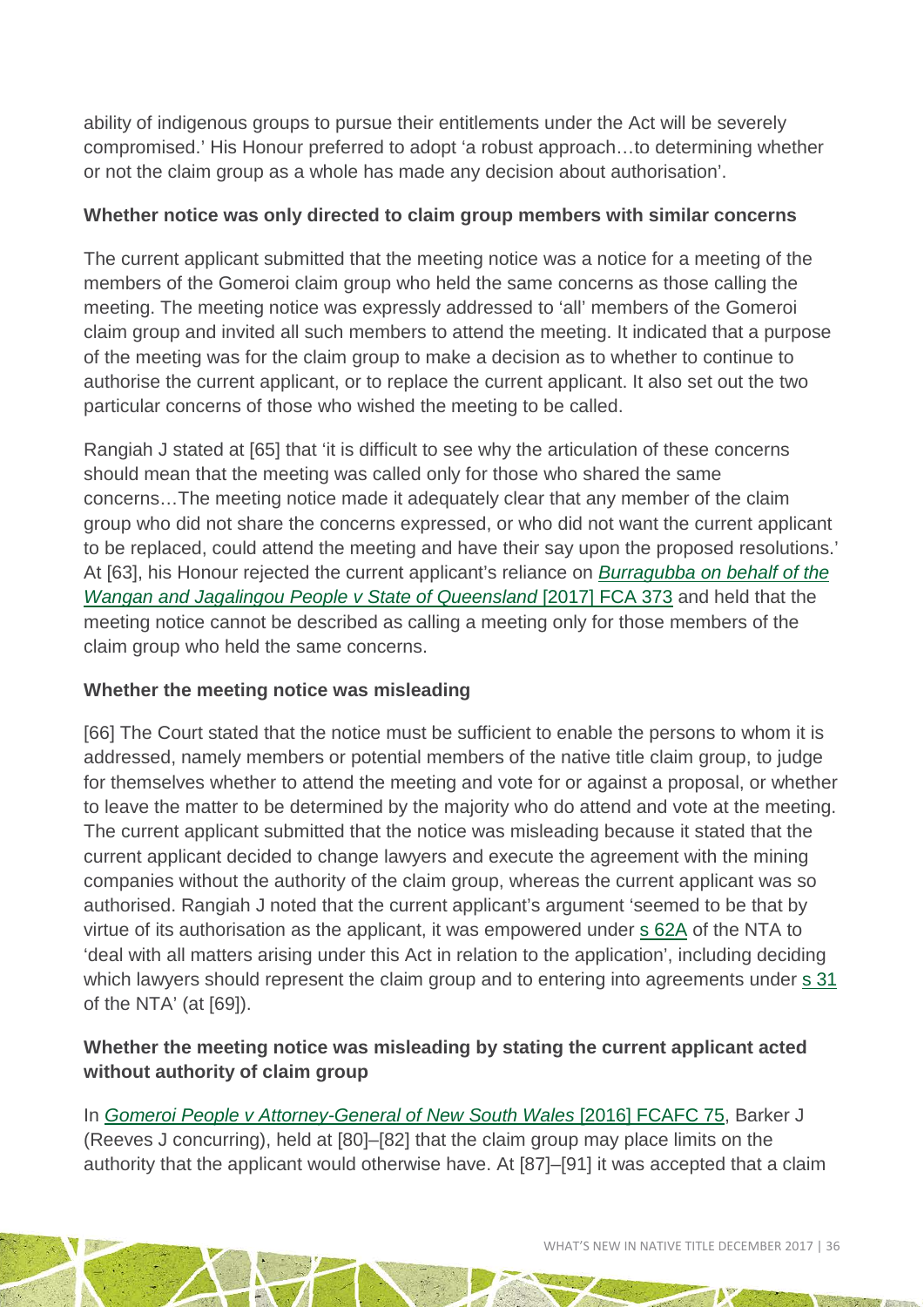ability of indigenous groups to pursue their entitlements under the Act will be severely compromised.' His Honour preferred to adopt 'a robust approach…to determining whether or not the claim group as a whole has made any decision about authorisation'.

**Whether notice was only directed to claim group members with similar concerns**

The current applicant submitted that the meeting notice was a notice for a meeting of the members of the Gomeroi claim group who held the same concerns as those calling the meeting. The meeting notice was expressly addressed to 'all' members of the Gomeroi claim group and invited all such members to attend the meeting. It indicated that a purpose of the meeting was for the claim group to make a decision as to whether to continue to authorise the current applicant, or to replace the current applicant. It also set out the two particular concerns of those who wished the meeting to be called.

Rangiah J stated at [65] that 'it is difficult to see why the articulation of these concerns should mean that the meeting was called only for those who shared the same concerns…The meeting notice made it adequately clear that any member of the claim group who did not share the concerns expressed, or who did not want the current applicant to be replaced, could attend the meeting and have their say upon the proposed resolutions.' At [63], his Honour rejected the current applicant's reliance on *Burragubba on behalf of the Wangan and Jagalingou People v State of Queensland* [2017] FCA 373 and held that the meeting notice cannot be described as calling a meeting only for those members of the claim group who held the same concerns.

**Whether the meeting notice was misleading**

[66] The Court stated that the notice must be sufficient to enable the persons to whom it is addressed, namely members or potential members of the native title claim group, to judge for themselves whether to attend the meeting and vote for or against a proposal, or whether to leave the matter to be determined by the majority who do attend and vote at the meeting. The current applicant submitted that the notice was misleading because it stated that the current applicant decided to change lawyers and execute the agreement with the mining companies without the authority of the claim group, whereas the current applicant was so authorised. Rangiah J noted that the current applicant's argument 'seemed to be that by virtue of its authorisation as the applicant, it was empowered under s 62A of the NTA to 'deal with all matters arising under this Act in relation to the application', including deciding which lawyers should represent the claim group and to entering into agreements under s 31 of the NTA' (at [69]).

**Whether the meeting notice was misleading by stating the current applicant acted without authority of claim group**

In *Gomeroi People v Attorney-General of New South Wales* [2016] FCAFC 75, Barker J (Reeves J concurring), held at [80]–[82] that the claim group may place limits on the authority that the applicant would otherwise have. At [87]–[91] it was accepted that a claim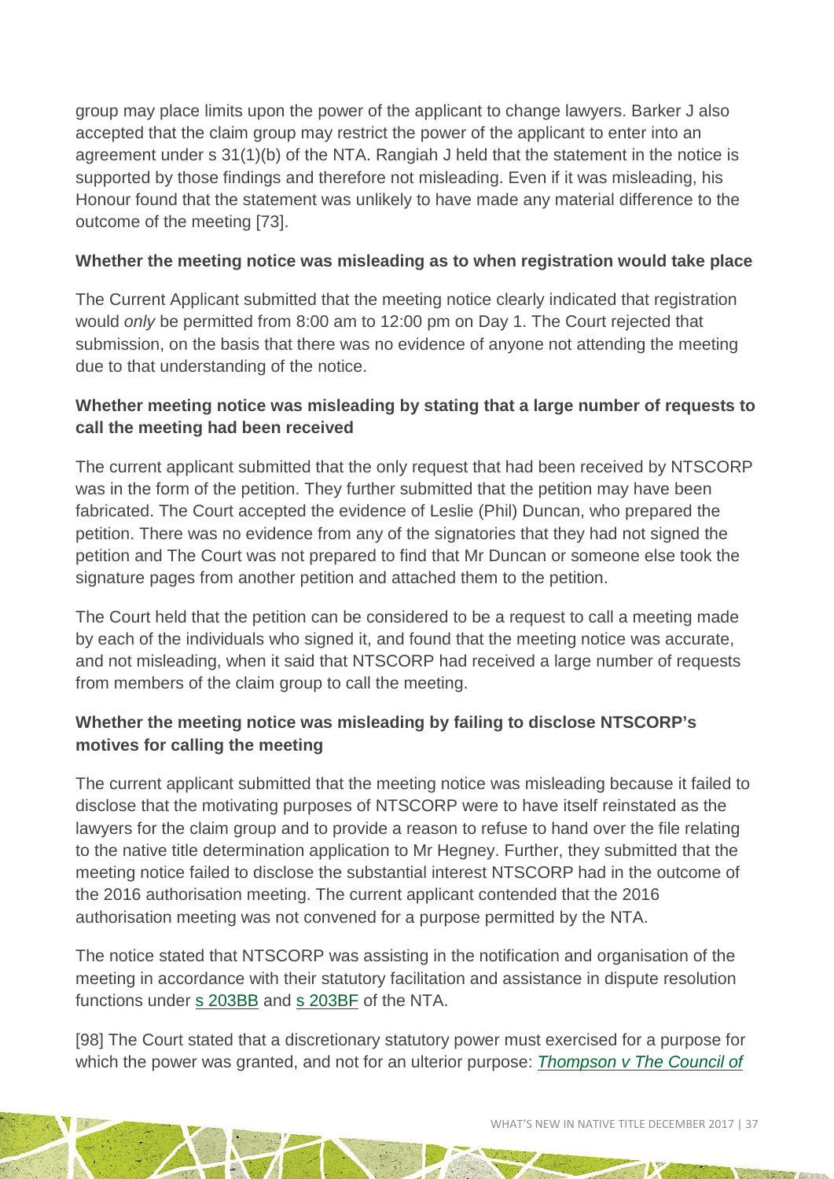group may place limits upon the power of the applicant to change lawyers. Barker J also accepted that the claim group may restrict the power of the applicant to enter into an agreement under s 31(1)(b) of the NTA. Rangiah J held that the statement in the notice is supported by those findings and therefore not misleading. Even if it was misleading, his Honour found that the statement was unlikely to have made any material difference to the outcome of the meeting [73].

**Whether the meeting notice was misleading as to when registration would take place**

The Current Applicant submitted that the meeting notice clearly indicated that registration would *only* be permitted from 8:00 am to 12:00 pm on Day 1. The Court rejected that submission, on the basis that there was no evidence of anyone not attending the meeting due to that understanding of the notice.

**Whether meeting notice was misleading by stating that a large number of requests to call the meeting had been received**

The current applicant submitted that the only request that had been received by NTSCORP was in the form of the petition. They further submitted that the petition may have been fabricated. The Court accepted the evidence of Leslie (Phil) Duncan, who prepared the petition. There was no evidence from any of the signatories that they had not signed the petition and The Court was not prepared to find that Mr Duncan or someone else took the signature pages from another petition and attached them to the petition.

The Court held that the petition can be considered to be a request to call a meeting made by each of the individuals who signed it, and found that the meeting notice was accurate, and not misleading, when it said that NTSCORP had received a large number of requests from members of the claim group to call the meeting.

**Whether the meeting notice was misleading by failing to disclose NTSCORP's motives for calling the meeting**

The current applicant submitted that the meeting notice was misleading because it failed to disclose that the motivating purposes of NTSCORP were to have itself reinstated as the lawyers for the claim group and to provide a reason to refuse to hand over the file relating to the native title determination application to Mr Hegney. Further, they submitted that the meeting notice failed to disclose the substantial interest NTSCORP had in the outcome of the 2016 authorisation meeting. The current applicant contended that the 2016 authorisation meeting was not convened for a purpose permitted by the NTA.

The notice stated that NTSCORP was assisting in the notification and organisation of the meeting in accordance with their statutory facilitation and assistance in dispute resolution functions under s 203BB and s 203BF of the NTA.

[98] The Court stated that a discretionary statutory power must exercised for a purpose for which the power was granted, and not for an ulterior purpose: *Thompson v The Council of*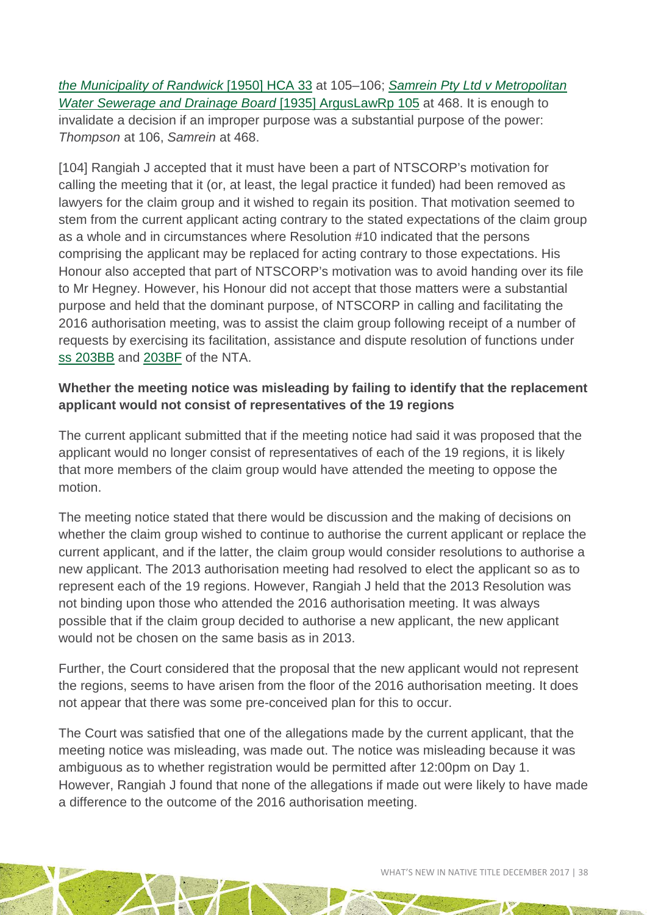*the Municipality of Randwick* [1950] HCA 33 at 105–106; *Samrein Pty Ltd v Metropolitan Water Sewerage and Drainage Board* [1935] ArgusLawRp 105 at 468. It is enough to invalidate a decision if an improper purpose was a substantial purpose of the power: *Thompson* at 106, *Samrein* at 468.

[104] Rangiah J accepted that it must have been a part of NTSCORP's motivation for calling the meeting that it (or, at least, the legal practice it funded) had been removed as lawyers for the claim group and it wished to regain its position. That motivation seemed to stem from the current applicant acting contrary to the stated expectations of the claim group as a whole and in circumstances where Resolution #10 indicated that the persons comprising the applicant may be replaced for acting contrary to those expectations. His Honour also accepted that part of NTSCORP's motivation was to avoid handing over its file to Mr Hegney. However, his Honour did not accept that those matters were a substantial purpose and held that the dominant purpose, of NTSCORP in calling and facilitating the 2016 authorisation meeting, was to assist the claim group following receipt of a number of requests by exercising its facilitation, assistance and dispute resolution of functions under ss 203BB and 203BF of the NTA.

**Whether the meeting notice was misleading by failing to identify that the replacement applicant would not consist of representatives of the 19 regions**

The current applicant submitted that if the meeting notice had said it was proposed that the applicant would no longer consist of representatives of each of the 19 regions, it is likely that more members of the claim group would have attended the meeting to oppose the motion.

The meeting notice stated that there would be discussion and the making of decisions on whether the claim group wished to continue to authorise the current applicant or replace the current applicant, and if the latter, the claim group would consider resolutions to authorise a new applicant. The 2013 authorisation meeting had resolved to elect the applicant so as to represent each of the 19 regions. However, Rangiah J held that the 2013 Resolution was not binding upon those who attended the 2016 authorisation meeting. It was always possible that if the claim group decided to authorise a new applicant, the new applicant would not be chosen on the same basis as in 2013.

Further, the Court considered that the proposal that the new applicant would not represent the regions, seems to have arisen from the floor of the 2016 authorisation meeting. It does not appear that there was some pre-conceived plan for this to occur.

The Court was satisfied that one of the allegations made by the current applicant, that the meeting notice was misleading, was made out. The notice was misleading because it was ambiguous as to whether registration would be permitted after 12:00pm on Day 1. However, Rangiah J found that none of the allegations if made out were likely to have made a difference to the outcome of the 2016 authorisation meeting.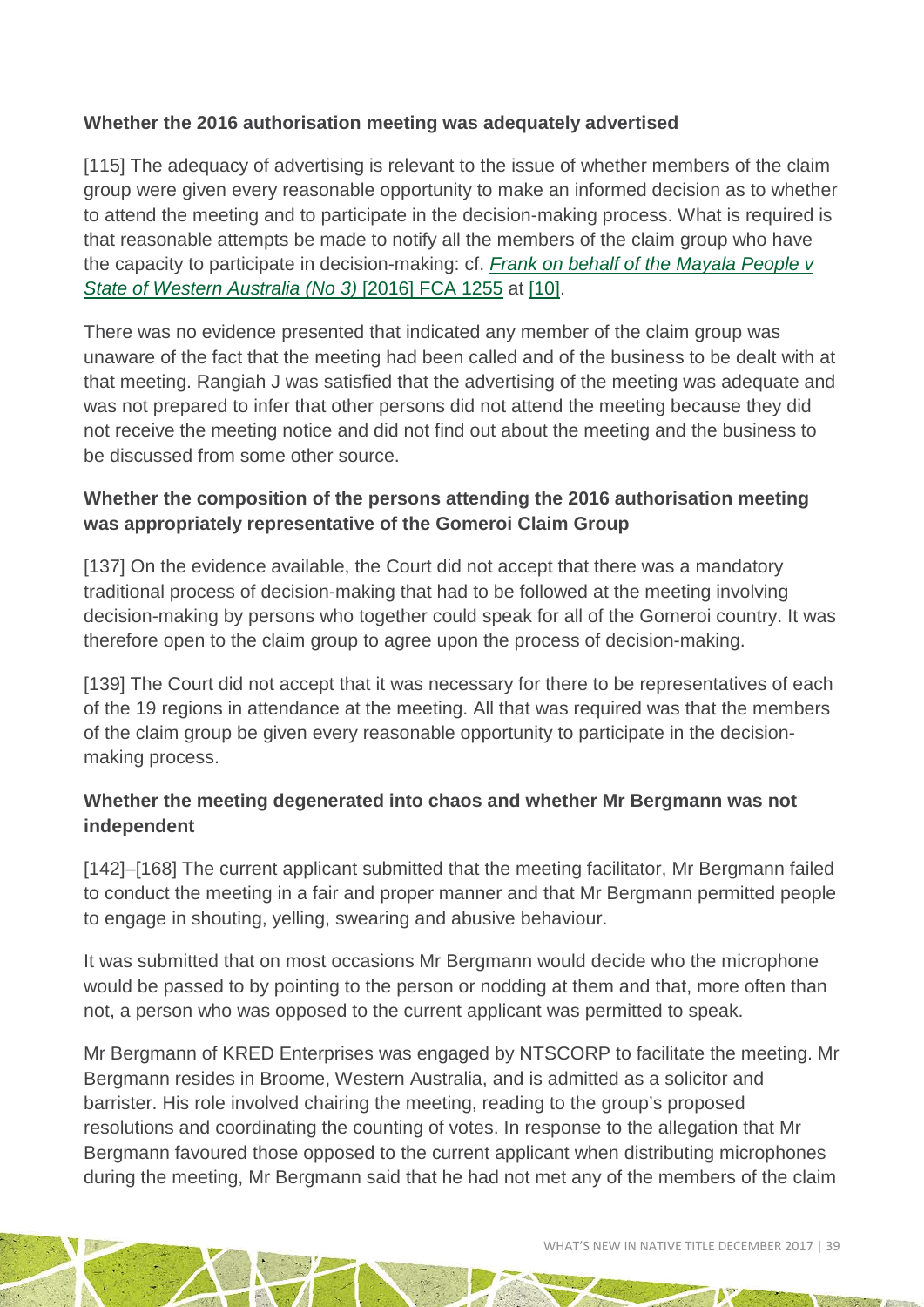**Whether the 2016 authorisation meeting was adequately advertised**

[115] The adequacy of advertising is relevant to the issue of whether members of the claim group were given every reasonable opportunity to make an informed decision as to whether to attend the meeting and to participate in the decision-making process. What is required is that reasonable attempts be made to notify all the members of the claim group who have the capacity to participate in decision-making: cf. *Frank on behalf of the Mayala People v State of Western Australia (No 3)* [2016] FCA 1255 at [10].

There was no evidence presented that indicated any member of the claim group was unaware of the fact that the meeting had been called and of the business to be dealt with at that meeting. Rangiah J was satisfied that the advertising of the meeting was adequate and was not prepared to infer that other persons did not attend the meeting because they did not receive the meeting notice and did not find out about the meeting and the business to be discussed from some other source.

**Whether the composition of the persons attending the 2016 authorisation meeting was appropriately representative of the Gomeroi Claim Group**

[137] On the evidence available, the Court did not accept that there was a mandatory traditional process of decision-making that had to be followed at the meeting involving decision-making by persons who together could speak for all of the Gomeroi country. It was therefore open to the claim group to agree upon the process of decision-making.

[139] The Court did not accept that it was necessary for there to be representatives of each of the 19 regions in attendance at the meeting. All that was required was that the members of the claim group be given every reasonable opportunity to participate in the decision-making process.

**Whether the meeting degenerated into chaos and whether Mr Bergmann was not independent**

[142]–[168] The current applicant submitted that the meeting facilitator, Mr Bergmann failed to conduct the meeting in a fair and proper manner and that Mr Bergmann permitted people to engage in shouting, yelling, swearing and abusive behaviour.

It was submitted that on most occasions Mr Bergmann would decide who the microphone would be passed to by pointing to the person or nodding at them and that, more often than not, a person who was opposed to the current applicant was permitted to speak.

Mr Bergmann of KRED Enterprises was engaged by NTSCORP to facilitate the meeting. Mr Bergmann resides in Broome, Western Australia, and is admitted as a solicitor and barrister. His role involved chairing the meeting, reading to the group's proposed resolutions and coordinating the counting of votes. In response to the allegation that Mr Bergmann favoured those opposed to the current applicant when distributing microphones during the meeting, Mr Bergmann said that he had not met any of the members of the claim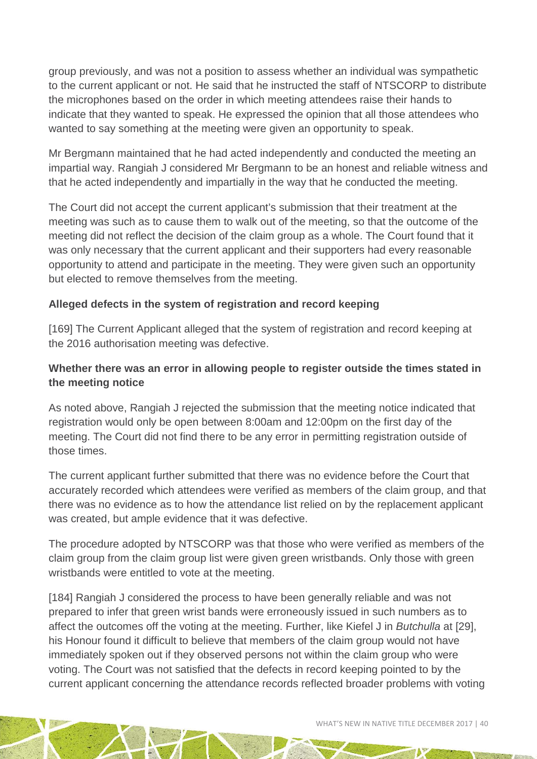group previously, and was not a position to assess whether an individual was sympathetic to the current applicant or not. He said that he instructed the staff of NTSCORP to distribute the microphones based on the order in which meeting attendees raise their hands to indicate that they wanted to speak. He expressed the opinion that all those attendees who wanted to say something at the meeting were given an opportunity to speak.

Mr Bergmann maintained that he had acted independently and conducted the meeting an impartial way. Rangiah J considered Mr Bergmann to be an honest and reliable witness and that he acted independently and impartially in the way that he conducted the meeting.

The Court did not accept the current applicant's submission that their treatment at the meeting was such as to cause them to walk out of the meeting, so that the outcome of the meeting did not reflect the decision of the claim group as a whole. The Court found that it was only necessary that the current applicant and their supporters had every reasonable opportunity to attend and participate in the meeting. They were given such an opportunity but elected to remove themselves from the meeting.

**Alleged defects in the system of registration and record keeping**

[169] The Current Applicant alleged that the system of registration and record keeping at the 2016 authorisation meeting was defective.

**Whether there was an error in allowing people to register outside the times stated in the meeting notice**

As noted above, Rangiah J rejected the submission that the meeting notice indicated that registration would only be open between 8:00am and 12:00pm on the first day of the meeting. The Court did not find there to be any error in permitting registration outside of those times.

The current applicant further submitted that there was no evidence before the Court that accurately recorded which attendees were verified as members of the claim group, and that there was no evidence as to how the attendance list relied on by the replacement applicant was created, but ample evidence that it was defective.

The procedure adopted by NTSCORP was that those who were verified as members of the claim group from the claim group list were given green wristbands. Only those with green wristbands were entitled to vote at the meeting.

[184] Rangiah J considered the process to have been generally reliable and was not prepared to infer that green wrist bands were erroneously issued in such numbers as to affect the outcomes off the voting at the meeting. Further, like Kiefel J in *Butchulla* at [29], his Honour found it difficult to believe that members of the claim group would not have immediately spoken out if they observed persons not within the claim group who were voting. The Court was not satisfied that the defects in record keeping pointed to by the current applicant concerning the attendance records reflected broader problems with voting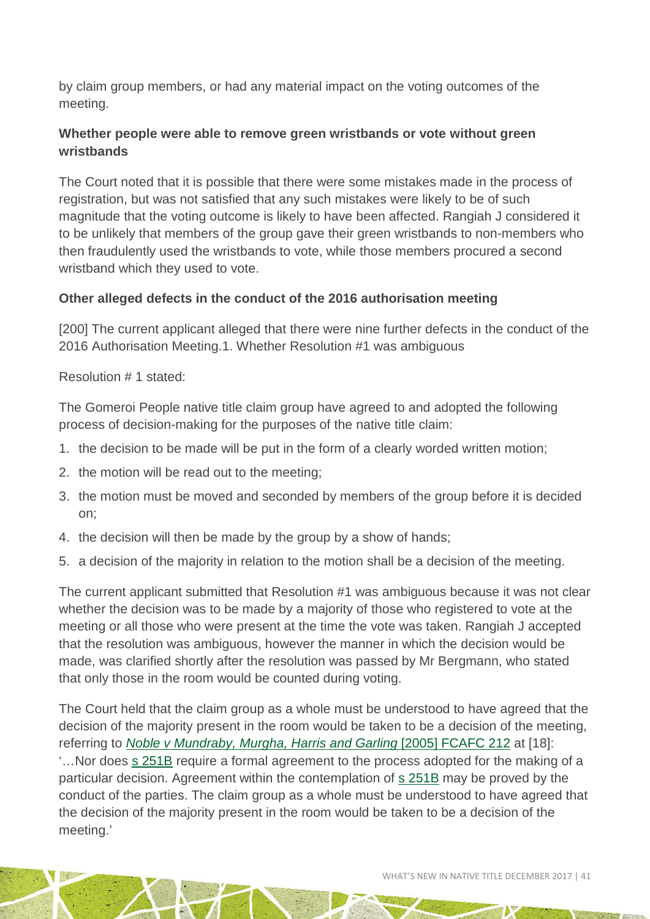by claim group members, or had any material impact on the voting outcomes of the meeting.

**Whether people were able to remove green wristbands or vote without green wristbands**

The Court noted that it is possible that there were some mistakes made in the process of registration, but was not satisfied that any such mistakes were likely to be of such magnitude that the voting outcome is likely to have been affected. Rangiah J considered it to be unlikely that members of the group gave their green wristbands to non-members who then fraudulently used the wristbands to vote, while those members procured a second wristband which they used to vote.

**Other alleged defects in the conduct of the 2016 authorisation meeting**

[200] The current applicant alleged that there were nine further defects in the conduct of the 2016 Authorisation Meeting.1. Whether Resolution #1 was ambiguous

Resolution # 1 stated:

The Gomeroi People native title claim group have agreed to and adopted the following process of decision-making for the purposes of the native title claim:

1. the decision to be made will be put in the form of a clearly worded written motion;
2. the motion will be read out to the meeting;
3. the motion must be moved and seconded by members of the group before it is decided on;
4. the decision will then be made by the group by a show of hands;
5. a decision of the majority in relation to the motion shall be a decision of the meeting.

The current applicant submitted that Resolution #1 was ambiguous because it was not clear whether the decision was to be made by a majority of those who registered to vote at the meeting or all those who were present at the time the vote was taken. Rangiah J accepted that the resolution was ambiguous, however the manner in which the decision would be made, was clarified shortly after the resolution was passed by Mr Bergmann, who stated that only those in the room would be counted during voting.

The Court held that the claim group as a whole must be understood to have agreed that the decision of the majority present in the room would be taken to be a decision of the meeting, referring to *Noble v Mundraby, Murgha, Harris and Garling* [2005] FCAFC 212 at [18]: '…Nor does s 251B require a formal agreement to the process adopted for the making of a particular decision. Agreement within the contemplation of s 251B may be proved by the conduct of the parties. The claim group as a whole must be understood to have agreed that the decision of the majority present in the room would be taken to be a decision of the meeting.'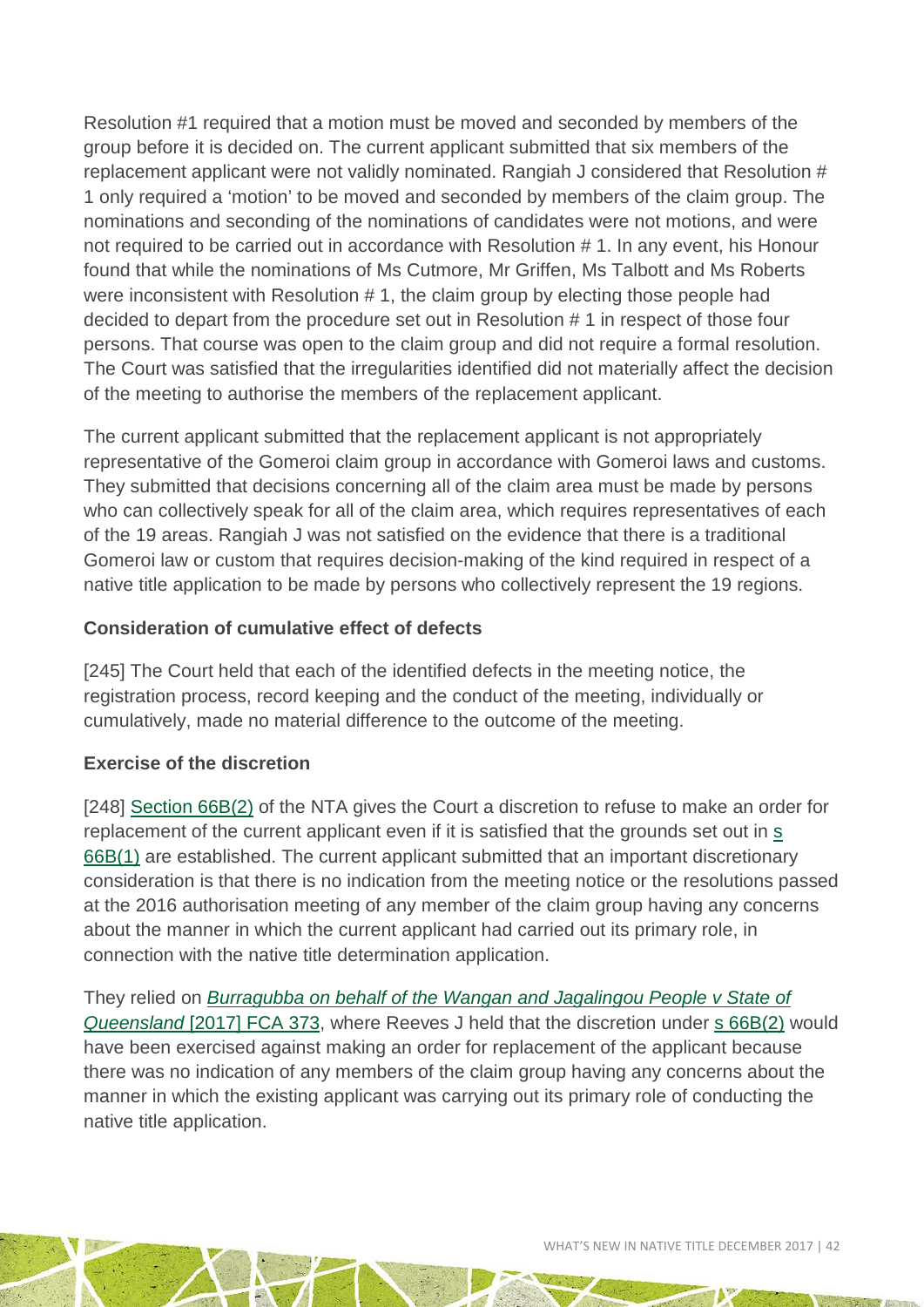Resolution #1 required that a motion must be moved and seconded by members of the group before it is decided on. The current applicant submitted that six members of the replacement applicant were not validly nominated. Rangiah J considered that Resolution # 1 only required a 'motion' to be moved and seconded by members of the claim group. The nominations and seconding of the nominations of candidates were not motions, and were not required to be carried out in accordance with Resolution # 1. In any event, his Honour found that while the nominations of Ms Cutmore, Mr Griffen, Ms Talbott and Ms Roberts were inconsistent with Resolution # 1, the claim group by electing those people had decided to depart from the procedure set out in Resolution # 1 in respect of those four persons. That course was open to the claim group and did not require a formal resolution. The Court was satisfied that the irregularities identified did not materially affect the decision of the meeting to authorise the members of the replacement applicant.

The current applicant submitted that the replacement applicant is not appropriately representative of the Gomeroi claim group in accordance with Gomeroi laws and customs. They submitted that decisions concerning all of the claim area must be made by persons who can collectively speak for all of the claim area, which requires representatives of each of the 19 areas. Rangiah J was not satisfied on the evidence that there is a traditional Gomeroi law or custom that requires decision-making of the kind required in respect of a native title application to be made by persons who collectively represent the 19 regions.

**Consideration of cumulative effect of defects**

[245] The Court held that each of the identified defects in the meeting notice, the registration process, record keeping and the conduct of the meeting, individually or cumulatively, made no material difference to the outcome of the meeting.

**Exercise of the discretion**

[248] Section 66B(2) of the NTA gives the Court a discretion to refuse to make an order for replacement of the current applicant even if it is satisfied that the grounds set out in s 66B(1) are established. The current applicant submitted that an important discretionary consideration is that there is no indication from the meeting notice or the resolutions passed at the 2016 authorisation meeting of any member of the claim group having any concerns about the manner in which the current applicant had carried out its primary role, in connection with the native title determination application.

They relied on *Burragubba on behalf of the Wangan and Jagalingou People v State of Queensland* [2017] FCA 373, where Reeves J held that the discretion under s 66B(2) would have been exercised against making an order for replacement of the applicant because there was no indication of any members of the claim group having any concerns about the manner in which the existing applicant was carrying out its primary role of conducting the native title application.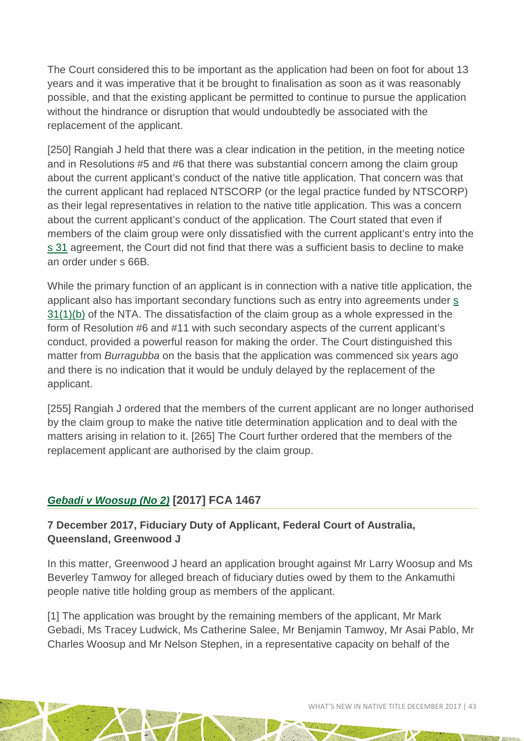The Court considered this to be important as the application had been on foot for about 13 years and it was imperative that it be brought to finalisation as soon as it was reasonably possible, and that the existing applicant be permitted to continue to pursue the application without the hindrance or disruption that would undoubtedly be associated with the replacement of the applicant.

[250] Rangiah J held that there was a clear indication in the petition, in the meeting notice and in Resolutions #5 and #6 that there was substantial concern among the claim group about the current applicant's conduct of the native title application. That concern was that the current applicant had replaced NTSCORP (or the legal practice funded by NTSCORP) as their legal representatives in relation to the native title application. This was a concern about the current applicant's conduct of the application. The Court stated that even if members of the claim group were only dissatisfied with the current applicant's entry into the s 31 agreement, the Court did not find that there was a sufficient basis to decline to make an order under s 66B.

While the primary function of an applicant is in connection with a native title application, the applicant also has important secondary functions such as entry into agreements under s 31(1)(b) of the NTA. The dissatisfaction of the claim group as a whole expressed in the form of Resolution #6 and #11 with such secondary aspects of the current applicant's conduct, provided a powerful reason for making the order. The Court distinguished this matter from *Burragubba* on the basis that the application was commenced six years ago and there is no indication that it would be unduly delayed by the replacement of the applicant.

[255] Rangiah J ordered that the members of the current applicant are no longer authorised by the claim group to make the native title determination application and to deal with the matters arising in relation to it. [265] The Court further ordered that the members of the replacement applicant are authorised by the claim group.

## ***Gebadi v Woosup (No 2)*** **[2017] FCA 1467**

### 7 December 2017, Fiduciary Duty of Applicant, Federal Court of Australia, Queensland, Greenwood J

In this matter, Greenwood J heard an application brought against Mr Larry Woosup and Ms Beverley Tamwoy for alleged breach of fiduciary duties owed by them to the Ankamuthi people native title holding group as members of the applicant.

[1] The application was brought by the remaining members of the applicant, Mr Mark Gebadi, Ms Tracey Ludwick, Ms Catherine Salee, Mr Benjamin Tamwoy, Mr Asai Pablo, Mr Charles Woosup and Mr Nelson Stephen, in a representative capacity on behalf of the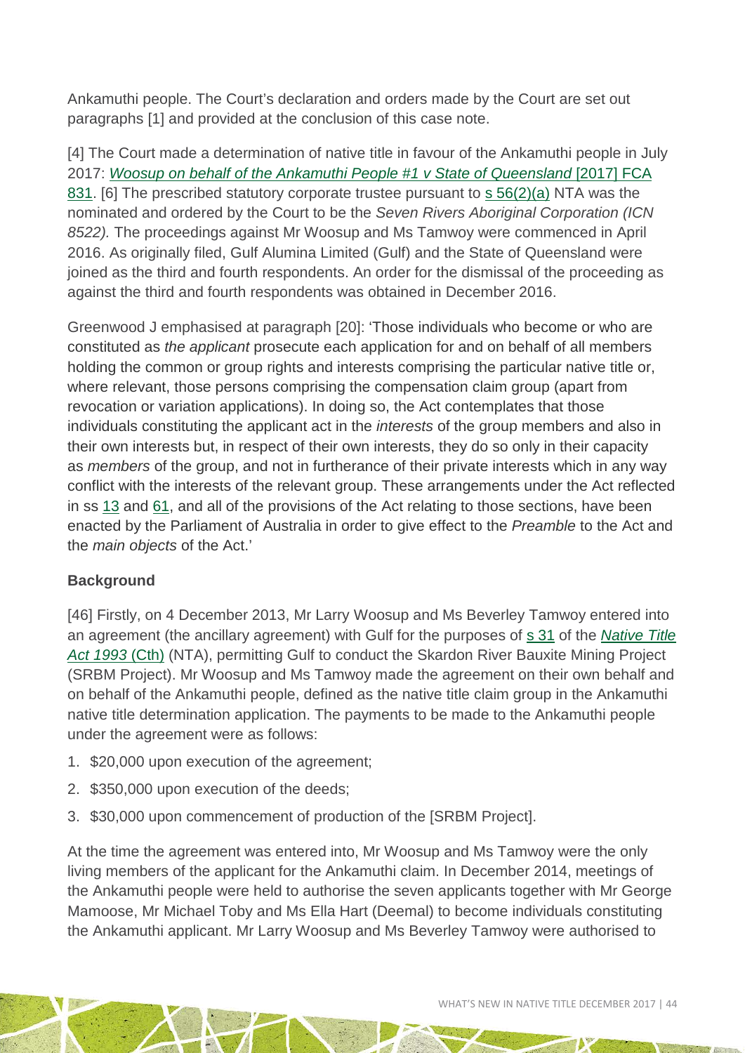Ankamuthi people. The Court's declaration and orders made by the Court are set out paragraphs [1] and provided at the conclusion of this case note.

[4] The Court made a determination of native title in favour of the Ankamuthi people in July 2017: *Woosup on behalf of the Ankamuthi People #1 v State of Queensland* [2017] FCA 831. [6] The prescribed statutory corporate trustee pursuant to s 56(2)(a) NTA was the nominated and ordered by the Court to be the *Seven Rivers Aboriginal Corporation (ICN 8522).* The proceedings against Mr Woosup and Ms Tamwoy were commenced in April 2016. As originally filed, Gulf Alumina Limited (Gulf) and the State of Queensland were joined as the third and fourth respondents. An order for the dismissal of the proceeding as against the third and fourth respondents was obtained in December 2016.

Greenwood J emphasised at paragraph [20]: 'Those individuals who become or who are constituted as *the applicant* prosecute each application for and on behalf of all members holding the common or group rights and interests comprising the particular native title or, where relevant, those persons comprising the compensation claim group (apart from revocation or variation applications). In doing so, the Act contemplates that those individuals constituting the applicant act in the *interests* of the group members and also in their own interests but, in respect of their own interests, they do so only in their capacity as *members* of the group, and not in furtherance of their private interests which in any way conflict with the interests of the relevant group. These arrangements under the Act reflected in ss 13 and 61, and all of the provisions of the Act relating to those sections, have been enacted by the Parliament of Australia in order to give effect to the *Preamble* to the Act and the *main objects* of the Act.'

**Background**

[46] Firstly, on 4 December 2013, Mr Larry Woosup and Ms Beverley Tamwoy entered into an agreement (the ancillary agreement) with Gulf for the purposes of s 31 of the *Native Title Act 1993* (Cth) (NTA), permitting Gulf to conduct the Skardon River Bauxite Mining Project (SRBM Project). Mr Woosup and Ms Tamwoy made the agreement on their own behalf and on behalf of the Ankamuthi people, defined as the native title claim group in the Ankamuthi native title determination application. The payments to be made to the Ankamuthi people under the agreement were as follows:

1. $20,000 upon execution of the agreement;
2. $350,000 upon execution of the deeds;
3. $30,000 upon commencement of production of the [SRBM Project].

At the time the agreement was entered into, Mr Woosup and Ms Tamwoy were the only living members of the applicant for the Ankamuthi claim. In December 2014, meetings of the Ankamuthi people were held to authorise the seven applicants together with Mr George Mamoose, Mr Michael Toby and Ms Ella Hart (Deemal) to become individuals constituting the Ankamuthi applicant. Mr Larry Woosup and Ms Beverley Tamwoy were authorised to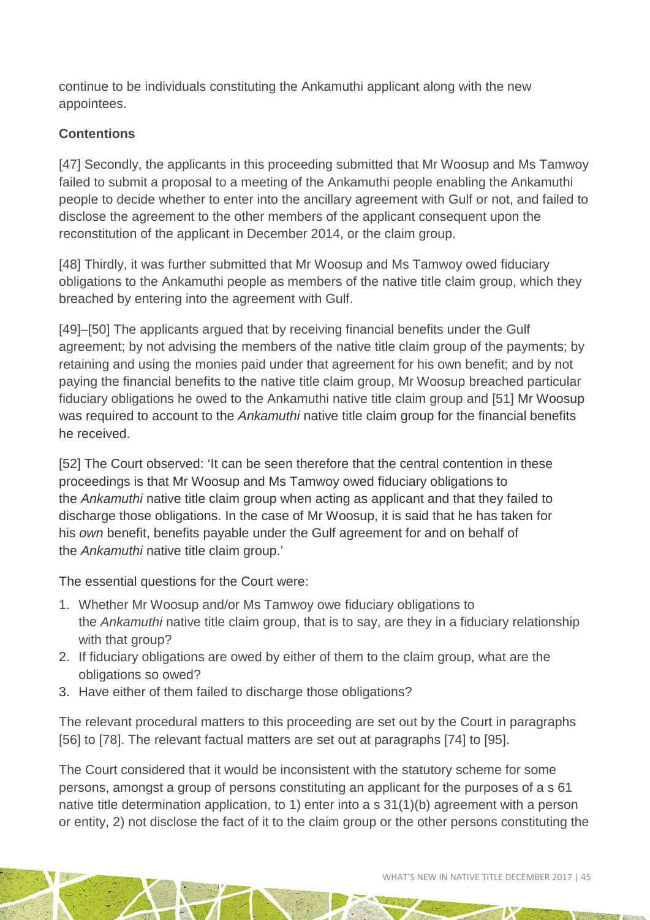continue to be individuals constituting the Ankamuthi applicant along with the new appointees.

**Contentions**

[47] Secondly, the applicants in this proceeding submitted that Mr Woosup and Ms Tamwoy failed to submit a proposal to a meeting of the Ankamuthi people enabling the Ankamuthi people to decide whether to enter into the ancillary agreement with Gulf or not, and failed to disclose the agreement to the other members of the applicant consequent upon the reconstitution of the applicant in December 2014, or the claim group.

[48] Thirdly, it was further submitted that Mr Woosup and Ms Tamwoy owed fiduciary obligations to the Ankamuthi people as members of the native title claim group, which they breached by entering into the agreement with Gulf.

[49]–[50] The applicants argued that by receiving financial benefits under the Gulf agreement; by not advising the members of the native title claim group of the payments; by retaining and using the monies paid under that agreement for his own benefit; and by not paying the financial benefits to the native title claim group, Mr Woosup breached particular fiduciary obligations he owed to the Ankamuthi native title claim group and [51] Mr Woosup was required to account to the *Ankamuthi* native title claim group for the financial benefits he received.

[52] The Court observed: 'It can be seen therefore that the central contention in these proceedings is that Mr Woosup and Ms Tamwoy owed fiduciary obligations to the *Ankamuthi* native title claim group when acting as applicant and that they failed to discharge those obligations. In the case of Mr Woosup, it is said that he has taken for his *own* benefit, benefits payable under the Gulf agreement for and on behalf of the *Ankamuthi* native title claim group.'

The essential questions for the Court were:

1. Whether Mr Woosup and/or Ms Tamwoy owe fiduciary obligations to the *Ankamuthi* native title claim group, that is to say, are they in a fiduciary relationship with that group?
2. If fiduciary obligations are owed by either of them to the claim group, what are the obligations so owed?
3. Have either of them failed to discharge those obligations?

The relevant procedural matters to this proceeding are set out by the Court in paragraphs [56] to [78]. The relevant factual matters are set out at paragraphs [74] to [95].

The Court considered that it would be inconsistent with the statutory scheme for some persons, amongst a group of persons constituting an applicant for the purposes of a s 61 native title determination application, to 1) enter into a s 31(1)(b) agreement with a person or entity, 2) not disclose the fact of it to the claim group or the other persons constituting the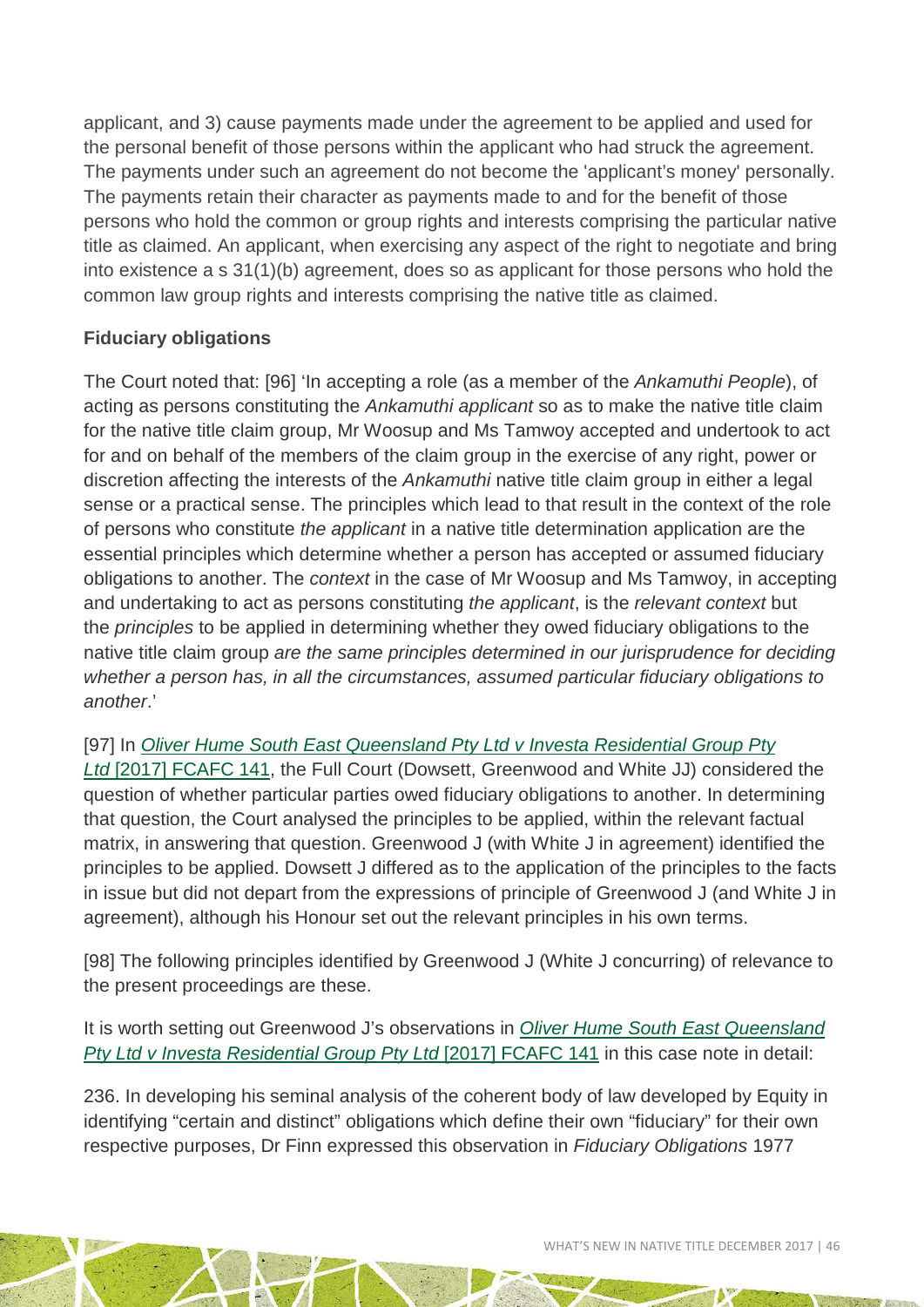applicant, and 3) cause payments made under the agreement to be applied and used for the personal benefit of those persons within the applicant who had struck the agreement. The payments under such an agreement do not become the 'applicant's money' personally. The payments retain their character as payments made to and for the benefit of those persons who hold the common or group rights and interests comprising the particular native title as claimed. An applicant, when exercising any aspect of the right to negotiate and bring into existence a s 31(1)(b) agreement, does so as applicant for those persons who hold the common law group rights and interests comprising the native title as claimed.

**Fiduciary obligations**

The Court noted that: [96] 'In accepting a role (as a member of the *Ankamuthi People*), of acting as persons constituting the *Ankamuthi applicant* so as to make the native title claim for the native title claim group, Mr Woosup and Ms Tamwoy accepted and undertook to act for and on behalf of the members of the claim group in the exercise of any right, power or discretion affecting the interests of the *Ankamuthi* native title claim group in either a legal sense or a practical sense. The principles which lead to that result in the context of the role of persons who constitute *the applicant* in a native title determination application are the essential principles which determine whether a person has accepted or assumed fiduciary obligations to another. The *context* in the case of Mr Woosup and Ms Tamwoy, in accepting and undertaking to act as persons constituting *the applicant*, is the *relevant context* but the *principles* to be applied in determining whether they owed fiduciary obligations to the native title claim group *are the same principles determined in our jurisprudence for deciding whether a person has, in all the circumstances, assumed particular fiduciary obligations to another*.'

[97] In *Oliver Hume South East Queensland Pty Ltd v Investa Residential Group Pty Ltd* [2017] FCAFC 141, the Full Court (Dowsett, Greenwood and White JJ) considered the question of whether particular parties owed fiduciary obligations to another. In determining that question, the Court analysed the principles to be applied, within the relevant factual matrix, in answering that question. Greenwood J (with White J in agreement) identified the principles to be applied. Dowsett J differed as to the application of the principles to the facts in issue but did not depart from the expressions of principle of Greenwood J (and White J in agreement), although his Honour set out the relevant principles in his own terms.

[98] The following principles identified by Greenwood J (White J concurring) of relevance to the present proceedings are these.

It is worth setting out Greenwood J's observations in *Oliver Hume South East Queensland Pty Ltd v Investa Residential Group Pty Ltd* [2017] FCAFC 141 in this case note in detail:

236. In developing his seminal analysis of the coherent body of law developed by Equity in identifying "certain and distinct" obligations which define their own "fiduciary" for their own respective purposes, Dr Finn expressed this observation in *Fiduciary Obligations* 1977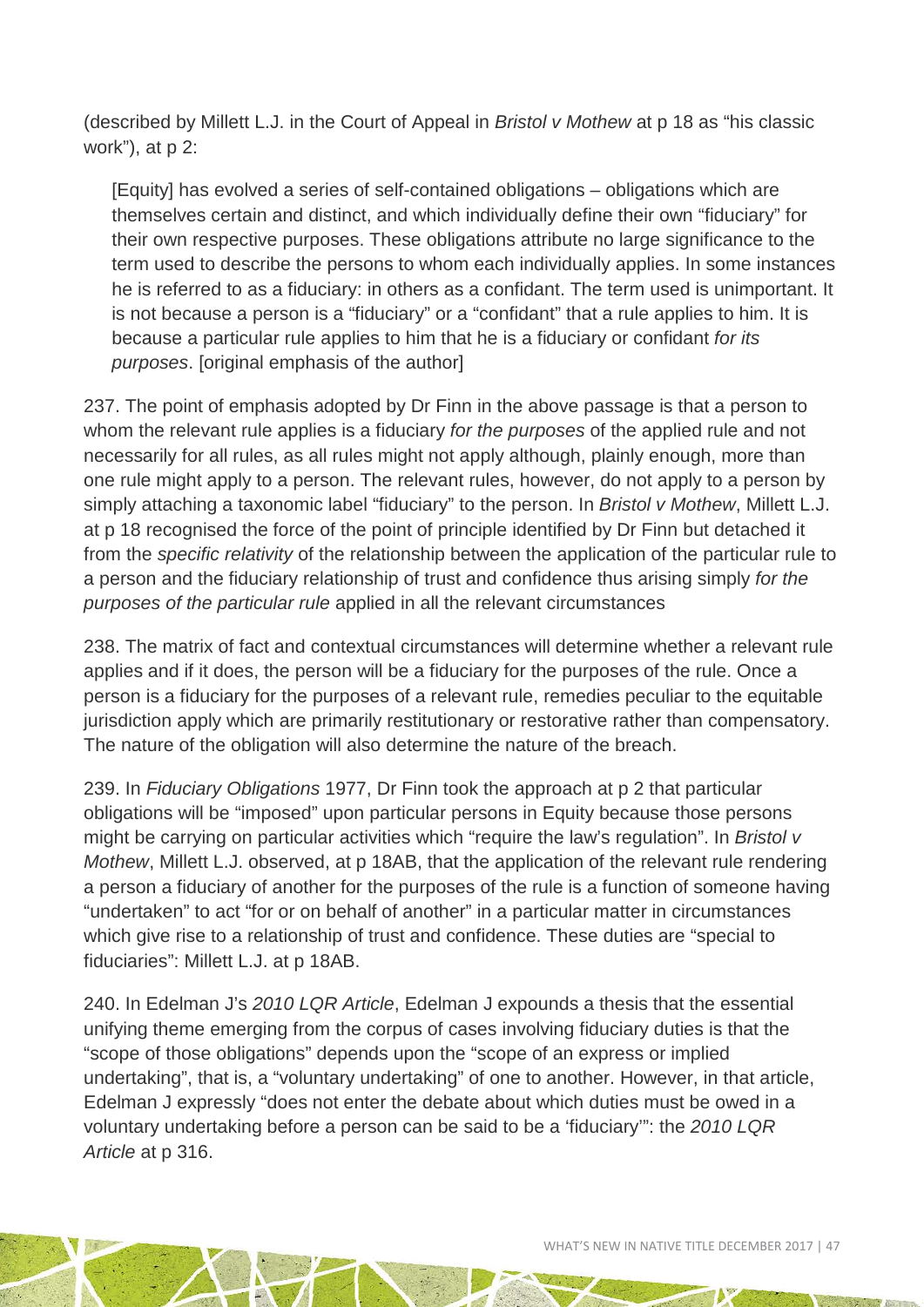(described by Millett L.J. in the Court of Appeal in *Bristol v Mothew* at p 18 as "his classic work"), at p 2:

> [Equity] has evolved a series of self-contained obligations – obligations which are themselves certain and distinct, and which individually define their own "fiduciary" for their own respective purposes. These obligations attribute no large significance to the term used to describe the persons to whom each individually applies. In some instances he is referred to as a fiduciary: in others as a confidant. The term used is unimportant. It is not because a person is a "fiduciary" or a "confidant" that a rule applies to him. It is because a particular rule applies to him that he is a fiduciary or confidant *for its purposes*. [original emphasis of the author]

237. The point of emphasis adopted by Dr Finn in the above passage is that a person to whom the relevant rule applies is a fiduciary *for the purposes* of the applied rule and not necessarily for all rules, as all rules might not apply although, plainly enough, more than one rule might apply to a person. The relevant rules, however, do not apply to a person by simply attaching a taxonomic label "fiduciary" to the person. In *Bristol v Mothew*, Millett L.J. at p 18 recognised the force of the point of principle identified by Dr Finn but detached it from the *specific relativity* of the relationship between the application of the particular rule to a person and the fiduciary relationship of trust and confidence thus arising simply *for the purposes of the particular rule* applied in all the relevant circumstances

238. The matrix of fact and contextual circumstances will determine whether a relevant rule applies and if it does, the person will be a fiduciary for the purposes of the rule. Once a person is a fiduciary for the purposes of a relevant rule, remedies peculiar to the equitable jurisdiction apply which are primarily restitutionary or restorative rather than compensatory. The nature of the obligation will also determine the nature of the breach.

239. In *Fiduciary Obligations* 1977, Dr Finn took the approach at p 2 that particular obligations will be "imposed" upon particular persons in Equity because those persons might be carrying on particular activities which "require the law's regulation". In *Bristol v Mothew*, Millett L.J. observed, at p 18AB, that the application of the relevant rule rendering a person a fiduciary of another for the purposes of the rule is a function of someone having "undertaken" to act "for or on behalf of another" in a particular matter in circumstances which give rise to a relationship of trust and confidence. These duties are "special to fiduciaries": Millett L.J. at p 18AB.

240. In Edelman J's *2010 LQR Article*, Edelman J expounds a thesis that the essential unifying theme emerging from the corpus of cases involving fiduciary duties is that the "scope of those obligations" depends upon the "scope of an express or implied undertaking", that is, a "voluntary undertaking" of one to another. However, in that article, Edelman J expressly "does not enter the debate about which duties must be owed in a voluntary undertaking before a person can be said to be a 'fiduciary'": the *2010 LQR Article* at p 316.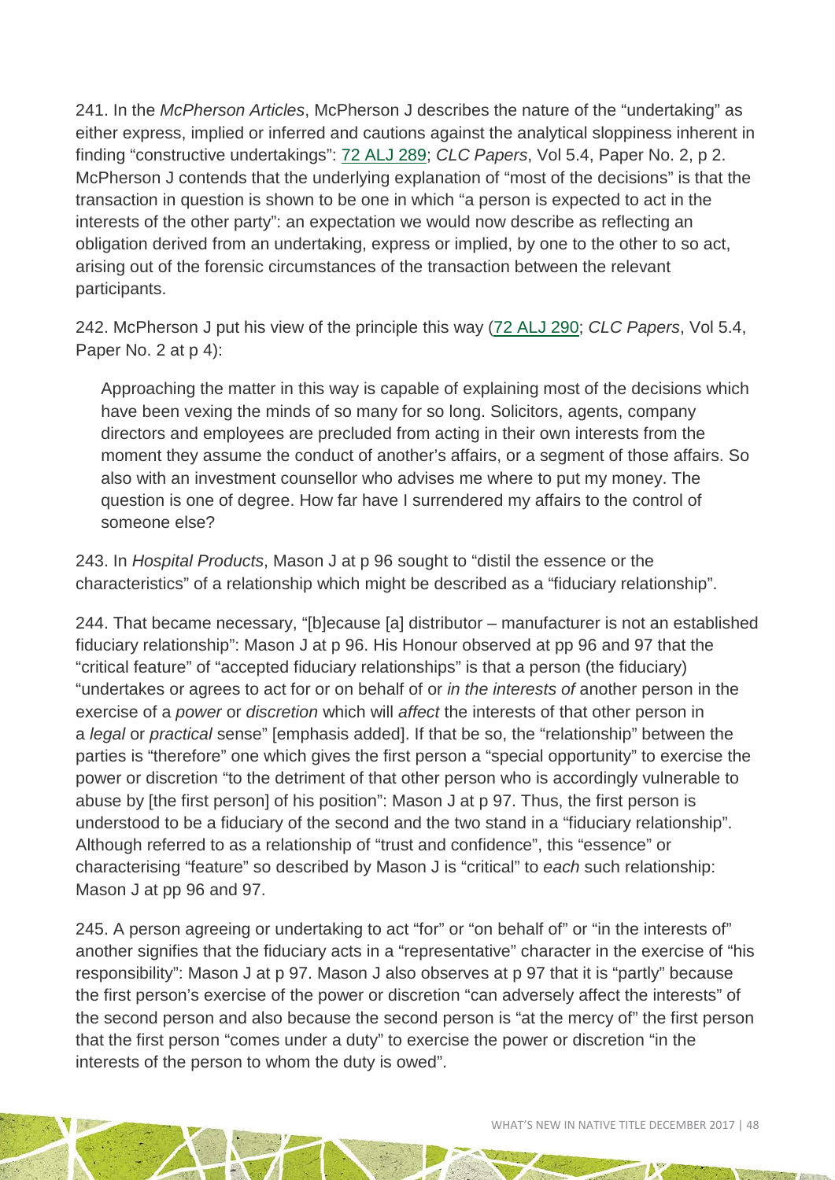241. In the *McPherson Articles*, McPherson J describes the nature of the "undertaking" as either express, implied or inferred and cautions against the analytical sloppiness inherent in finding "constructive undertakings": [72 ALJ 289](#); *CLC Papers*, Vol 5.4, Paper No. 2, p 2. McPherson J contends that the underlying explanation of "most of the decisions" is that the transaction in question is shown to be one in which "a person is expected to act in the interests of the other party": an expectation we would now describe as reflecting an obligation derived from an undertaking, express or implied, by one to the other to so act, arising out of the forensic circumstances of the transaction between the relevant participants.

242. McPherson J put his view of the principle this way ([72 ALJ 290](#); *CLC Papers*, Vol 5.4, Paper No. 2 at p 4):

> Approaching the matter in this way is capable of explaining most of the decisions which have been vexing the minds of so many for so long. Solicitors, agents, company directors and employees are precluded from acting in their own interests from the moment they assume the conduct of another's affairs, or a segment of those affairs. So also with an investment counsellor who advises me where to put my money. The question is one of degree. How far have I surrendered my affairs to the control of someone else?

243. In *Hospital Products*, Mason J at p 96 sought to "distil the essence or the characteristics" of a relationship which might be described as a "fiduciary relationship".

244. That became necessary, "[b]ecause [a] distributor – manufacturer is not an established fiduciary relationship": Mason J at p 96. His Honour observed at pp 96 and 97 that the "critical feature" of "accepted fiduciary relationships" is that a person (the fiduciary) "undertakes or agrees to act for or on behalf of or *in the interests of* another person in the exercise of a *power* or *discretion* which will *affect* the interests of that other person in a *legal* or *practical* sense" [emphasis added]. If that be so, the "relationship" between the parties is "therefore" one which gives the first person a "special opportunity" to exercise the power or discretion "to the detriment of that other person who is accordingly vulnerable to abuse by [the first person] of his position": Mason J at p 97. Thus, the first person is understood to be a fiduciary of the second and the two stand in a "fiduciary relationship". Although referred to as a relationship of "trust and confidence", this "essence" or characterising "feature" so described by Mason J is "critical" to *each* such relationship: Mason J at pp 96 and 97.

245. A person agreeing or undertaking to act "for" or "on behalf of" or "in the interests of" another signifies that the fiduciary acts in a "representative" character in the exercise of "his responsibility": Mason J at p 97. Mason J also observes at p 97 that it is "partly" because the first person's exercise of the power or discretion "can adversely affect the interests" of the second person and also because the second person is "at the mercy of" the first person that the first person "comes under a duty" to exercise the power or discretion "in the interests of the person to whom the duty is owed".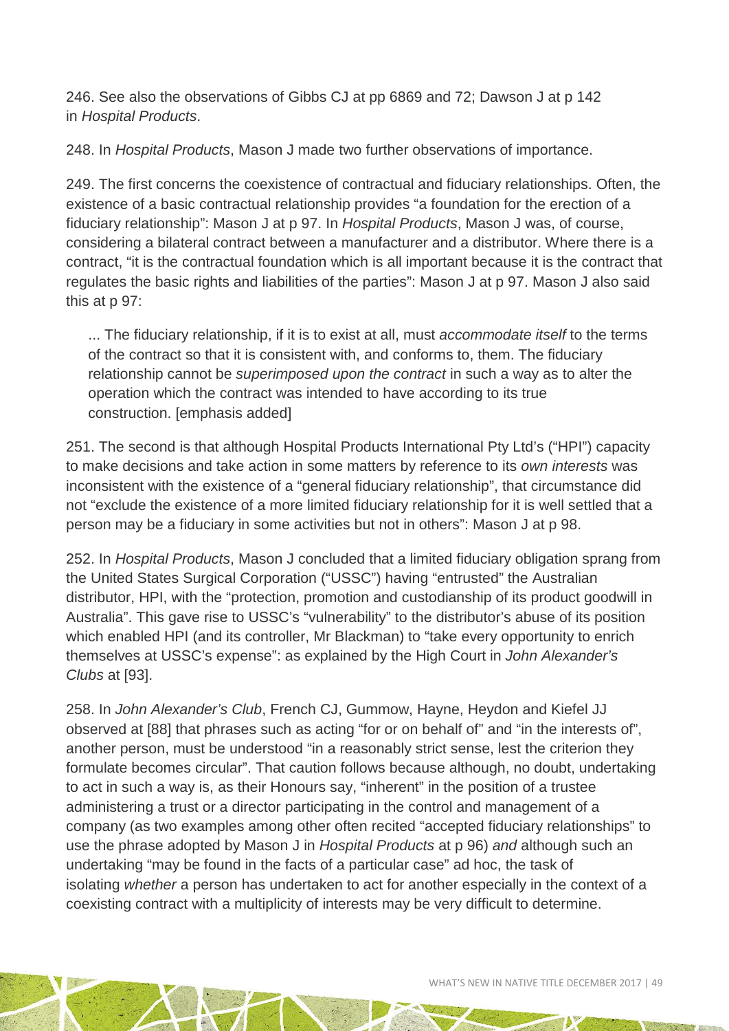246. See also the observations of Gibbs CJ at pp 6869 and 72; Dawson J at p 142 in *Hospital Products*.

248. In *Hospital Products*, Mason J made two further observations of importance.

249. The first concerns the coexistence of contractual and fiduciary relationships. Often, the existence of a basic contractual relationship provides "a foundation for the erection of a fiduciary relationship": Mason J at p 97. In *Hospital Products*, Mason J was, of course, considering a bilateral contract between a manufacturer and a distributor. Where there is a contract, "it is the contractual foundation which is all important because it is the contract that regulates the basic rights and liabilities of the parties": Mason J at p 97. Mason J also said this at p 97:

> ... The fiduciary relationship, if it is to exist at all, must *accommodate itself* to the terms of the contract so that it is consistent with, and conforms to, them. The fiduciary relationship cannot be *superimposed upon the contract* in such a way as to alter the operation which the contract was intended to have according to its true construction. [emphasis added]

251. The second is that although Hospital Products International Pty Ltd's ("HPI") capacity to make decisions and take action in some matters by reference to its *own interests* was inconsistent with the existence of a "general fiduciary relationship", that circumstance did not "exclude the existence of a more limited fiduciary relationship for it is well settled that a person may be a fiduciary in some activities but not in others": Mason J at p 98.

252. In *Hospital Products*, Mason J concluded that a limited fiduciary obligation sprang from the United States Surgical Corporation ("USSC") having "entrusted" the Australian distributor, HPI, with the "protection, promotion and custodianship of its product goodwill in Australia". This gave rise to USSC's "vulnerability" to the distributor's abuse of its position which enabled HPI (and its controller, Mr Blackman) to "take every opportunity to enrich themselves at USSC's expense": as explained by the High Court in *John Alexander's Clubs* at [93].

258. In *John Alexander's Club*, French CJ, Gummow, Hayne, Heydon and Kiefel JJ observed at [88] that phrases such as acting "for or on behalf of" and "in the interests of", another person, must be understood "in a reasonably strict sense, lest the criterion they formulate becomes circular". That caution follows because although, no doubt, undertaking to act in such a way is, as their Honours say, "inherent" in the position of a trustee administering a trust or a director participating in the control and management of a company (as two examples among other often recited "accepted fiduciary relationships" to use the phrase adopted by Mason J in *Hospital Products* at p 96) *and* although such an undertaking "may be found in the facts of a particular case" ad hoc, the task of isolating *whether* a person has undertaken to act for another especially in the context of a coexisting contract with a multiplicity of interests may be very difficult to determine.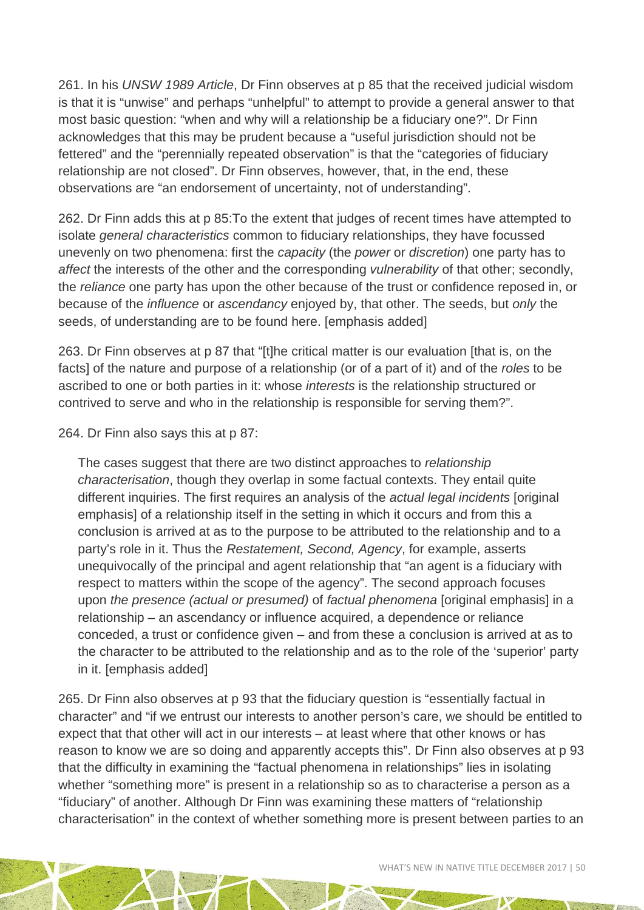261. In his *UNSW 1989 Article*, Dr Finn observes at p 85 that the received judicial wisdom is that it is "unwise" and perhaps "unhelpful" to attempt to provide a general answer to that most basic question: "when and why will a relationship be a fiduciary one?". Dr Finn acknowledges that this may be prudent because a "useful jurisdiction should not be fettered" and the "perennially repeated observation" is that the "categories of fiduciary relationship are not closed". Dr Finn observes, however, that, in the end, these observations are "an endorsement of uncertainty, not of understanding".

262. Dr Finn adds this at p 85:To the extent that judges of recent times have attempted to isolate *general characteristics* common to fiduciary relationships, they have focussed unevenly on two phenomena: first the *capacity* (the *power* or *discretion*) one party has to *affect* the interests of the other and the corresponding *vulnerability* of that other; secondly, the *reliance* one party has upon the other because of the trust or confidence reposed in, or because of the *influence* or *ascendancy* enjoyed by, that other. The seeds, but *only* the seeds, of understanding are to be found here. [emphasis added]

263. Dr Finn observes at p 87 that "[t]he critical matter is our evaluation [that is, on the facts] of the nature and purpose of a relationship (or of a part of it) and of the *roles* to be ascribed to one or both parties in it: whose *interests* is the relationship structured or contrived to serve and who in the relationship is responsible for serving them?".

264. Dr Finn also says this at p 87:

> The cases suggest that there are two distinct approaches to *relationship characterisation*, though they overlap in some factual contexts. They entail quite different inquiries. The first requires an analysis of the *actual legal incidents* [original emphasis] of a relationship itself in the setting in which it occurs and from this a conclusion is arrived at as to the purpose to be attributed to the relationship and to a party's role in it. Thus the *Restatement, Second, Agency*, for example, asserts unequivocally of the principal and agent relationship that "an agent is a fiduciary with respect to matters within the scope of the agency". The second approach focuses upon *the presence (actual or presumed)* of *factual phenomena* [original emphasis] in a relationship – an ascendancy or influence acquired, a dependence or reliance conceded, a trust or confidence given – and from these a conclusion is arrived at as to the character to be attributed to the relationship and as to the role of the 'superior' party in it. [emphasis added]

265. Dr Finn also observes at p 93 that the fiduciary question is "essentially factual in character" and "if we entrust our interests to another person's care, we should be entitled to expect that that other will act in our interests – at least where that other knows or has reason to know we are so doing and apparently accepts this". Dr Finn also observes at p 93 that the difficulty in examining the "factual phenomena in relationships" lies in isolating whether "something more" is present in a relationship so as to characterise a person as a "fiduciary" of another. Although Dr Finn was examining these matters of "relationship characterisation" in the context of whether something more is present between parties to an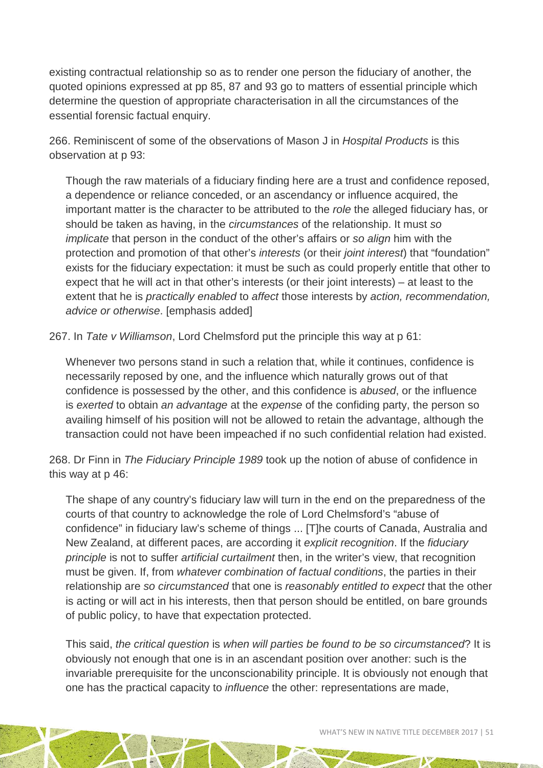existing contractual relationship so as to render one person the fiduciary of another, the quoted opinions expressed at pp 85, 87 and 93 go to matters of essential principle which determine the question of appropriate characterisation in all the circumstances of the essential forensic factual enquiry.

266. Reminiscent of some of the observations of Mason J in *Hospital Products* is this observation at p 93:

> Though the raw materials of a fiduciary finding here are a trust and confidence reposed, a dependence or reliance conceded, or an ascendancy or influence acquired, the important matter is the character to be attributed to the *role* the alleged fiduciary has, or should be taken as having, in the *circumstances* of the relationship. It must *so implicate* that person in the conduct of the other's affairs or *so align* him with the protection and promotion of that other's *interests* (or their *joint interest*) that "foundation" exists for the fiduciary expectation: it must be such as could properly entitle that other to expect that he will act in that other's interests (or their joint interests) – at least to the extent that he is *practically enabled* to *affect* those interests by *action, recommendation, advice or otherwise*. [emphasis added]

267. In *Tate v Williamson*, Lord Chelmsford put the principle this way at p 61:

> Whenever two persons stand in such a relation that, while it continues, confidence is necessarily reposed by one, and the influence which naturally grows out of that confidence is possessed by the other, and this confidence is *abused*, or the influence is *exerted* to obtain *an advantage* at the *expense* of the confiding party, the person so availing himself of his position will not be allowed to retain the advantage, although the transaction could not have been impeached if no such confidential relation had existed.

268. Dr Finn in *The Fiduciary Principle 1989* took up the notion of abuse of confidence in this way at p 46:

> The shape of any country's fiduciary law will turn in the end on the preparedness of the courts of that country to acknowledge the role of Lord Chelmsford's "abuse of confidence" in fiduciary law's scheme of things ... [T]he courts of Canada, Australia and New Zealand, at different paces, are according it *explicit recognition*. If the *fiduciary principle* is not to suffer *artificial curtailment* then, in the writer's view, that recognition must be given. If, from *whatever combination of factual conditions*, the parties in their relationship are *so circumstanced* that one is *reasonably entitled to expect* that the other is acting or will act in his interests, then that person should be entitled, on bare grounds of public policy, to have that expectation protected.
>
> This said, *the critical question* is *when will parties be found to be so circumstanced*? It is obviously not enough that one is in an ascendant position over another: such is the invariable prerequisite for the unconscionability principle. It is obviously not enough that one has the practical capacity to *influence* the other: representations are made,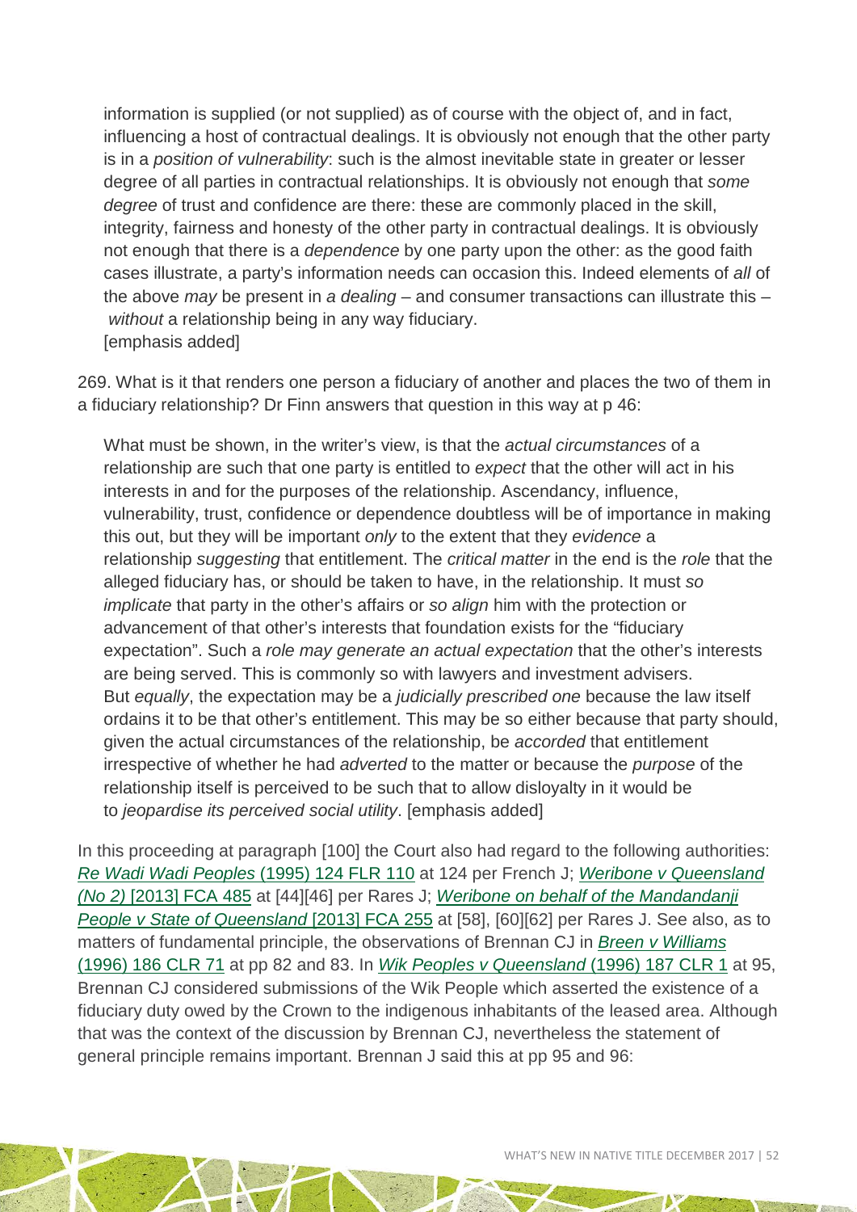> information is supplied (or not supplied) as of course with the object of, and in fact, influencing a host of contractual dealings. It is obviously not enough that the other party is in a *position of vulnerability*: such is the almost inevitable state in greater or lesser degree of all parties in contractual relationships. It is obviously not enough that *some degree* of trust and confidence are there: these are commonly placed in the skill, integrity, fairness and honesty of the other party in contractual dealings. It is obviously not enough that there is a *dependence* by one party upon the other: as the good faith cases illustrate, a party's information needs can occasion this. Indeed elements of *all* of the above *may* be present in *a dealing* – and consumer transactions can illustrate this – *without* a relationship being in any way fiduciary.
> [emphasis added]

269. What is it that renders one person a fiduciary of another and places the two of them in a fiduciary relationship? Dr Finn answers that question in this way at p 46:

> What must be shown, in the writer's view, is that the *actual circumstances* of a relationship are such that one party is entitled to *expect* that the other will act in his interests in and for the purposes of the relationship. Ascendancy, influence, vulnerability, trust, confidence or dependence doubtless will be of importance in making this out, but they will be important *only* to the extent that they *evidence* a relationship *suggesting* that entitlement. The *critical matter* in the end is the *role* that the alleged fiduciary has, or should be taken to have, in the relationship. It must *so implicate* that party in the other's affairs or *so align* him with the protection or advancement of that other's interests that foundation exists for the "fiduciary expectation". Such a *role may generate an actual expectation* that the other's interests are being served. This is commonly so with lawyers and investment advisers. But *equally*, the expectation may be a *judicially prescribed one* because the law itself ordains it to be that other's entitlement. This may be so either because that party should, given the actual circumstances of the relationship, be *accorded* that entitlement irrespective of whether he had *adverted* to the matter or because the *purpose* of the relationship itself is perceived to be such that to allow disloyalty in it would be to *jeopardise its perceived social utility*. [emphasis added]

In this proceeding at paragraph [100] the Court also had regard to the following authorities: *Re Wadi Wadi Peoples* (1995) 124 FLR 110 at 124 per French J; *Weribone v Queensland (No 2)* [2013] FCA 485 at [44][46] per Rares J; *Weribone on behalf of the Mandandanji People v State of Queensland* [2013] FCA 255 at [58], [60][62] per Rares J. See also, as to matters of fundamental principle, the observations of Brennan CJ in *Breen v Williams* (1996) 186 CLR 71 at pp 82 and 83. In *Wik Peoples v Queensland* (1996) 187 CLR 1 at 95, Brennan CJ considered submissions of the Wik People which asserted the existence of a fiduciary duty owed by the Crown to the indigenous inhabitants of the leased area. Although that was the context of the discussion by Brennan CJ, nevertheless the statement of general principle remains important. Brennan J said this at pp 95 and 96: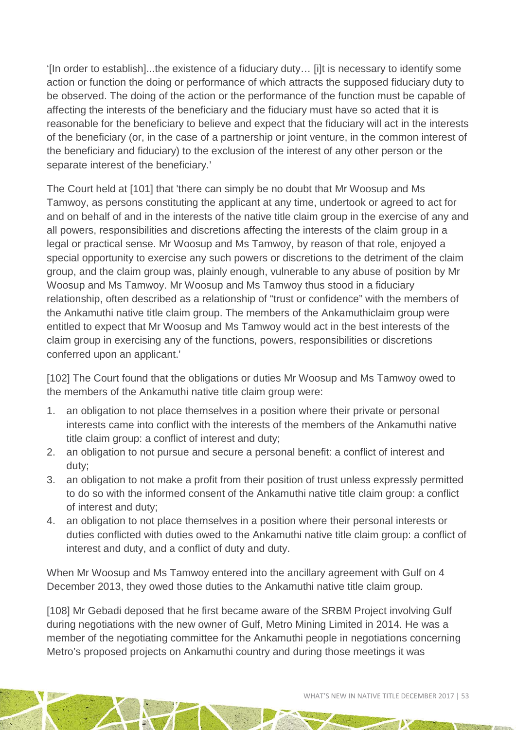'[In order to establish]...the existence of a fiduciary duty… [i]t is necessary to identify some action or function the doing or performance of which attracts the supposed fiduciary duty to be observed. The doing of the action or the performance of the function must be capable of affecting the interests of the beneficiary and the fiduciary must have so acted that it is reasonable for the beneficiary to believe and expect that the fiduciary will act in the interests of the beneficiary (or, in the case of a partnership or joint venture, in the common interest of the beneficiary and fiduciary) to the exclusion of the interest of any other person or the separate interest of the beneficiary.'

The Court held at [101] that 'there can simply be no doubt that Mr Woosup and Ms Tamwoy, as persons constituting the applicant at any time, undertook or agreed to act for and on behalf of and in the interests of the native title claim group in the exercise of any and all powers, responsibilities and discretions affecting the interests of the claim group in a legal or practical sense. Mr Woosup and Ms Tamwoy, by reason of that role, enjoyed a special opportunity to exercise any such powers or discretions to the detriment of the claim group, and the claim group was, plainly enough, vulnerable to any abuse of position by Mr Woosup and Ms Tamwoy. Mr Woosup and Ms Tamwoy thus stood in a fiduciary relationship, often described as a relationship of "trust or confidence" with the members of the Ankamuthi native title claim group. The members of the Ankamuthiclaim group were entitled to expect that Mr Woosup and Ms Tamwoy would act in the best interests of the claim group in exercising any of the functions, powers, responsibilities or discretions conferred upon an applicant.'

[102] The Court found that the obligations or duties Mr Woosup and Ms Tamwoy owed to the members of the Ankamuthi native title claim group were:

1. an obligation to not place themselves in a position where their private or personal interests came into conflict with the interests of the members of the Ankamuthi native title claim group: a conflict of interest and duty;
2. an obligation to not pursue and secure a personal benefit: a conflict of interest and duty;
3. an obligation to not make a profit from their position of trust unless expressly permitted to do so with the informed consent of the Ankamuthi native title claim group: a conflict of interest and duty;
4. an obligation to not place themselves in a position where their personal interests or duties conflicted with duties owed to the Ankamuthi native title claim group: a conflict of interest and duty, and a conflict of duty and duty.

When Mr Woosup and Ms Tamwoy entered into the ancillary agreement with Gulf on 4 December 2013, they owed those duties to the Ankamuthi native title claim group.

[108] Mr Gebadi deposed that he first became aware of the SRBM Project involving Gulf during negotiations with the new owner of Gulf, Metro Mining Limited in 2014. He was a member of the negotiating committee for the Ankamuthi people in negotiations concerning Metro's proposed projects on Ankamuthi country and during those meetings it was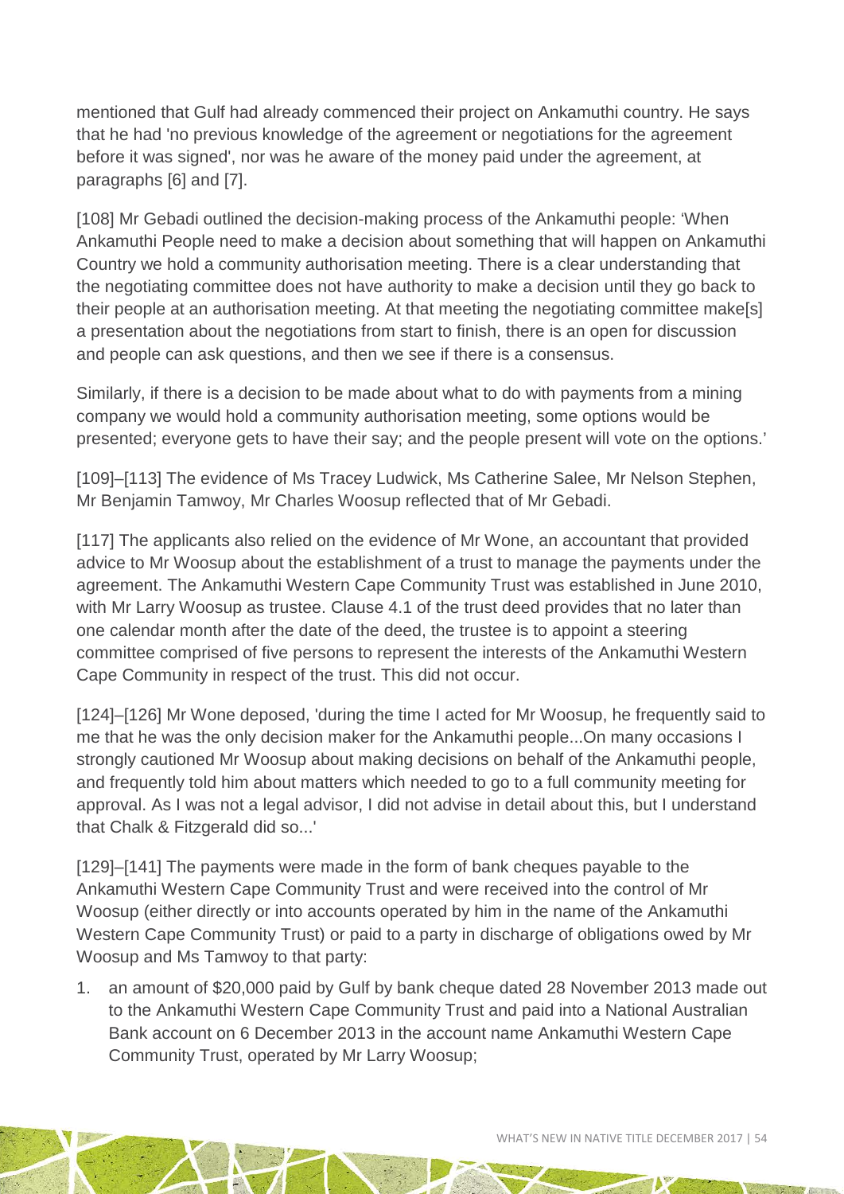mentioned that Gulf had already commenced their project on Ankamuthi country. He says that he had 'no previous knowledge of the agreement or negotiations for the agreement before it was signed', nor was he aware of the money paid under the agreement, at paragraphs [6] and [7].

[108] Mr Gebadi outlined the decision-making process of the Ankamuthi people: 'When Ankamuthi People need to make a decision about something that will happen on Ankamuthi Country we hold a community authorisation meeting. There is a clear understanding that the negotiating committee does not have authority to make a decision until they go back to their people at an authorisation meeting. At that meeting the negotiating committee make[s] a presentation about the negotiations from start to finish, there is an open for discussion and people can ask questions, and then we see if there is a consensus.

Similarly, if there is a decision to be made about what to do with payments from a mining company we would hold a community authorisation meeting, some options would be presented; everyone gets to have their say; and the people present will vote on the options.'

[109]–[113] The evidence of Ms Tracey Ludwick, Ms Catherine Salee, Mr Nelson Stephen, Mr Benjamin Tamwoy, Mr Charles Woosup reflected that of Mr Gebadi.

[117] The applicants also relied on the evidence of Mr Wone, an accountant that provided advice to Mr Woosup about the establishment of a trust to manage the payments under the agreement. The Ankamuthi Western Cape Community Trust was established in June 2010, with Mr Larry Woosup as trustee. Clause 4.1 of the trust deed provides that no later than one calendar month after the date of the deed, the trustee is to appoint a steering committee comprised of five persons to represent the interests of the Ankamuthi Western Cape Community in respect of the trust. This did not occur.

[124]–[126] Mr Wone deposed, 'during the time I acted for Mr Woosup, he frequently said to me that he was the only decision maker for the Ankamuthi people...On many occasions I strongly cautioned Mr Woosup about making decisions on behalf of the Ankamuthi people, and frequently told him about matters which needed to go to a full community meeting for approval. As I was not a legal advisor, I did not advise in detail about this, but I understand that Chalk & Fitzgerald did so...'

[129]–[141] The payments were made in the form of bank cheques payable to the Ankamuthi Western Cape Community Trust and were received into the control of Mr Woosup (either directly or into accounts operated by him in the name of the Ankamuthi Western Cape Community Trust) or paid to a party in discharge of obligations owed by Mr Woosup and Ms Tamwoy to that party:

1. an amount of $20,000 paid by Gulf by bank cheque dated 28 November 2013 made out to the Ankamuthi Western Cape Community Trust and paid into a National Australian Bank account on 6 December 2013 in the account name Ankamuthi Western Cape Community Trust, operated by Mr Larry Woosup;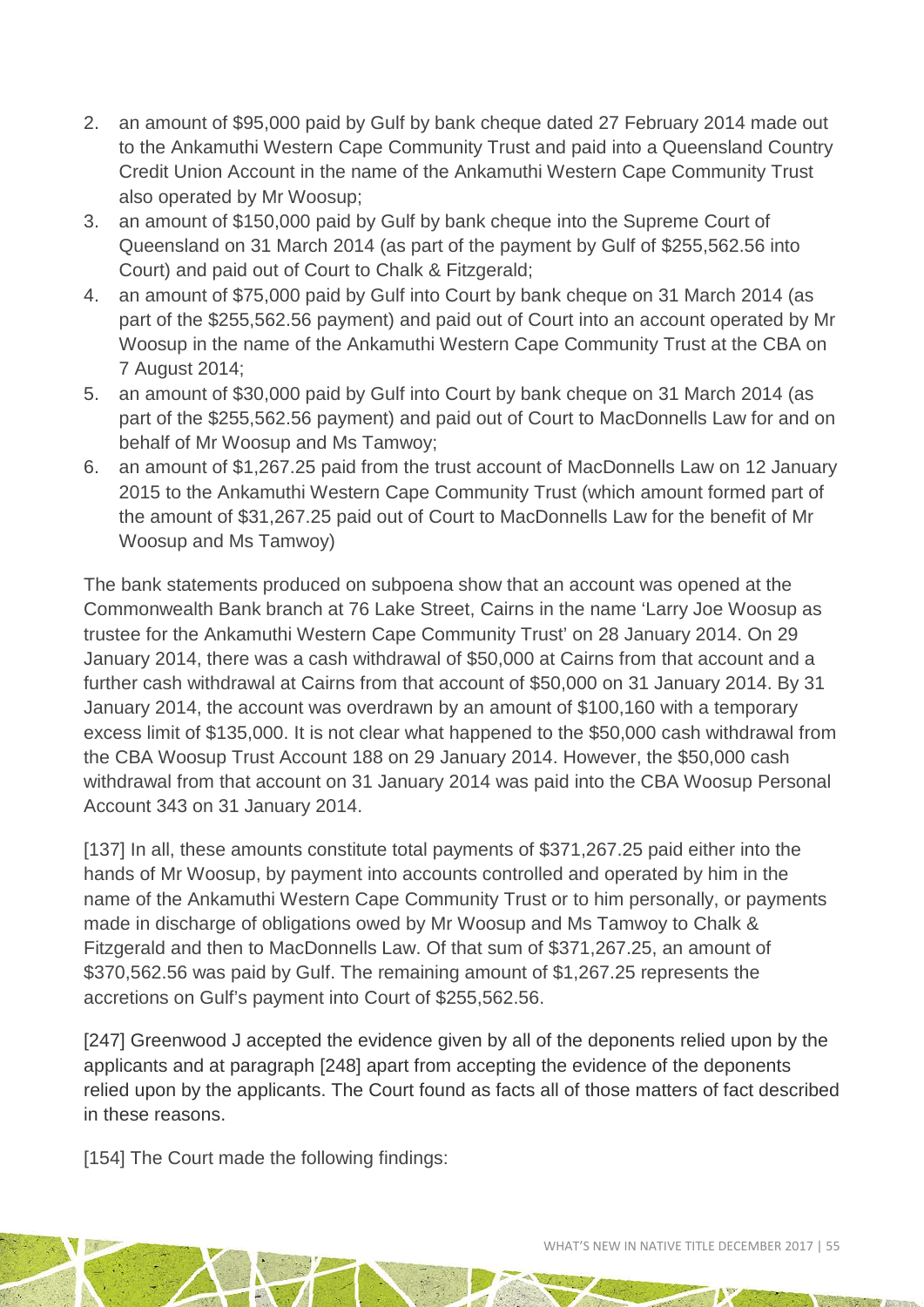2. an amount of $95,000 paid by Gulf by bank cheque dated 27 February 2014 made out to the Ankamuthi Western Cape Community Trust and paid into a Queensland Country Credit Union Account in the name of the Ankamuthi Western Cape Community Trust also operated by Mr Woosup;
3. an amount of $150,000 paid by Gulf by bank cheque into the Supreme Court of Queensland on 31 March 2014 (as part of the payment by Gulf of $255,562.56 into Court) and paid out of Court to Chalk & Fitzgerald;
4. an amount of $75,000 paid by Gulf into Court by bank cheque on 31 March 2014 (as part of the $255,562.56 payment) and paid out of Court into an account operated by Mr Woosup in the name of the Ankamuthi Western Cape Community Trust at the CBA on 7 August 2014;
5. an amount of $30,000 paid by Gulf into Court by bank cheque on 31 March 2014 (as part of the $255,562.56 payment) and paid out of Court to MacDonnells Law for and on behalf of Mr Woosup and Ms Tamwoy;
6. an amount of $1,267.25 paid from the trust account of MacDonnells Law on 12 January 2015 to the Ankamuthi Western Cape Community Trust (which amount formed part of the amount of $31,267.25 paid out of Court to MacDonnells Law for the benefit of Mr Woosup and Ms Tamwoy)

The bank statements produced on subpoena show that an account was opened at the Commonwealth Bank branch at 76 Lake Street, Cairns in the name 'Larry Joe Woosup as trustee for the Ankamuthi Western Cape Community Trust' on 28 January 2014. On 29 January 2014, there was a cash withdrawal of $50,000 at Cairns from that account and a further cash withdrawal at Cairns from that account of $50,000 on 31 January 2014. By 31 January 2014, the account was overdrawn by an amount of $100,160 with a temporary excess limit of $135,000. It is not clear what happened to the $50,000 cash withdrawal from the CBA Woosup Trust Account 188 on 29 January 2014. However, the $50,000 cash withdrawal from that account on 31 January 2014 was paid into the CBA Woosup Personal Account 343 on 31 January 2014.

[137] In all, these amounts constitute total payments of $371,267.25 paid either into the hands of Mr Woosup, by payment into accounts controlled and operated by him in the name of the Ankamuthi Western Cape Community Trust or to him personally, or payments made in discharge of obligations owed by Mr Woosup and Ms Tamwoy to Chalk & Fitzgerald and then to MacDonnells Law. Of that sum of $371,267.25, an amount of $370,562.56 was paid by Gulf. The remaining amount of $1,267.25 represents the accretions on Gulf's payment into Court of $255,562.56.

[247] Greenwood J accepted the evidence given by all of the deponents relied upon by the applicants and at paragraph [248] apart from accepting the evidence of the deponents relied upon by the applicants. The Court found as facts all of those matters of fact described in these reasons.

[154] The Court made the following findings: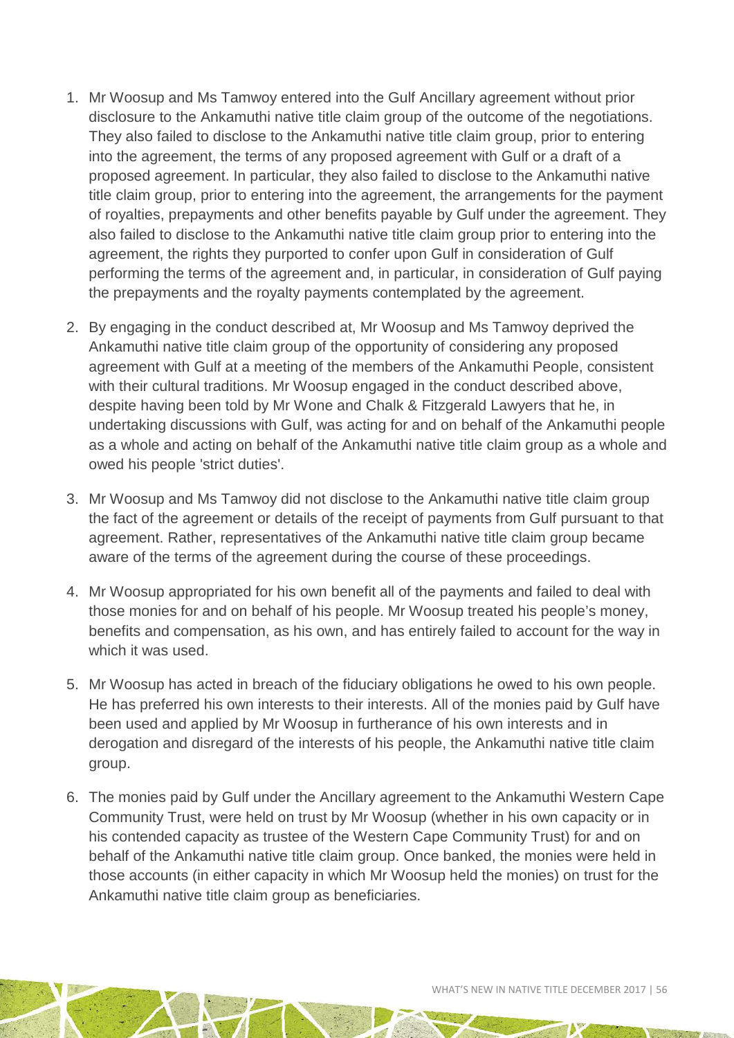1. Mr Woosup and Ms Tamwoy entered into the Gulf Ancillary agreement without prior disclosure to the Ankamuthi native title claim group of the outcome of the negotiations. They also failed to disclose to the Ankamuthi native title claim group, prior to entering into the agreement, the terms of any proposed agreement with Gulf or a draft of a proposed agreement. In particular, they also failed to disclose to the Ankamuthi native title claim group, prior to entering into the agreement, the arrangements for the payment of royalties, prepayments and other benefits payable by Gulf under the agreement. They also failed to disclose to the Ankamuthi native title claim group prior to entering into the agreement, the rights they purported to confer upon Gulf in consideration of Gulf performing the terms of the agreement and, in particular, in consideration of Gulf paying the prepayments and the royalty payments contemplated by the agreement.
2. By engaging in the conduct described at, Mr Woosup and Ms Tamwoy deprived the Ankamuthi native title claim group of the opportunity of considering any proposed agreement with Gulf at a meeting of the members of the Ankamuthi People, consistent with their cultural traditions. Mr Woosup engaged in the conduct described above, despite having been told by Mr Wone and Chalk & Fitzgerald Lawyers that he, in undertaking discussions with Gulf, was acting for and on behalf of the Ankamuthi people as a whole and acting on behalf of the Ankamuthi native title claim group as a whole and owed his people 'strict duties'.
3. Mr Woosup and Ms Tamwoy did not disclose to the Ankamuthi native title claim group the fact of the agreement or details of the receipt of payments from Gulf pursuant to that agreement. Rather, representatives of the Ankamuthi native title claim group became aware of the terms of the agreement during the course of these proceedings.
4. Mr Woosup appropriated for his own benefit all of the payments and failed to deal with those monies for and on behalf of his people. Mr Woosup treated his people's money, benefits and compensation, as his own, and has entirely failed to account for the way in which it was used.
5. Mr Woosup has acted in breach of the fiduciary obligations he owed to his own people. He has preferred his own interests to their interests. All of the monies paid by Gulf have been used and applied by Mr Woosup in furtherance of his own interests and in derogation and disregard of the interests of his people, the Ankamuthi native title claim group.
6. The monies paid by Gulf under the Ancillary agreement to the Ankamuthi Western Cape Community Trust, were held on trust by Mr Woosup (whether in his own capacity or in his contended capacity as trustee of the Western Cape Community Trust) for and on behalf of the Ankamuthi native title claim group. Once banked, the monies were held in those accounts (in either capacity in which Mr Woosup held the monies) on trust for the Ankamuthi native title claim group as beneficiaries.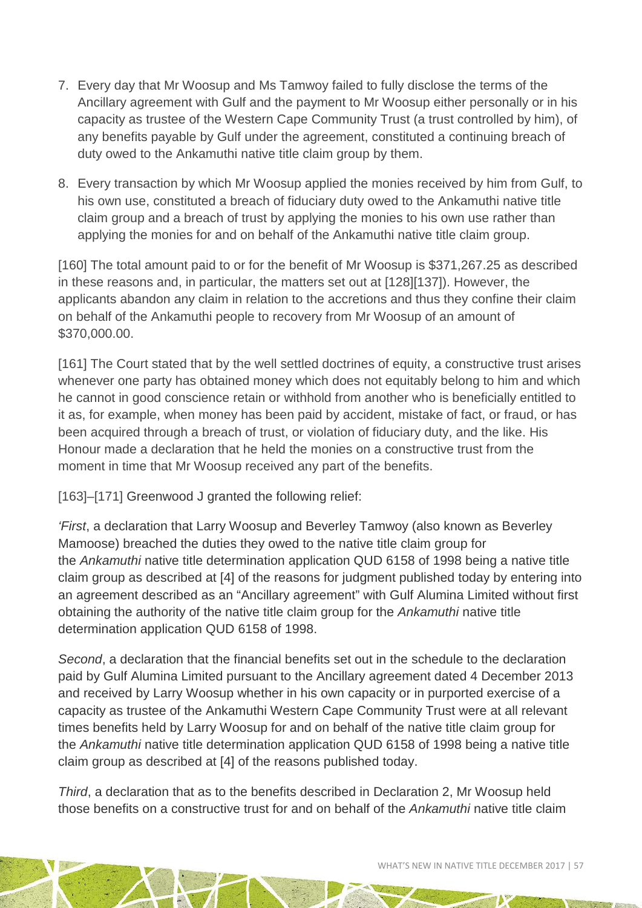7. Every day that Mr Woosup and Ms Tamwoy failed to fully disclose the terms of the Ancillary agreement with Gulf and the payment to Mr Woosup either personally or in his capacity as trustee of the Western Cape Community Trust (a trust controlled by him), of any benefits payable by Gulf under the agreement, constituted a continuing breach of duty owed to the Ankamuthi native title claim group by them.
8. Every transaction by which Mr Woosup applied the monies received by him from Gulf, to his own use, constituted a breach of fiduciary duty owed to the Ankamuthi native title claim group and a breach of trust by applying the monies to his own use rather than applying the monies for and on behalf of the Ankamuthi native title claim group.

[160] The total amount paid to or for the benefit of Mr Woosup is $371,267.25 as described in these reasons and, in particular, the matters set out at [128][137]). However, the applicants abandon any claim in relation to the accretions and thus they confine their claim on behalf of the Ankamuthi people to recovery from Mr Woosup of an amount of $370,000.00.

[161] The Court stated that by the well settled doctrines of equity, a constructive trust arises whenever one party has obtained money which does not equitably belong to him and which he cannot in good conscience retain or withhold from another who is beneficially entitled to it as, for example, when money has been paid by accident, mistake of fact, or fraud, or has been acquired through a breach of trust, or violation of fiduciary duty, and the like. His Honour made a declaration that he held the monies on a constructive trust from the moment in time that Mr Woosup received any part of the benefits.

[163]–[171] Greenwood J granted the following relief:

*'First*, a declaration that Larry Woosup and Beverley Tamwoy (also known as Beverley Mamoose) breached the duties they owed to the native title claim group for the *Ankamuthi* native title determination application QUD 6158 of 1998 being a native title claim group as described at [4] of the reasons for judgment published today by entering into an agreement described as an "Ancillary agreement" with Gulf Alumina Limited without first obtaining the authority of the native title claim group for the *Ankamuthi* native title determination application QUD 6158 of 1998.

*Second*, a declaration that the financial benefits set out in the schedule to the declaration paid by Gulf Alumina Limited pursuant to the Ancillary agreement dated 4 December 2013 and received by Larry Woosup whether in his own capacity or in purported exercise of a capacity as trustee of the Ankamuthi Western Cape Community Trust were at all relevant times benefits held by Larry Woosup for and on behalf of the native title claim group for the *Ankamuthi* native title determination application QUD 6158 of 1998 being a native title claim group as described at [4] of the reasons published today.

*Third*, a declaration that as to the benefits described in Declaration 2, Mr Woosup held those benefits on a constructive trust for and on behalf of the *Ankamuthi* native title claim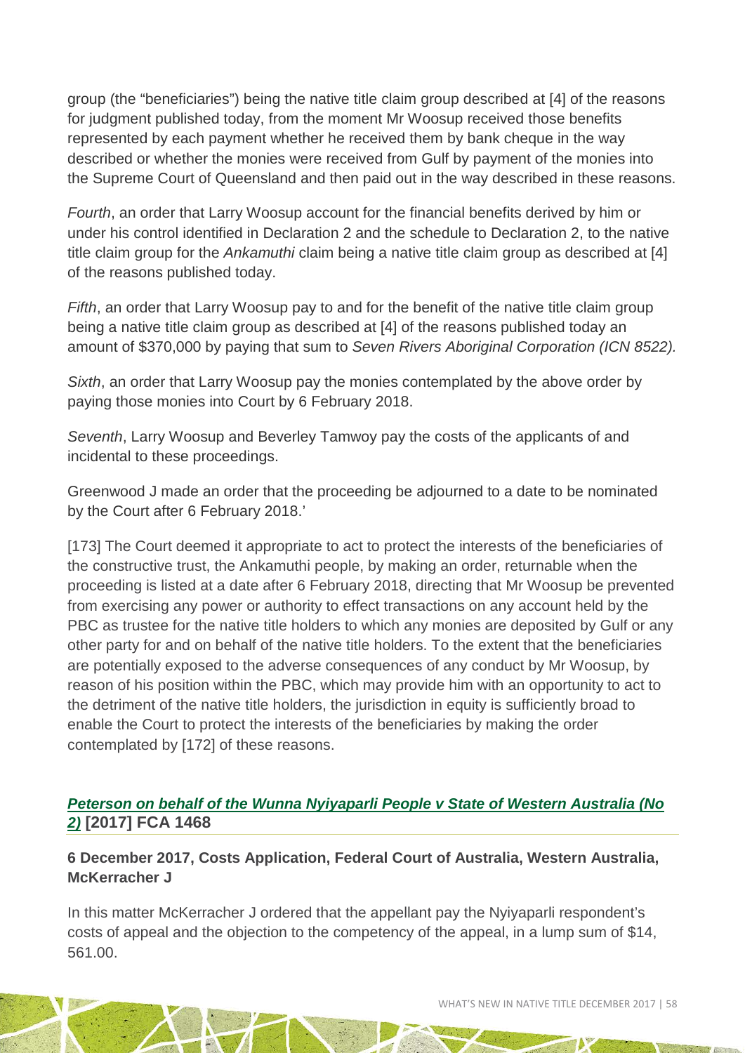group (the "beneficiaries") being the native title claim group described at [4] of the reasons for judgment published today, from the moment Mr Woosup received those benefits represented by each payment whether he received them by bank cheque in the way described or whether the monies were received from Gulf by payment of the monies into the Supreme Court of Queensland and then paid out in the way described in these reasons.

*Fourth*, an order that Larry Woosup account for the financial benefits derived by him or under his control identified in Declaration 2 and the schedule to Declaration 2, to the native title claim group for the *Ankamuthi* claim being a native title claim group as described at [4] of the reasons published today.

*Fifth*, an order that Larry Woosup pay to and for the benefit of the native title claim group being a native title claim group as described at [4] of the reasons published today an amount of $370,000 by paying that sum to *Seven Rivers Aboriginal Corporation (ICN 8522).*

*Sixth*, an order that Larry Woosup pay the monies contemplated by the above order by paying those monies into Court by 6 February 2018.

*Seventh*, Larry Woosup and Beverley Tamwoy pay the costs of the applicants of and incidental to these proceedings.

Greenwood J made an order that the proceeding be adjourned to a date to be nominated by the Court after 6 February 2018.'

[173] The Court deemed it appropriate to act to protect the interests of the beneficiaries of the constructive trust, the Ankamuthi people, by making an order, returnable when the proceeding is listed at a date after 6 February 2018, directing that Mr Woosup be prevented from exercising any power or authority to effect transactions on any account held by the PBC as trustee for the native title holders to which any monies are deposited by Gulf or any other party for and on behalf of the native title holders. To the extent that the beneficiaries are potentially exposed to the adverse consequences of any conduct by Mr Woosup, by reason of his position within the PBC, which may provide him with an opportunity to act to the detriment of the native title holders, the jurisdiction in equity is sufficiently broad to enable the Court to protect the interests of the beneficiaries by making the order contemplated by [172] of these reasons.

### *Peterson on behalf of the Wunna Nyiyaparli People v State of Western Australia (No 2)* [2017] FCA 1468

**6 December 2017, Costs Application, Federal Court of Australia, Western Australia, McKerracher J**

In this matter McKerracher J ordered that the appellant pay the Nyiyaparli respondent's costs of appeal and the objection to the competency of the appeal, in a lump sum of $14, 561.00.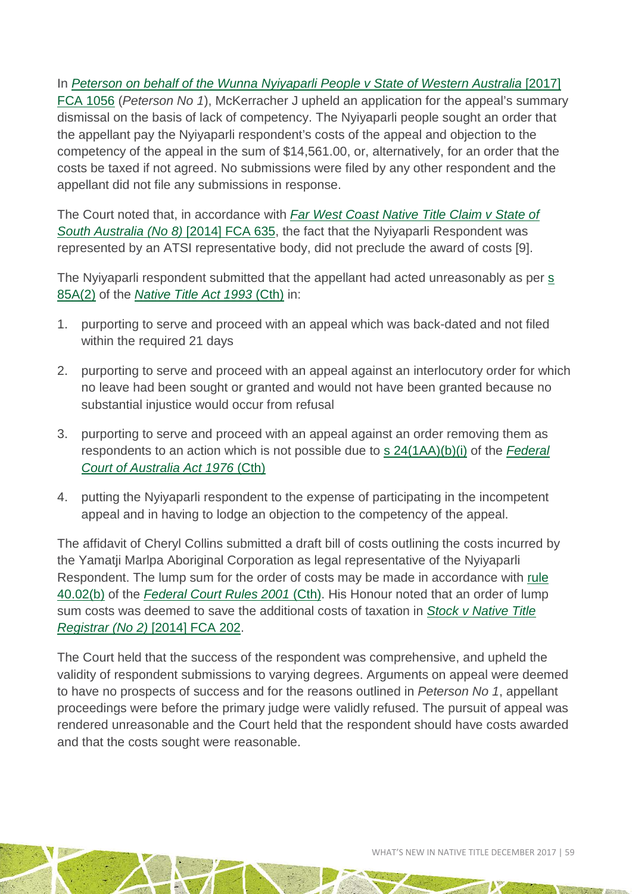In *Peterson on behalf of the Wunna Nyiyaparli People v State of Western Australia* [2017] FCA 1056 (*Peterson No 1*), McKerracher J upheld an application for the appeal's summary dismissal on the basis of lack of competency. The Nyiyaparli people sought an order that the appellant pay the Nyiyaparli respondent's costs of the appeal and objection to the competency of the appeal in the sum of $14,561.00, or, alternatively, for an order that the costs be taxed if not agreed. No submissions were filed by any other respondent and the appellant did not file any submissions in response.

The Court noted that, in accordance with *Far West Coast Native Title Claim v State of South Australia (No 8)* [2014] FCA 635, the fact that the Nyiyaparli Respondent was represented by an ATSI representative body, did not preclude the award of costs [9].

The Nyiyaparli respondent submitted that the appellant had acted unreasonably as per s 85A(2) of the *Native Title Act 1993* (Cth) in:

1. purporting to serve and proceed with an appeal which was back-dated and not filed within the required 21 days
2. purporting to serve and proceed with an appeal against an interlocutory order for which no leave had been sought or granted and would not have been granted because no substantial injustice would occur from refusal
3. purporting to serve and proceed with an appeal against an order removing them as respondents to an action which is not possible due to s 24(1AA)(b)(i) of the *Federal Court of Australia Act 1976* (Cth)
4. putting the Nyiyaparli respondent to the expense of participating in the incompetent appeal and in having to lodge an objection to the competency of the appeal.

The affidavit of Cheryl Collins submitted a draft bill of costs outlining the costs incurred by the Yamatji Marlpa Aboriginal Corporation as legal representative of the Nyiyaparli Respondent. The lump sum for the order of costs may be made in accordance with rule 40.02(b) of the *Federal Court Rules 2001* (Cth). His Honour noted that an order of lump sum costs was deemed to save the additional costs of taxation in *Stock v Native Title Registrar (No 2)* [2014] FCA 202.

The Court held that the success of the respondent was comprehensive, and upheld the validity of respondent submissions to varying degrees. Arguments on appeal were deemed to have no prospects of success and for the reasons outlined in *Peterson No 1*, appellant proceedings were before the primary judge were validly refused. The pursuit of appeal was rendered unreasonable and the Court held that the respondent should have costs awarded and that the costs sought were reasonable.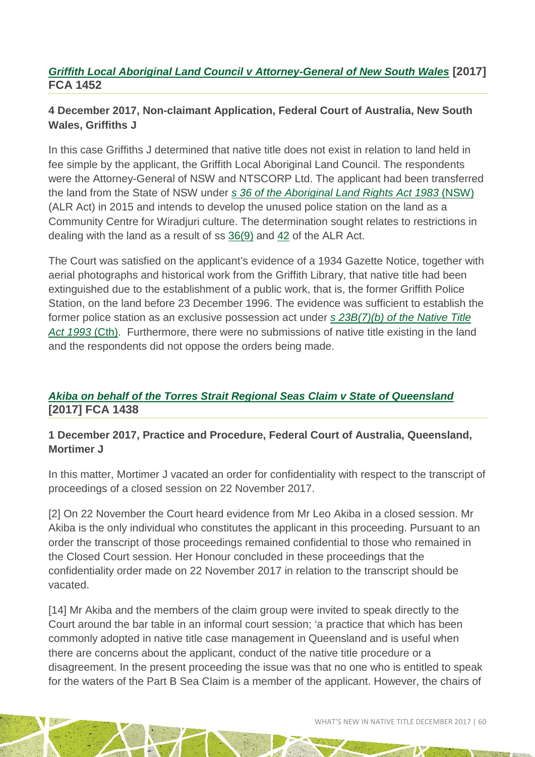### *Griffith Local Aboriginal Land Council v Attorney-General of New South Wales* [2017] FCA 1452

**4 December 2017, Non-claimant Application, Federal Court of Australia, New South Wales, Griffiths J**

In this case Griffiths J determined that native title does not exist in relation to land held in fee simple by the applicant, the Griffith Local Aboriginal Land Council. The respondents were the Attorney-General of NSW and NTSCORP Ltd. The applicant had been transferred the land from the State of NSW under *s 36 of the Aboriginal Land Rights Act 1983* (NSW) (ALR Act) in 2015 and intends to develop the unused police station on the land as a Community Centre for Wiradjuri culture. The determination sought relates to restrictions in dealing with the land as a result of ss 36(9) and 42 of the ALR Act.

The Court was satisfied on the applicant's evidence of a 1934 Gazette Notice, together with aerial photographs and historical work from the Griffith Library, that native title had been extinguished due to the establishment of a public work, that is, the former Griffith Police Station, on the land before 23 December 1996. The evidence was sufficient to establish the former police station as an exclusive possession act under *s 23B(7)(b) of the Native Title Act 1993* (Cth). Furthermore, there were no submissions of native title existing in the land and the respondents did not oppose the orders being made.

### *Akiba on behalf of the Torres Strait Regional Seas Claim v State of Queensland* [2017] FCA 1438

**1 December 2017, Practice and Procedure, Federal Court of Australia, Queensland, Mortimer J**

In this matter, Mortimer J vacated an order for confidentiality with respect to the transcript of proceedings of a closed session on 22 November 2017.

[2] On 22 November the Court heard evidence from Mr Leo Akiba in a closed session. Mr Akiba is the only individual who constitutes the applicant in this proceeding. Pursuant to an order the transcript of those proceedings remained confidential to those who remained in the Closed Court session. Her Honour concluded in these proceedings that the confidentiality order made on 22 November 2017 in relation to the transcript should be vacated.

[14] Mr Akiba and the members of the claim group were invited to speak directly to the Court around the bar table in an informal court session; 'a practice that which has been commonly adopted in native title case management in Queensland and is useful when there are concerns about the applicant, conduct of the native title procedure or a disagreement. In the present proceeding the issue was that no one who is entitled to speak for the waters of the Part B Sea Claim is a member of the applicant. However, the chairs of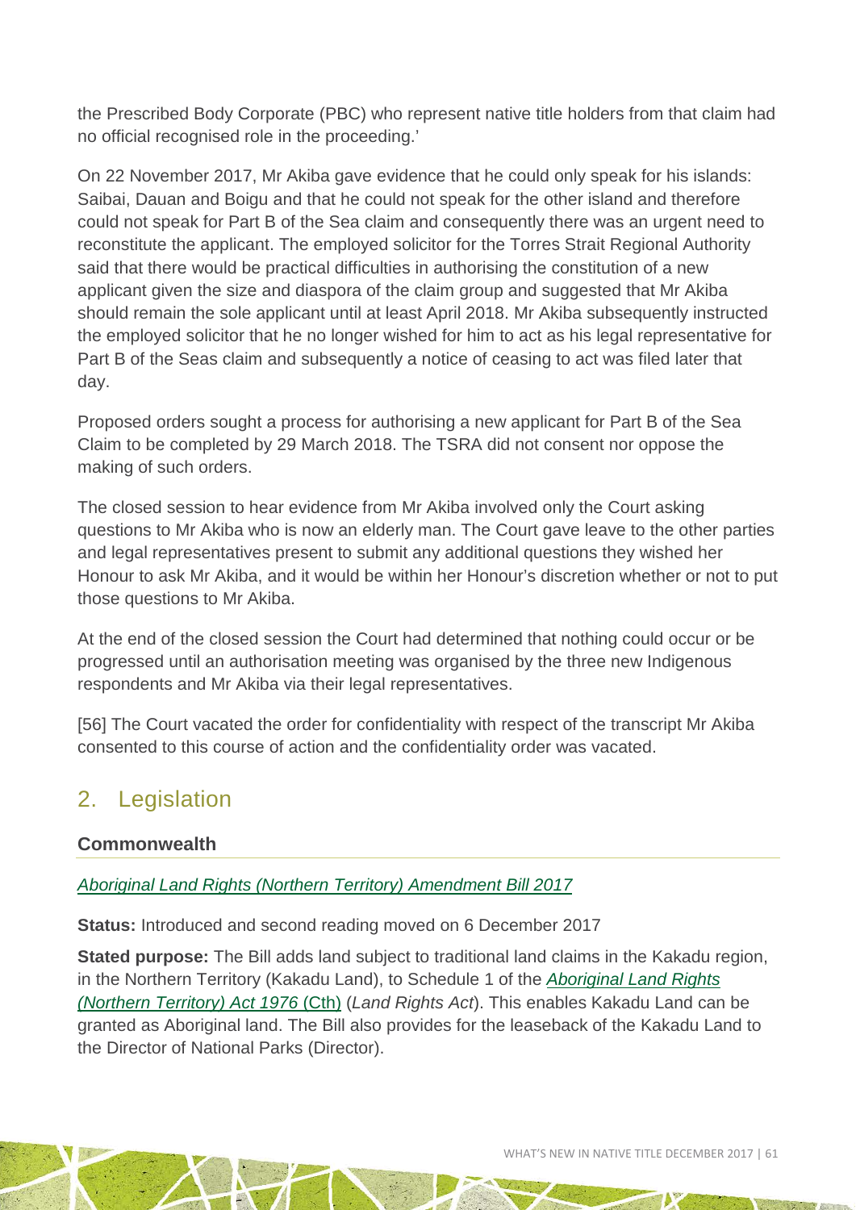the Prescribed Body Corporate (PBC) who represent native title holders from that claim had no official recognised role in the proceeding.'

On 22 November 2017, Mr Akiba gave evidence that he could only speak for his islands: Saibai, Dauan and Boigu and that he could not speak for the other island and therefore could not speak for Part B of the Sea claim and consequently there was an urgent need to reconstitute the applicant. The employed solicitor for the Torres Strait Regional Authority said that there would be practical difficulties in authorising the constitution of a new applicant given the size and diaspora of the claim group and suggested that Mr Akiba should remain the sole applicant until at least April 2018. Mr Akiba subsequently instructed the employed solicitor that he no longer wished for him to act as his legal representative for Part B of the Seas claim and subsequently a notice of ceasing to act was filed later that day.

Proposed orders sought a process for authorising a new applicant for Part B of the Sea Claim to be completed by 29 March 2018. The TSRA did not consent nor oppose the making of such orders.

The closed session to hear evidence from Mr Akiba involved only the Court asking questions to Mr Akiba who is now an elderly man. The Court gave leave to the other parties and legal representatives present to submit any additional questions they wished her Honour to ask Mr Akiba, and it would be within her Honour's discretion whether or not to put those questions to Mr Akiba.

At the end of the closed session the Court had determined that nothing could occur or be progressed until an authorisation meeting was organised by the three new Indigenous respondents and Mr Akiba via their legal representatives.

[56] The Court vacated the order for confidentiality with respect of the transcript Mr Akiba consented to this course of action and the confidentiality order was vacated.

## 2. Legislation

### Commonwealth

*Aboriginal Land Rights (Northern Territory) Amendment Bill 2017*

**Status:** Introduced and second reading moved on 6 December 2017

**Stated purpose:** The Bill adds land subject to traditional land claims in the Kakadu region, in the Northern Territory (Kakadu Land), to Schedule 1 of the *Aboriginal Land Rights (Northern Territory) Act 1976* (Cth) (*Land Rights Act*). This enables Kakadu Land can be granted as Aboriginal land. The Bill also provides for the leaseback of the Kakadu Land to the Director of National Parks (Director).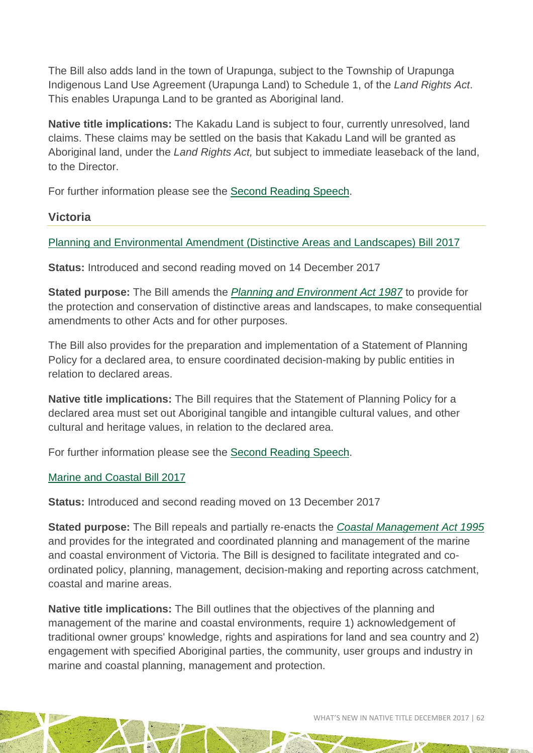The Bill also adds land in the town of Urapunga, subject to the Township of Urapunga Indigenous Land Use Agreement (Urapunga Land) to Schedule 1, of the *Land Rights Act*. This enables Urapunga Land to be granted as Aboriginal land.

**Native title implications:** The Kakadu Land is subject to four, currently unresolved, land claims. These claims may be settled on the basis that Kakadu Land will be granted as Aboriginal land, under the *Land Rights Act,* but subject to immediate leaseback of the land, to the Director.

For further information please see the Second Reading Speech.

## Victoria

Planning and Environmental Amendment (Distinctive Areas and Landscapes) Bill 2017

**Status:** Introduced and second reading moved on 14 December 2017

**Stated purpose:** The Bill amends the *Planning and Environment Act 1987* to provide for the protection and conservation of distinctive areas and landscapes, to make consequential amendments to other Acts and for other purposes.

The Bill also provides for the preparation and implementation of a Statement of Planning Policy for a declared area, to ensure coordinated decision-making by public entities in relation to declared areas.

**Native title implications:** The Bill requires that the Statement of Planning Policy for a declared area must set out Aboriginal tangible and intangible cultural values, and other cultural and heritage values, in relation to the declared area.

For further information please see the Second Reading Speech.

Marine and Coastal Bill 2017

**Status:** Introduced and second reading moved on 13 December 2017

**Stated purpose:** The Bill repeals and partially re-enacts the *Coastal Management Act 1995* and provides for the integrated and coordinated planning and management of the marine and coastal environment of Victoria. The Bill is designed to facilitate integrated and co-ordinated policy, planning, management, decision-making and reporting across catchment, coastal and marine areas.

**Native title implications:** The Bill outlines that the objectives of the planning and management of the marine and coastal environments, require 1) acknowledgement of traditional owner groups' knowledge, rights and aspirations for land and sea country and 2) engagement with specified Aboriginal parties, the community, user groups and industry in marine and coastal planning, management and protection.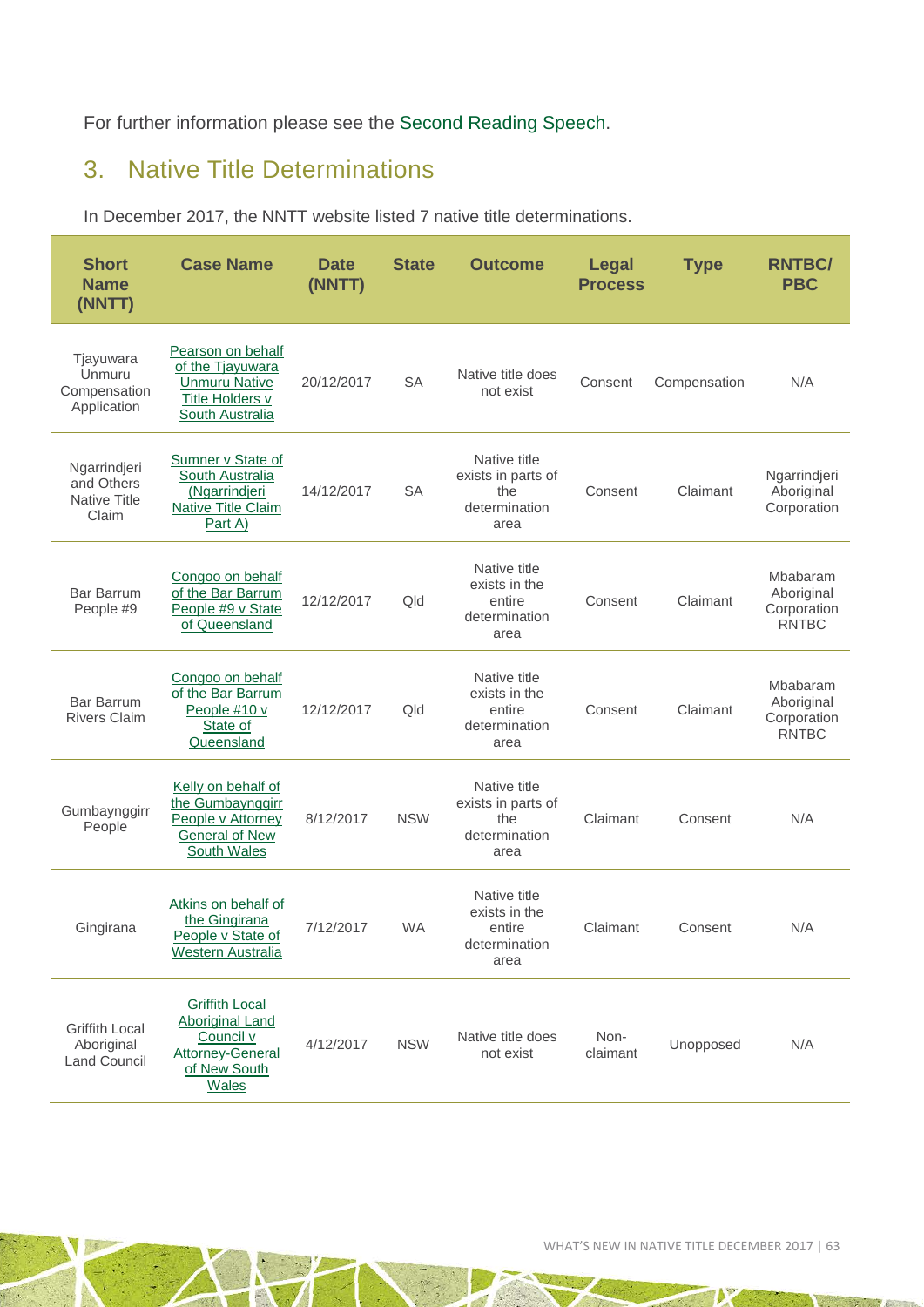For further information please see the Second Reading Speech.

## 3. Native Title Determinations

In December 2017, the NNTT website listed 7 native title determinations.

| Short Name (NNTT) | Case Name | Date (NNTT) | State | Outcome | Legal Process | Type | RNTBC/ PBC |
|---|---|---|---|---|---|---|---|
| Tjayuwara Unmuru Compensation Application | Pearson on behalf of the Tjayuwara Unmuru Native Title Holders v South Australia | 20/12/2017 | SA | Native title does not exist | Consent | Compensation | N/A |
| Ngarrindjeri and Others Native Title Claim | Sumner v State of South Australia (Ngarrindjeri Native Title Claim Part A) | 14/12/2017 | SA | Native title exists in parts of the determination area | Consent | Claimant | Ngarrindjeri Aboriginal Corporation |
| Bar Barrum People #9 | Congoo on behalf of the Bar Barrum People #9 v State of Queensland | 12/12/2017 | Qld | Native title exists in the entire determination area | Consent | Claimant | Mbabaram Aboriginal Corporation RNTBC |
| Bar Barrum Rivers Claim | Congoo on behalf of the Bar Barrum People #10 v State of Queensland | 12/12/2017 | Qld | Native title exists in the entire determination area | Consent | Claimant | Mbabaram Aboriginal Corporation RNTBC |
| Gumbaynggirr People | Kelly on behalf of the Gumbaynggirr People v Attorney General of New South Wales | 8/12/2017 | NSW | Native title exists in parts of the determination area | Claimant | Consent | N/A |
| Gingirana | Atkins on behalf of the Gingirana People v State of Western Australia | 7/12/2017 | WA | Native title exists in the entire determination area | Claimant | Consent | N/A |
| Griffith Local Aboriginal Land Council | Griffith Local Aboriginal Land Council v Attorney-General of New South Wales | 4/12/2017 | NSW | Native title does not exist | Non-claimant | Unopposed | N/A |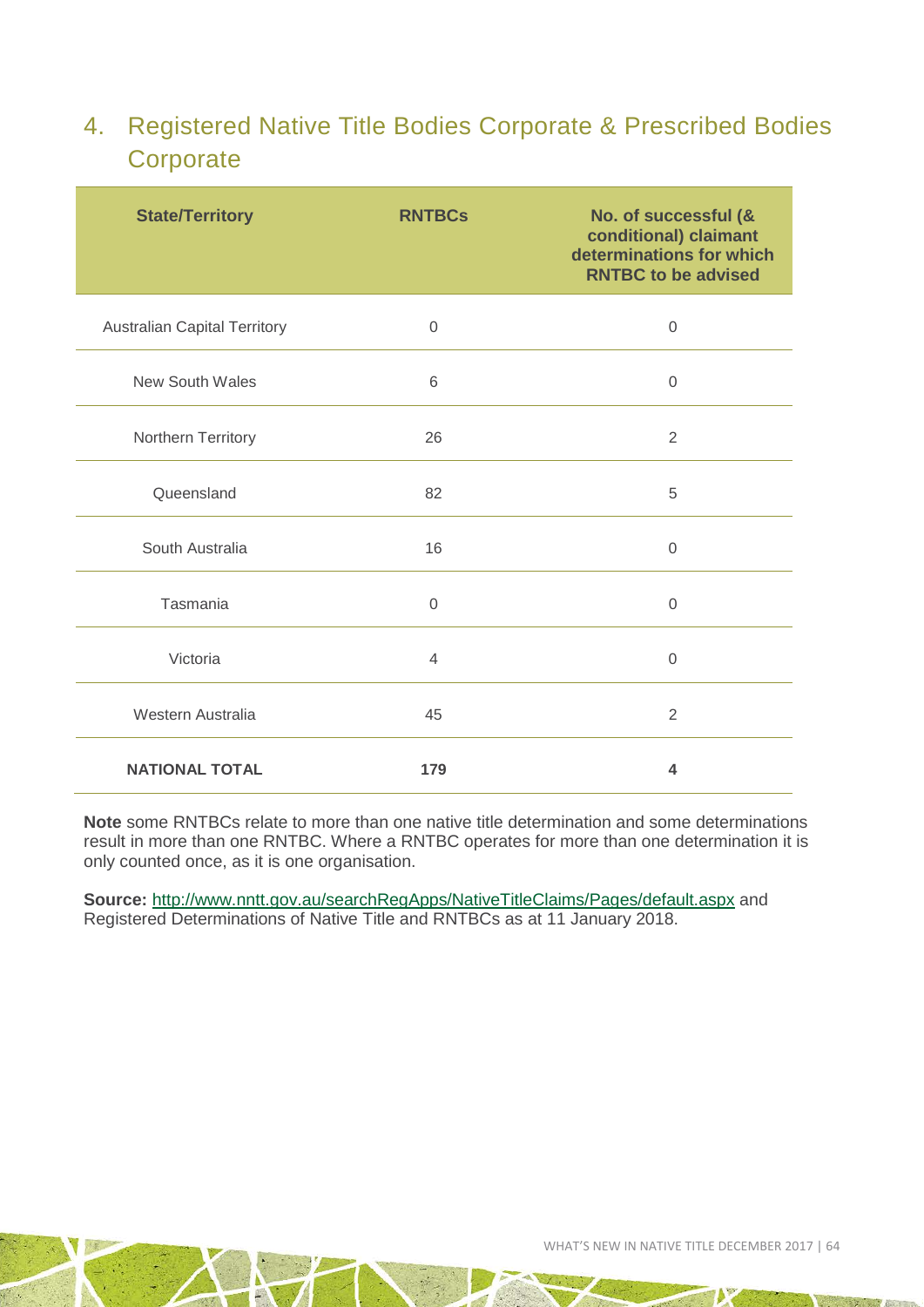## 4. Registered Native Title Bodies Corporate & Prescribed Bodies Corporate

| State/Territory | RNTBCs | No. of successful (& conditional) claimant determinations for which RNTBC to be advised |
|---|---|---|
| Australian Capital Territory | 0 | 0 |
| New South Wales | 6 | 0 |
| Northern Territory | 26 | 2 |
| Queensland | 82 | 5 |
| South Australia | 16 | 0 |
| Tasmania | 0 | 0 |
| Victoria | 4 | 0 |
| Western Australia | 45 | 2 |
| **NATIONAL TOTAL** | **179** | **4** |

**Note** some RNTBCs relate to more than one native title determination and some determinations result in more than one RNTBC. Where a RNTBC operates for more than one determination it is only counted once, as it is one organisation.

**Source:** http://www.nntt.gov.au/searchRegApps/NativeTitleClaims/Pages/default.aspx and Registered Determinations of Native Title and RNTBCs as at 11 January 2018.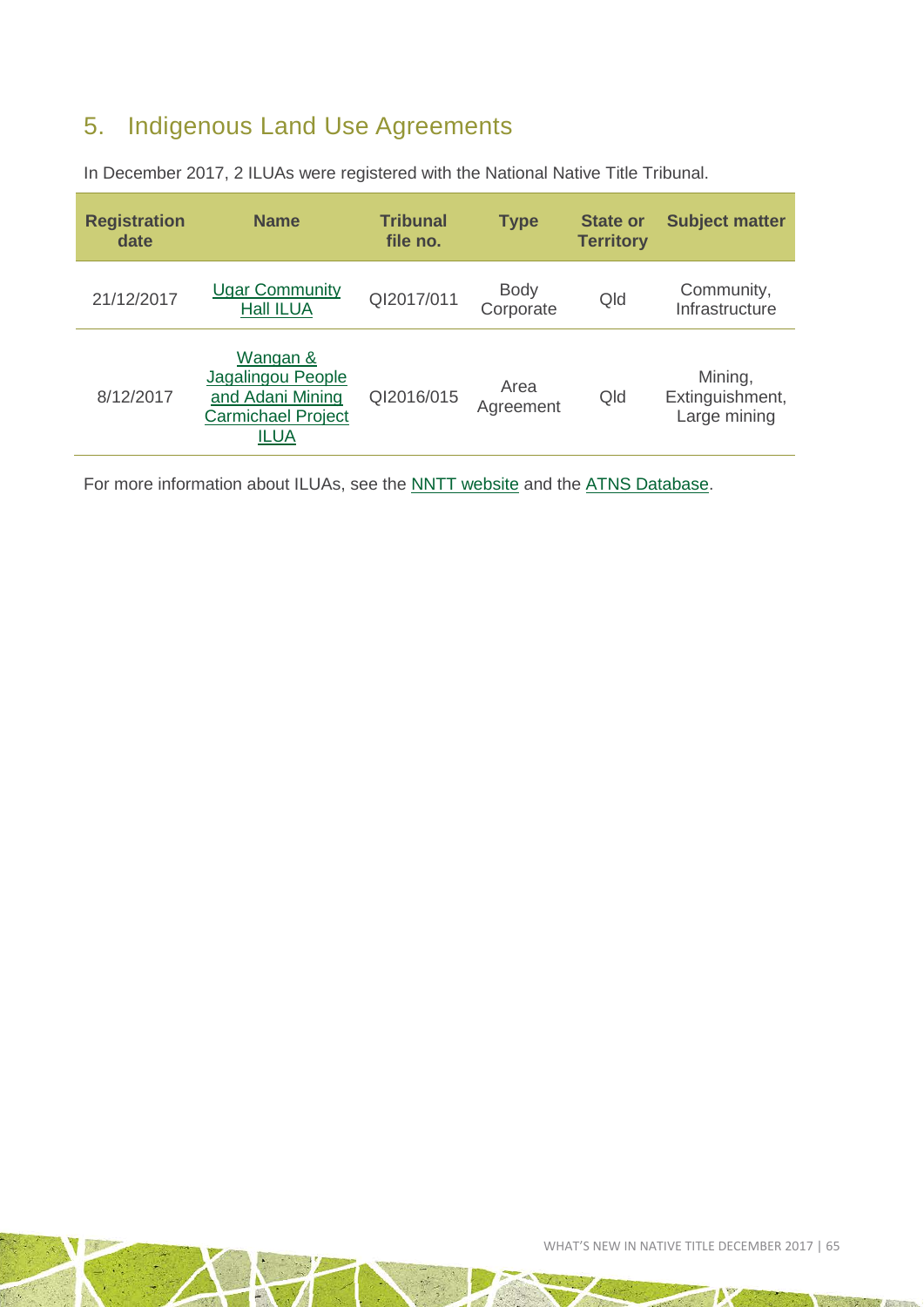## 5. Indigenous Land Use Agreements

In December 2017, 2 ILUAs were registered with the National Native Title Tribunal.

| Registration date | Name | Tribunal file no. | Type | State or Territory | Subject matter |
|---|---|---|---|---|---|
| 21/12/2017 | Ugar Community Hall ILUA | QI2017/011 | Body Corporate | Qld | Community, Infrastructure |
| 8/12/2017 | Wangan & Jagalingou People and Adani Mining Carmichael Project ILUA | QI2016/015 | Area Agreement | Qld | Mining, Extinguishment, Large mining |

For more information about ILUAs, see the NNTT website and the ATNS Database.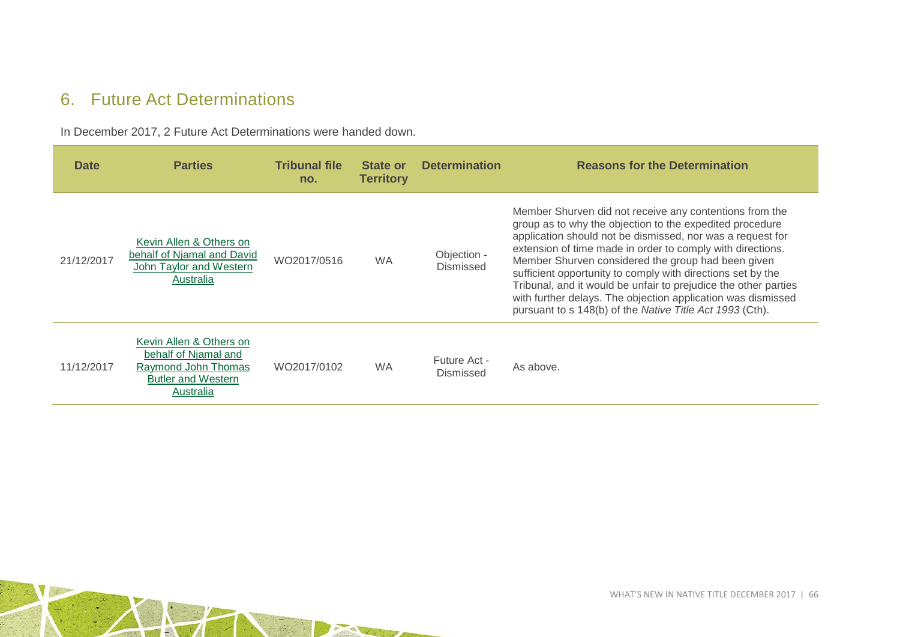## 6. Future Act Determinations

In December 2017, 2 Future Act Determinations were handed down.

| Date | Parties | Tribunal file no. | State or Territory | Determination | Reasons for the Determination |
|---|---|---|---|---|---|
| 21/12/2017 | Kevin Allen & Others on behalf of Njamal and David John Taylor and Western Australia | WO2017/0516 | WA | Objection - Dismissed | Member Shurven did not receive any contentions from the group as to why the objection to the expedited procedure application should not be dismissed, nor was a request for extension of time made in order to comply with directions. Member Shurven considered the group had been given sufficient opportunity to comply with directions set by the Tribunal, and it would be unfair to prejudice the other parties with further delays. The objection application was dismissed pursuant to s 148(b) of the *Native Title Act 1993* (Cth). |
| 11/12/2017 | Kevin Allen & Others on behalf of Njamal and Raymond John Thomas Butler and Western Australia | WO2017/0102 | WA | Future Act - Dismissed | As above. |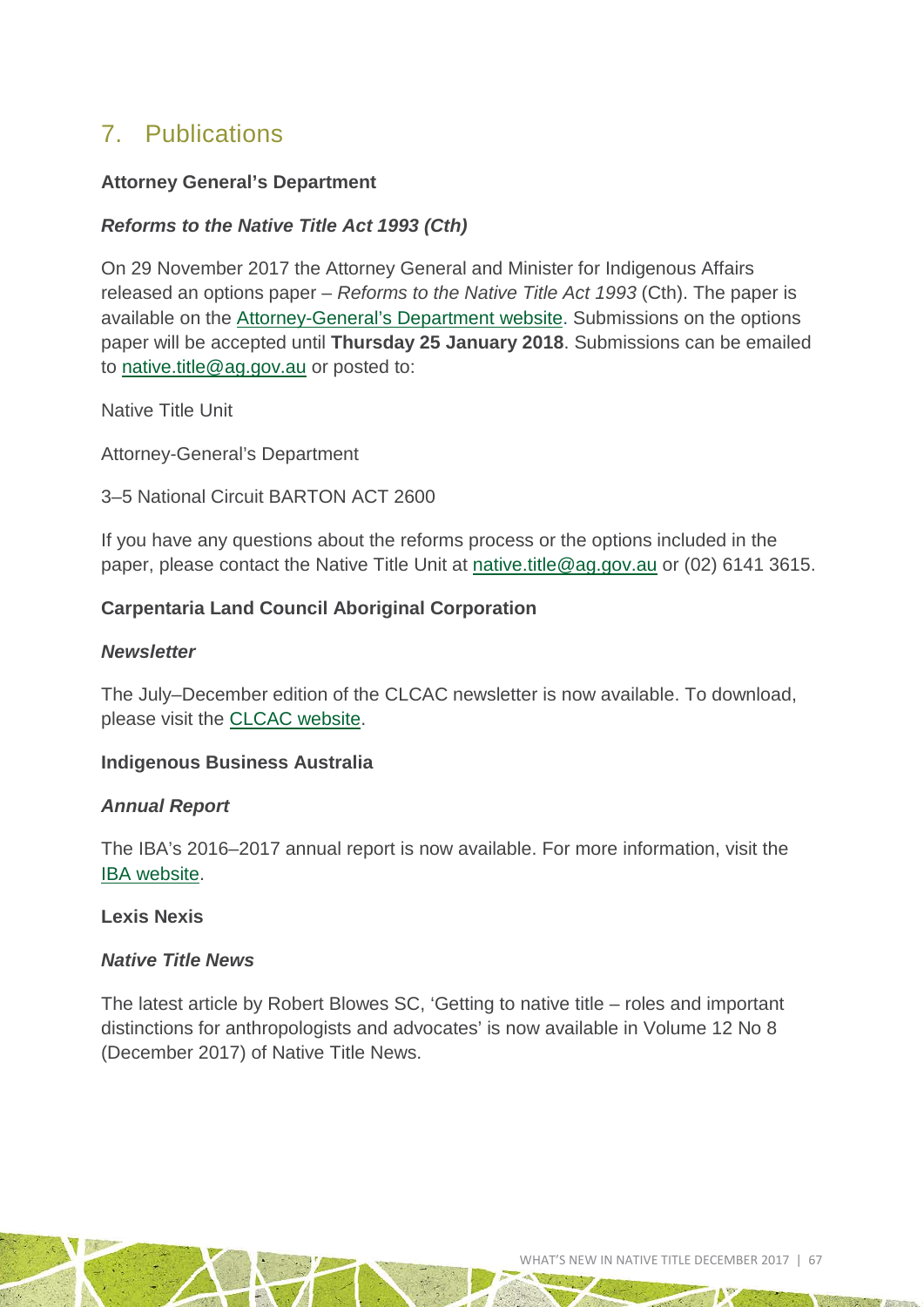## 7. Publications

**Attorney General's Department**

***Reforms to the Native Title Act 1993 (Cth)***

On 29 November 2017 the Attorney General and Minister for Indigenous Affairs released an options paper – *Reforms to the Native Title Act 1993* (Cth). The paper is available on the Attorney-General's Department website. Submissions on the options paper will be accepted until **Thursday 25 January 2018**. Submissions can be emailed to native.title@ag.gov.au or posted to:

Native Title Unit

Attorney-General's Department

3–5 National Circuit BARTON ACT 2600

If you have any questions about the reforms process or the options included in the paper, please contact the Native Title Unit at native.title@ag.gov.au or (02) 6141 3615.

**Carpentaria Land Council Aboriginal Corporation**

***Newsletter***

The July–December edition of the CLCAC newsletter is now available. To download, please visit the CLCAC website.

**Indigenous Business Australia**

***Annual Report***

The IBA's 2016–2017 annual report is now available. For more information, visit the IBA website.

**Lexis Nexis**

***Native Title News***

The latest article by Robert Blowes SC, 'Getting to native title – roles and important distinctions for anthropologists and advocates' is now available in Volume 12 No 8 (December 2017) of Native Title News.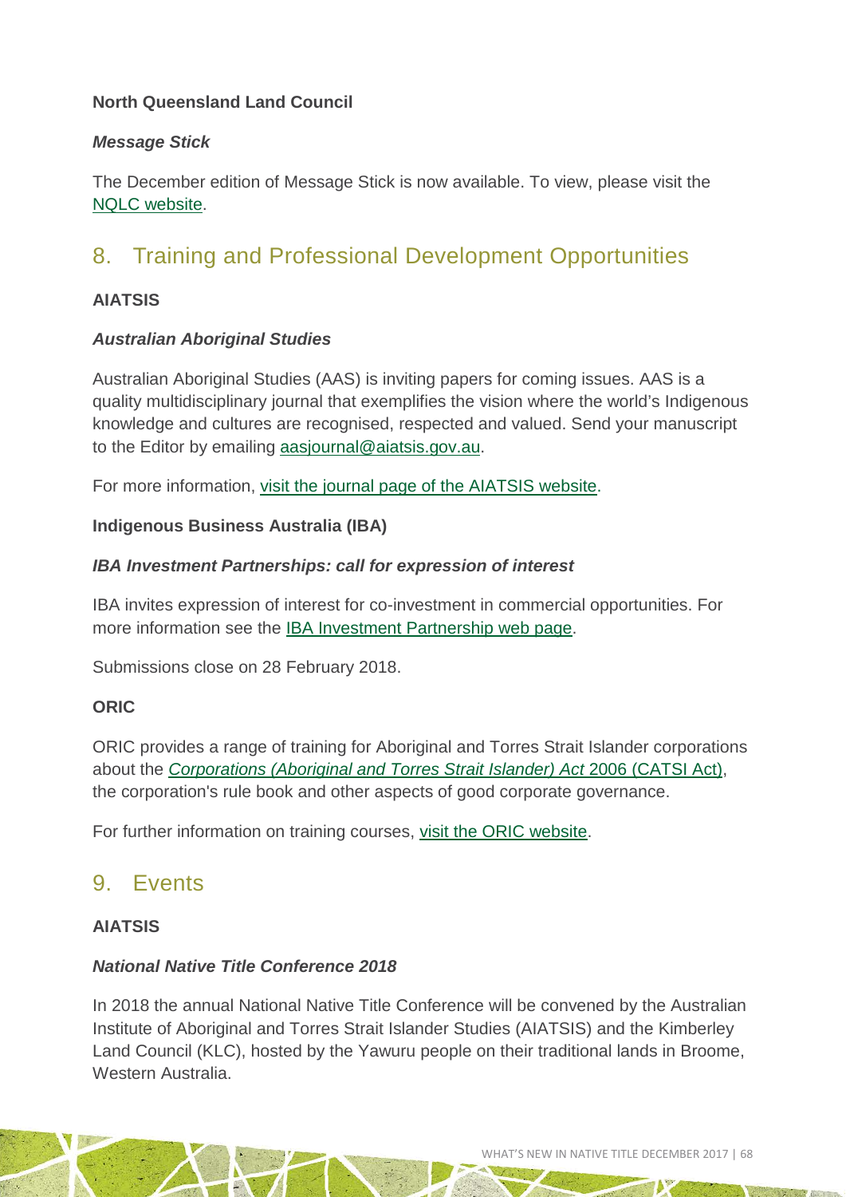**North Queensland Land Council**

***Message Stick***

The December edition of Message Stick is now available. To view, please visit the [NQLC website](NQLC website).

## 8. Training and Professional Development Opportunities

**AIATSIS**

***Australian Aboriginal Studies***

Australian Aboriginal Studies (AAS) is inviting papers for coming issues. AAS is a quality multidisciplinary journal that exemplifies the vision where the world's Indigenous knowledge and cultures are recognised, respected and valued. Send your manuscript to the Editor by emailing aasjournal@aiatsis.gov.au.

For more information, visit the journal page of the AIATSIS website.

**Indigenous Business Australia (IBA)**

***IBA Investment Partnerships: call for expression of interest***

IBA invites expression of interest for co-investment in commercial opportunities. For more information see the IBA Investment Partnership web page.

Submissions close on 28 February 2018.

**ORIC**

ORIC provides a range of training for Aboriginal and Torres Strait Islander corporations about the *Corporations (Aboriginal and Torres Strait Islander) Act* 2006 (CATSI Act), the corporation's rule book and other aspects of good corporate governance.

For further information on training courses, visit the ORIC website.

## 9. Events

**AIATSIS**

***National Native Title Conference 2018***

In 2018 the annual National Native Title Conference will be convened by the Australian Institute of Aboriginal and Torres Strait Islander Studies (AIATSIS) and the Kimberley Land Council (KLC), hosted by the Yawuru people on their traditional lands in Broome, Western Australia.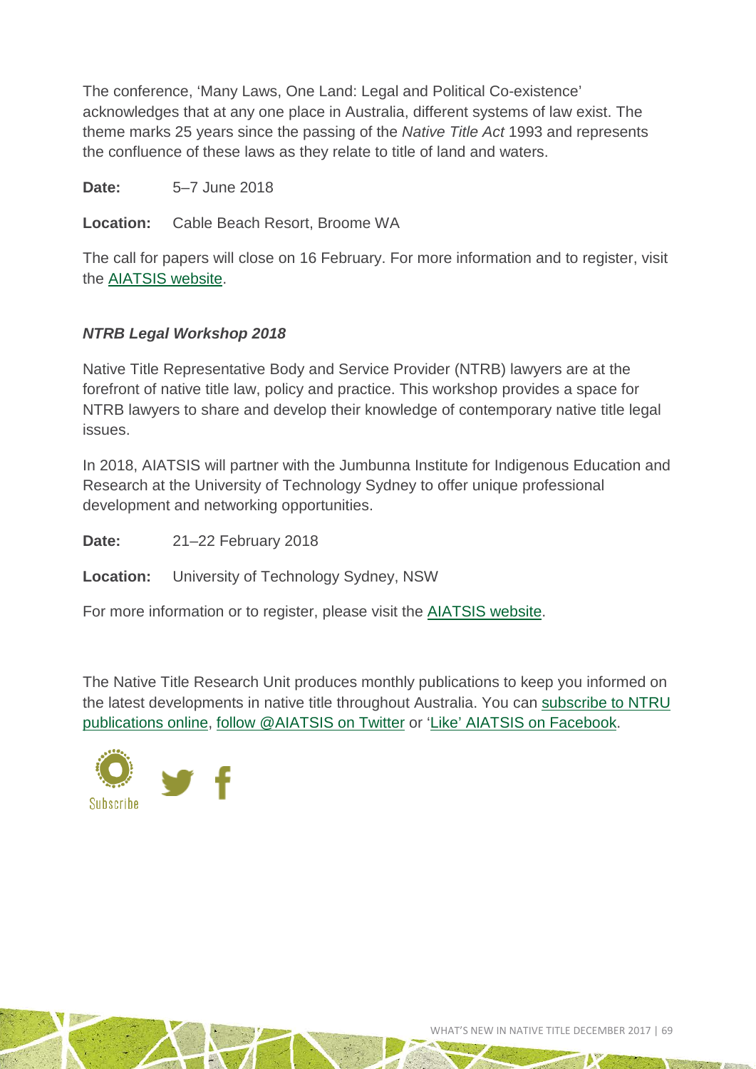The conference, 'Many Laws, One Land: Legal and Political Co-existence' acknowledges that at any one place in Australia, different systems of law exist. The theme marks 25 years since the passing of the *Native Title Act* 1993 and represents the confluence of these laws as they relate to title of land and waters.

**Date:** 5–7 June 2018

**Location:** Cable Beach Resort, Broome WA

The call for papers will close on 16 February. For more information and to register, visit the AIATSIS website.

***NTRB Legal Workshop 2018***

Native Title Representative Body and Service Provider (NTRB) lawyers are at the forefront of native title law, policy and practice. This workshop provides a space for NTRB lawyers to share and develop their knowledge of contemporary native title legal issues.

In 2018, AIATSIS will partner with the Jumbunna Institute for Indigenous Education and Research at the University of Technology Sydney to offer unique professional development and networking opportunities.

**Date:** 21–22 February 2018

**Location:** University of Technology Sydney, NSW

For more information or to register, please visit the AIATSIS website.

The Native Title Research Unit produces monthly publications to keep you informed on the latest developments in native title throughout Australia. You can subscribe to NTRU publications online, follow @AIATSIS on Twitter or 'Like' AIATSIS on Facebook.

Subscribe